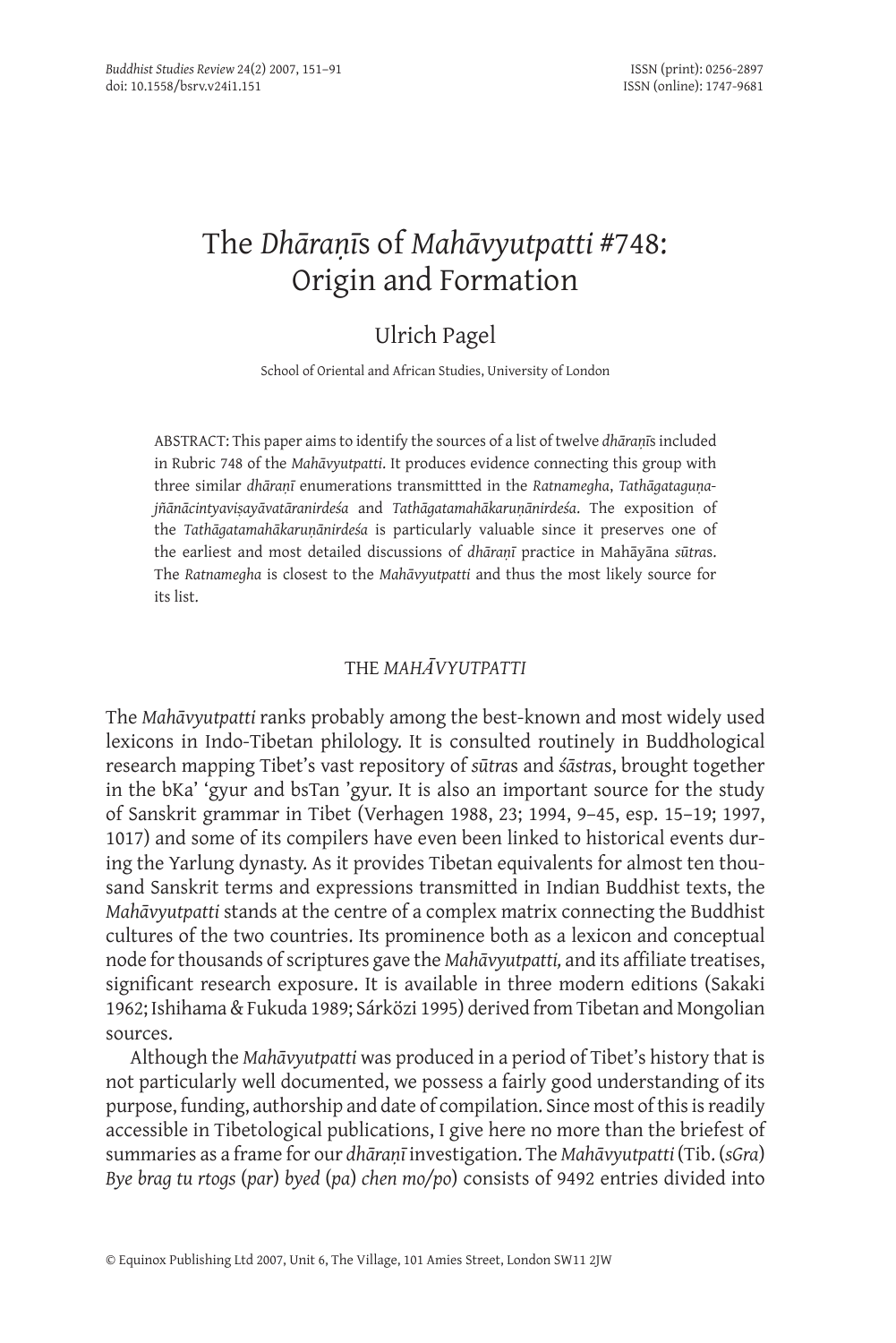# The *Dhāraṇī*s of *Mahāvyutpatti* #748: Origin and Formation

Ulrich Pagel

School of Oriental and African Studies, University of London

ABSTRACT: This paper aims to identify the sources of a list of twelve *dhāraṇī*s included in Rubric 748 of the *Mahāvyutpatti*. It produces evidence connecting this group with three similar *dhāraṇī* enumerations transmittted in the *Ratnamegha*, *Tathāgataguṇajñānācintyaviṣayāvatāranirdeśa* and *Tathāgatamahākaruṇānirdeśa*. The exposition of the *Tathāgatamahākaruṇānirdeśa* is particularly valuable since it preserves one of the earliest and most detailed discussions of *dhāraṇī* practice in Mahāyāna *sūtra*s. The *Ratnamegha* is closest to the *Mahāvyutpatti* and thus the most likely source for its list.

## THE *MAHĀVYUTPATTI*

The *Mahāvyutpatti* ranks probably among the best-known and most widely used lexicons in Indo-Tibetan philology. It is consulted routinely in Buddhological research mapping Tibet's vast repository of *sūtra*s and *śāstra*s, brought together in the bKa' 'gyur and bsTan 'gyur. It is also an important source for the study of Sanskrit grammar in Tibet (Verhagen 1988, 23; 1994, 9–45, esp. 15–19; 1997, 1017) and some of its compilers have even been linked to historical events during the Yarlung dynasty. As it provides Tibetan equivalents for almost ten thousand Sanskrit terms and expressions transmitted in Indian Buddhist texts, the *Mahāvyutpatti* stands at the centre of a complex matrix connecting the Buddhist cultures of the two countries. Its prominence both as a lexicon and conceptual node for thousands of scriptures gave the *Mahāvyutpatti,* and its affiliate treatises, significant research exposure. It is available in three modern editions (Sakaki 1962; Ishihama & Fukuda 1989; Sárközi 1995) derived from Tibetan and Mongolian sources.

Although the *Mahāvyutpatti* was produced in a period of Tibet's history that is not particularly well documented, we possess a fairly good understanding of its purpose, funding, authorship and date of compilation. Since most of this is readily accessible in Tibetological publications, I give here no more than the briefest of summaries as a frame for our *dhāraṇī* investigation. The *Mahāvyutpatti* (Tib. (*sGra*) *Bye brag tu rtogs* (*par*) *byed* (*pa*) *chen mo/po*) consists of 9492 entries divided into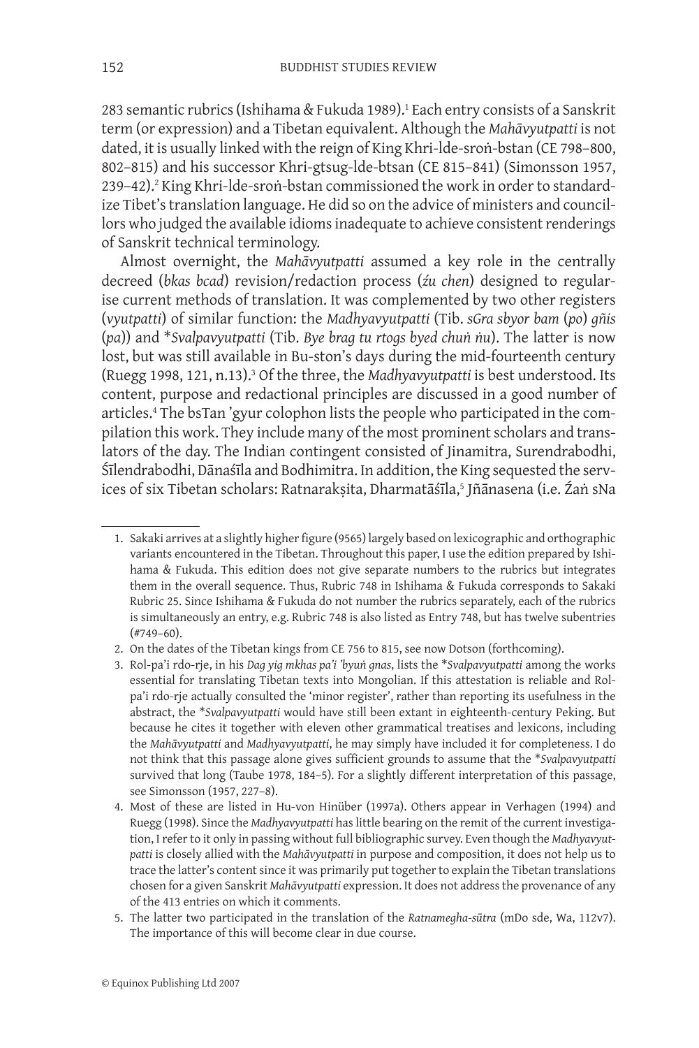283 semantic rubrics (Ishihama & Fukuda 1989).[1] Each entry consists of a Sanskrit term (or expression) and a Tibetan equivalent. Although the *Mahāvyutpatti* is not dated, it is usually linked with the reign of King Khri-lde-sroṅ-bstan (CE 798–800, 802–815) and his successor Khri-gtsug-lde-btsan (CE 815–841) (Simonsson 1957, 239–42).[2] King Khri-lde-sroṅ-bstan commissioned the work in order to standardize Tibet's translation language. He did so on the advice of ministers and councillors who judged the available idioms inadequate to achieve consistent renderings of Sanskrit technical terminology.

Almost overnight, the *Mahāvyutpatti* assumed a key role in the centrally decreed (*bkas bcad*) revision/redaction process (*źu chen*) designed to regularise current methods of translation. It was complemented by two other registers (*vyutpatti*) of similar function: the *Madhyavyutpatti* (Tib. *sGra sbyor bam* (*po*) *gñis* (*pa*)) and \**Svalpavyutpatti* (Tib. *Bye brag tu rtogs byed chuṅ ṅu*). The latter is now lost, but was still available in Bu-ston's days during the mid-fourteenth century (Ruegg 1998, 121, n.13).[3] Of the three, the *Madhyavyutpatti* is best understood. Its content, purpose and redactional principles are discussed in a good number of articles.[4] The bsTan 'gyur colophon lists the people who participated in the compilation this work. They include many of the most prominent scholars and translators of the day. The Indian contingent consisted of Jinamitra, Surendrabodhi, Śīlendrabodhi, Dānaśīla and Bodhimitra. In addition, the King sequested the services of six Tibetan scholars: Ratnarakṣita, Dharmatāśīla,[5] Jñānasena (i.e. Źaṅ sNa

---

1. Sakaki arrives at a slightly higher figure (9565) largely based on lexicographic and orthographic variants encountered in the Tibetan. Throughout this paper, I use the edition prepared by Ishihama & Fukuda. This edition does not give separate numbers to the rubrics but integrates them in the overall sequence. Thus, Rubric 748 in Ishihama & Fukuda corresponds to Sakaki Rubric 25. Since Ishihama & Fukuda do not number the rubrics separately, each of the rubrics is simultaneously an entry, e.g. Rubric 748 is also listed as Entry 748, but has twelve subentries (#749–60).
2. On the dates of the Tibetan kings from CE 756 to 815, see now Dotson (forthcoming).
3. Rol-pa'i rdo-rje, in his *Dag yig mkhas pa'i 'byuṅ gnas*, lists the \**Svalpavyutpatti* among the works essential for translating Tibetan texts into Mongolian. If this attestation is reliable and Rol-pa'i rdo-rje actually consulted the 'minor register', rather than reporting its usefulness in the abstract, the \**Svalpavyutpatti* would have still been extant in eighteenth-century Peking. But because he cites it together with eleven other grammatical treatises and lexicons, including the *Mahāvyutpatti* and *Madhyavyutpatti*, he may simply have included it for completeness. I do not think that this passage alone gives sufficient grounds to assume that the \**Svalpavyutpatti* survived that long (Taube 1978, 184–5). For a slightly different interpretation of this passage, see Simonsson (1957, 227–8).
4. Most of these are listed in Hu-von Hinüber (1997a). Others appear in Verhagen (1994) and Ruegg (1998). Since the *Madhyavyutpatti* has little bearing on the remit of the current investigation, I refer to it only in passing without full bibliographic survey. Even though the *Madhyavyutpatti* is closely allied with the *Mahāvyutpatti* in purpose and composition, it does not help us to trace the latter's content since it was primarily put together to explain the Tibetan translations chosen for a given Sanskrit *Mahāvyutpatti* expression. It does not address the provenance of any of the 413 entries on which it comments.
5. The latter two participated in the translation of the *Ratnamegha-sūtra* (mDo sde, Wa, 112v7). The importance of this will become clear in due course.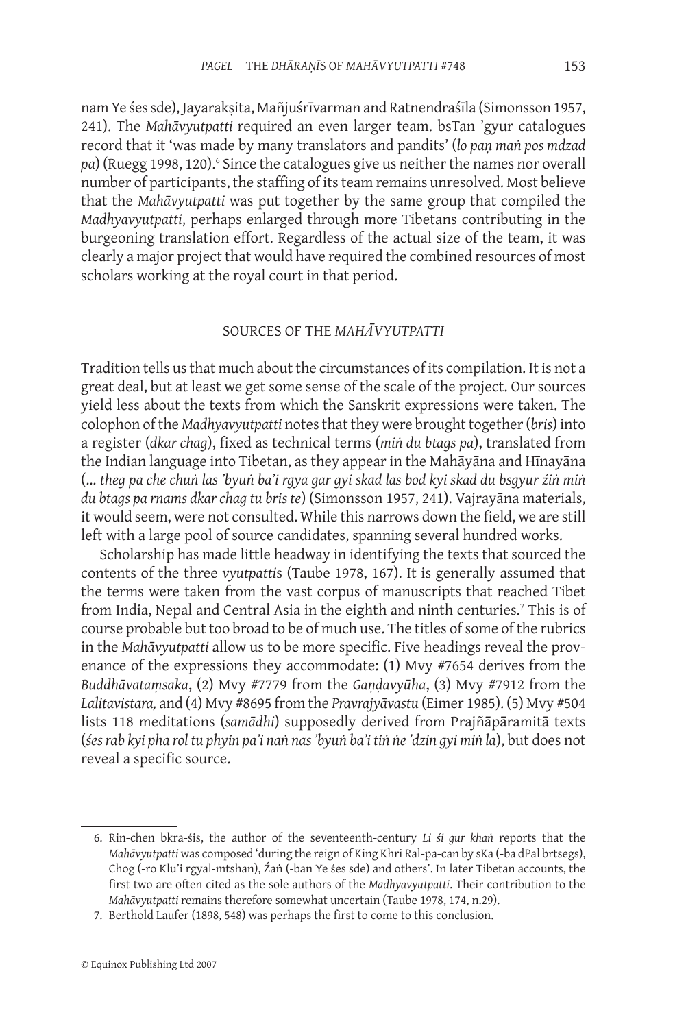nam Ye śes sde), Jayarakṣita, Mañjuśrīvarman and Ratnendraśīla (Simonsson 1957, 241). The *Mahāvyutpatti* required an even larger team. bsTan 'gyur catalogues record that it 'was made by many translators and pandits' (*lo paṇ maṅ pos mdzad pa*) (Ruegg 1998, 120).[6] Since the catalogues give us neither the names nor overall number of participants, the staffing of its team remains unresolved. Most believe that the *Mahāvyutpatti* was put together by the same group that compiled the *Madhyavyutpatti*, perhaps enlarged through more Tibetans contributing in the burgeoning translation effort. Regardless of the actual size of the team, it was clearly a major project that would have required the combined resources of most scholars working at the royal court in that period.

## SOURCES OF THE *MAHĀVYUTPATTI*

Tradition tells us that much about the circumstances of its compilation. It is not a great deal, but at least we get some sense of the scale of the project. Our sources yield less about the texts from which the Sanskrit expressions were taken. The colophon of the *Madhyavyutpatti* notes that they were brought together (*bris*) into a register (*dkar chag*), fixed as technical terms (*miṅ du btags pa*), translated from the Indian language into Tibetan, as they appear in the Mahāyāna and Hīnayāna (*... theg pa che chuṅ las 'byuṅ ba'i rgya gar gyi skad las bod kyi skad du bsgyur źiṅ miṅ du btags pa rnams dkar chag tu bris te*) (Simonsson 1957, 241). Vajrayāna materials, it would seem, were not consulted. While this narrows down the field, we are still left with a large pool of source candidates, spanning several hundred works.

Scholarship has made little headway in identifying the texts that sourced the contents of the three *vyutpatti*s (Taube 1978, 167). It is generally assumed that the terms were taken from the vast corpus of manuscripts that reached Tibet from India, Nepal and Central Asia in the eighth and ninth centuries.[7] This is of course probable but too broad to be of much use. The titles of some of the rubrics in the *Mahāvyutpatti* allow us to be more specific. Five headings reveal the provenance of the expressions they accommodate: (1) Mvy #7654 derives from the *Buddhāvataṃsaka*, (2) Mvy #7779 from the *Gaṇḍavyūha*, (3) Mvy #7912 from the *Lalitavistara,* and (4) Mvy #8695 from the *Pravrajyāvastu* (Eimer 1985). (5) Mvy #504 lists 118 meditations (*samādhi*) supposedly derived from Prajñāpāramitā texts (*śes rab kyi pha rol tu phyin pa'i naṅ nas 'byuṅ ba'i tiṅ ṅe 'dzin gyi miṅ la*), but does not reveal a specific source.

---

6. Rin-chen bkra-śis, the author of the seventeenth-century *Li śi gur khaṅ* reports that the *Mahāvyutpatti* was composed 'during the reign of King Khri Ral-pa-can by sKa (-ba dPal brtsegs), Chog (-ro Klu'i rgyal-mtshan), Źaṅ (-ban Ye śes sde) and others'. In later Tibetan accounts, the first two are often cited as the sole authors of the *Madhyavyutpatti*. Their contribution to the *Mahāvyutpatti* remains therefore somewhat uncertain (Taube 1978, 174, n.29).

7. Berthold Laufer (1898, 548) was perhaps the first to come to this conclusion.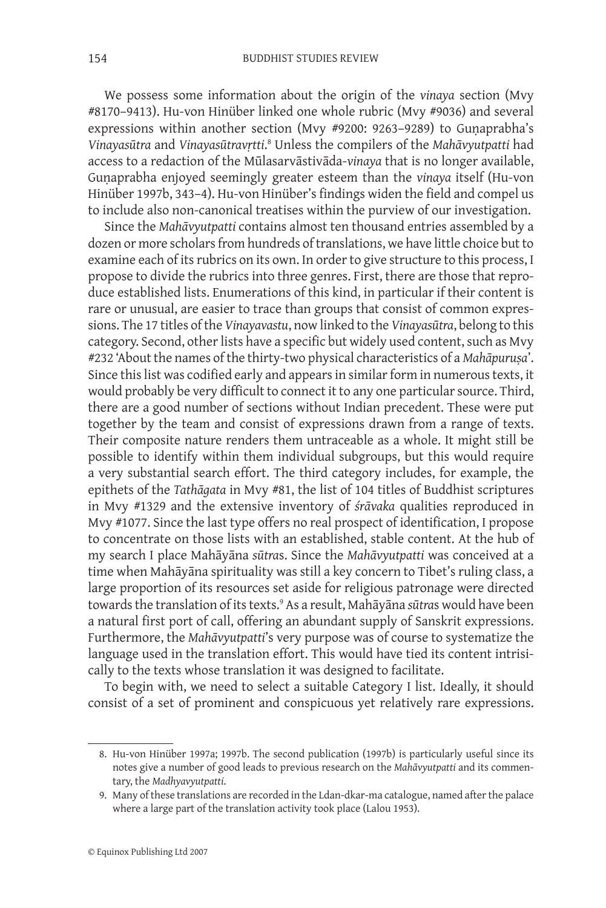We possess some information about the origin of the *vinaya* section (Mvy #8170–9413). Hu-von Hinüber linked one whole rubric (Mvy #9036) and several expressions within another section (Mvy #9200: 9263–9289) to Guṇaprabha's *Vinayasūtra* and *Vinayasūtravṛtti*.[8] Unless the compilers of the *Mahāvyutpatti* had access to a redaction of the Mūlasarvāstivāda-*vinaya* that is no longer available, Guṇaprabha enjoyed seemingly greater esteem than the *vinaya* itself (Hu-von Hinüber 1997b, 343–4). Hu-von Hinüber's findings widen the field and compel us to include also non-canonical treatises within the purview of our investigation.

Since the *Mahāvyutpatti* contains almost ten thousand entries assembled by a dozen or more scholars from hundreds of translations, we have little choice but to examine each of its rubrics on its own. In order to give structure to this process, I propose to divide the rubrics into three genres. First, there are those that reproduce established lists. Enumerations of this kind, in particular if their content is rare or unusual, are easier to trace than groups that consist of common expressions. The 17 titles of the *Vinayavastu*, now linked to the *Vinayasūtra*, belong to this category. Second, other lists have a specific but widely used content, such as Mvy #232 'About the names of the thirty-two physical characteristics of a *Mahāpuruṣa*'. Since this list was codified early and appears in similar form in numerous texts, it would probably be very difficult to connect it to any one particular source. Third, there are a good number of sections without Indian precedent. These were put together by the team and consist of expressions drawn from a range of texts. Their composite nature renders them untraceable as a whole. It might still be possible to identify within them individual subgroups, but this would require a very substantial search effort. The third category includes, for example, the epithets of the *Tathāgata* in Mvy #81, the list of 104 titles of Buddhist scriptures in Mvy #1329 and the extensive inventory of *śrāvaka* qualities reproduced in Mvy #1077. Since the last type offers no real prospect of identification, I propose to concentrate on those lists with an established, stable content. At the hub of my search I place Mahāyāna *sūtra*s. Since the *Mahāvyutpatti* was conceived at a time when Mahāyāna spirituality was still a key concern to Tibet's ruling class, a large proportion of its resources set aside for religious patronage were directed towards the translation of its texts.[9] As a result, Mahāyāna *sūtra*s would have been a natural first port of call, offering an abundant supply of Sanskrit expressions. Furthermore, the *Mahāvyutpatti*'s very purpose was of course to systematize the language used in the translation effort. This would have tied its content intrisically to the texts whose translation it was designed to facilitate.

To begin with, we need to select a suitable Category I list. Ideally, it should consist of a set of prominent and conspicuous yet relatively rare expressions.

---

8. Hu-von Hinüber 1997a; 1997b. The second publication (1997b) is particularly useful since its notes give a number of good leads to previous research on the *Mahāvyutpatti* and its commentary, the *Madhyavyutpatti*.

9. Many of these translations are recorded in the Ldan-dkar-ma catalogue, named after the palace where a large part of the translation activity took place (Lalou 1953).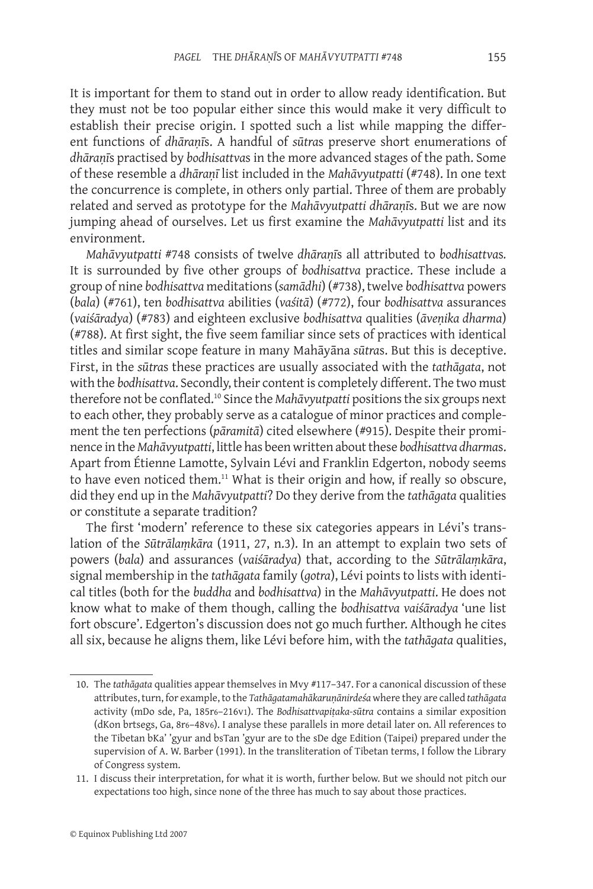It is important for them to stand out in order to allow ready identification. But they must not be too popular either since this would make it very difficult to establish their precise origin. I spotted such a list while mapping the different functions of *dhāraṇī*s. A handful of *sūtra*s preserve short enumerations of *dhāraṇī*s practised by *bodhisattva*s in the more advanced stages of the path. Some of these resemble a *dhāraṇī* list included in the *Mahāvyutpatti* (#748). In one text the concurrence is complete, in others only partial. Three of them are probably related and served as prototype for the *Mahāvyutpatti dhāraṇī*s. But we are now jumping ahead of ourselves. Let us first examine the *Mahāvyutpatti* list and its environment.

*Mahāvyutpatti* #748 consists of twelve *dhāraṇī*s all attributed to *bodhisattvas.* It is surrounded by five other groups of *bodhisattva* practice. These include a group of nine *bodhisattva* meditations (*samādhi*) (#738), twelve *bodhisattva* powers (*bala*) (#761), ten *bodhisattva* abilities (*vaśitā*) (#772), four *bodhisattva* assurances (*vaiśāradya*) (#783) and eighteen exclusive *bodhisattva* qualities (*āveṇika dharma*) (#788). At first sight, the five seem familiar since sets of practices with identical titles and similar scope feature in many Mahāyāna *sūtra*s. But this is deceptive. First, in the *sūtra*s these practices are usually associated with the *tathāgata*, not with the *bodhisattva*. Secondly, their content is completely different. The two must therefore not be conflated.[10] Since the *Mahāvyutpatti* positions the six groups next to each other, they probably serve as a catalogue of minor practices and complement the ten perfections (*pāramitā*) cited elsewhere (#915). Despite their prominence in the *Mahāvyutpatti*, little has been written about these *bodhisattva dharma*s. Apart from Étienne Lamotte, Sylvain Lévi and Franklin Edgerton, nobody seems to have even noticed them.[11] What is their origin and how, if really so obscure, did they end up in the *Mahāvyutpatti*? Do they derive from the *tathāgata* qualities or constitute a separate tradition?

The first 'modern' reference to these six categories appears in Lévi's translation of the *Sūtrālaṃkāra* (1911, 27, n.3). In an attempt to explain two sets of powers (*bala*) and assurances (*vaiśāradya*) that, according to the *Sūtrālaṃkāra*, signal membership in the *tathāgata* family (*gotra*), Lévi points to lists with identical titles (both for the *buddha* and *bodhisattva*) in the *Mahāvyutpatti*. He does not know what to make of them though, calling the *bodhisattva vaiśāradya* 'une list fort obscure'. Edgerton's discussion does not go much further. Although he cites all six, because he aligns them, like Lévi before him, with the *tathāgata* qualities,

---

10. The *tathāgata* qualities appear themselves in Mvy #117–347. For a canonical discussion of these attributes, turn, for example, to the *Tathāgatamahākaruṇānirdeśa* where they are called *tathāgata* activity (mDo sde, Pa, 185r6–216v1). The *Bodhisattvapiṭaka-sūtra* contains a similar exposition (dKon brtsegs, Ga, 8r6–48v6). I analyse these parallels in more detail later on. All references to the Tibetan bKa' 'gyur and bsTan 'gyur are to the sDe dge Edition (Taipei) prepared under the supervision of A. W. Barber (1991). In the transliteration of Tibetan terms, I follow the Library of Congress system.

11. I discuss their interpretation, for what it is worth, further below. But we should not pitch our expectations too high, since none of the three has much to say about those practices.

© Equinox Publishing Ltd 2007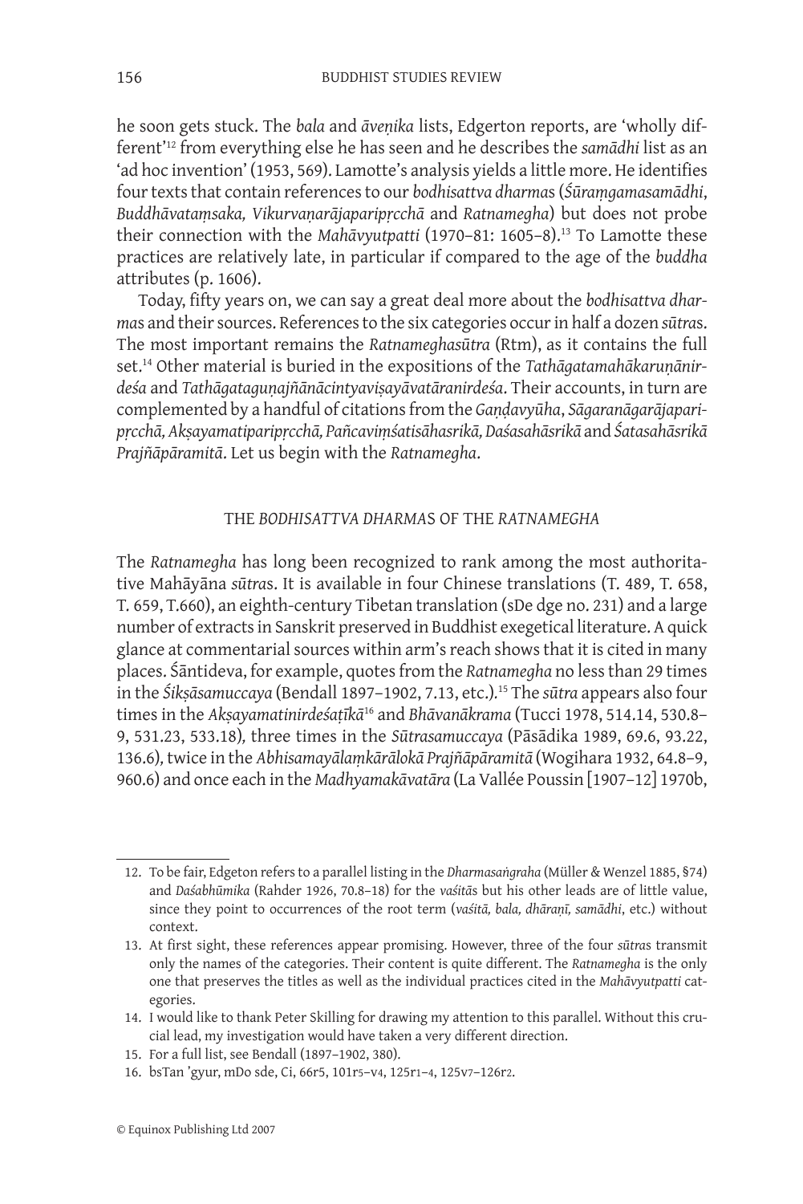he soon gets stuck. The *bala* and *āveṇika* lists, Edgerton reports, are 'wholly different'[12] from everything else he has seen and he describes the *samādhi* list as an 'ad hoc invention' (1953, 569). Lamotte's analysis yields a little more. He identifies four texts that contain references to our *bodhisattva dharma*s (*Śūraṃgamasamādhi*, *Buddhāvataṃsaka, Vikurvaṇarājaparipṛcchā* and *Ratnamegha*) but does not probe their connection with the *Mahāvyutpatti* (1970–81: 1605–8).[13] To Lamotte these practices are relatively late, in particular if compared to the age of the *buddha* attributes (p. 1606).

Today, fifty years on, we can say a great deal more about the *bodhisattva dharma*s and their sources. References to the six categories occur in half a dozen *sūtra*s. The most important remains the *Ratnameghasūtra* (Rtm), as it contains the full set.[14] Other material is buried in the expositions of the *Tathāgatamahākaruṇānirdeśa* and *Tathāgataguṇajñānācintyaviṣayāvatāranirdeśa*. Their accounts, in turn are complemented by a handful of citations from the *Gaṇḍavyūha*, *Sāgaranāgarājaparipṛcchā, Akṣayamatiparipṛcchā, Pañcaviṃśatisāhasrikā, Daśasahāsrikā* and *Śatasahāsrikā Prajñāpāramitā*. Let us begin with the *Ratnamegha*.

## THE *BODHISATTVA DHARMA*S OF THE *RATNAMEGHA*

The *Ratnamegha* has long been recognized to rank among the most authoritative Mahāyāna *sūtra*s. It is available in four Chinese translations (T. 489, T. 658, T. 659, T.660), an eighth-century Tibetan translation (sDe dge no. 231) and a large number of extracts in Sanskrit preserved in Buddhist exegetical literature. A quick glance at commentarial sources within arm's reach shows that it is cited in many places. Śāntideva, for example, quotes from the *Ratnamegha* no less than 29 times in the *Śikṣāsamuccaya* (Bendall 1897–1902, 7.13, etc.).[15] The *sūtra* appears also four times in the *Akṣayamatinirdeśaṭīkā*[16] and *Bhāvanākrama* (Tucci 1978, 514.14, 530.8–9, 531.23, 533.18), three times in the *Sūtrasamuccaya* (Pāsādika 1989, 69.6, 93.22, 136.6), twice in the *Abhisamayālaṃkārālokā Prajñāpāramitā* (Wogihara 1932, 64.8–9, 960.6) and once each in the *Madhyamakāvatāra* (La Vallée Poussin [1907–12] 1970b,

---

12. To be fair, Edgeton refers to a parallel listing in the *Dharmasaṅgraha* (Müller & Wenzel 1885, §74) and *Daśabhūmika* (Rahder 1926, 70.8–18) for the *vaśitā*s but his other leads are of little value, since they point to occurrences of the root term (*vaśitā, bala, dhāraṇī, samādhi*, etc.) without context.

13. At first sight, these references appear promising. However, three of the four *sūtra*s transmit only the names of the categories. Their content is quite different. The *Ratnamegha* is the only one that preserves the titles as well as the individual practices cited in the *Mahāvyutpatti* categories.

14. I would like to thank Peter Skilling for drawing my attention to this parallel. Without this crucial lead, my investigation would have taken a very different direction.

15. For a full list, see Bendall (1897–1902, 380).

16. bsTan 'gyur, mDo sde, Ci, 66r5, 101r5–v4, 125r1–4, 125v7–126r2.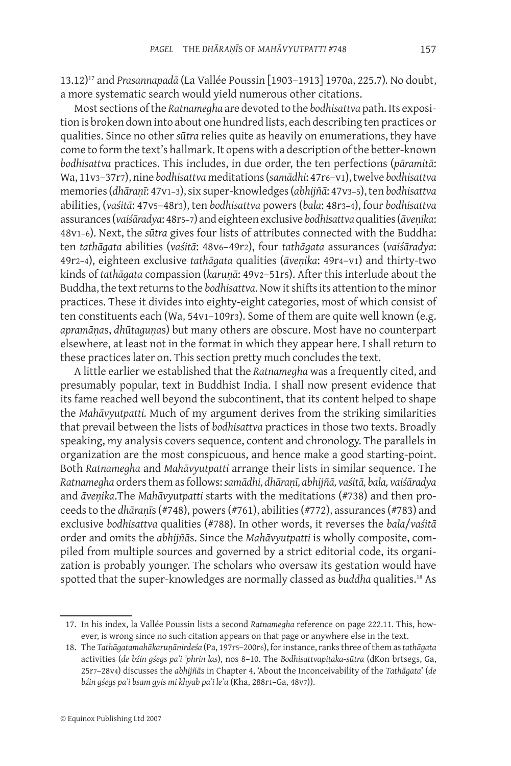13.12)[17] and *Prasannapadā* (La Vallée Poussin [1903–1913] 1970a, 225.7). No doubt, a more systematic search would yield numerous other citations.

Most sections of the *Ratnamegha* are devoted to the *bodhisattva* path. Its exposition is broken down into about one hundred lists, each describing ten practices or qualities. Since no other *sūtra* relies quite as heavily on enumerations, they have come to form the text's hallmark. It opens with a description of the better-known *bodhisattva* practices. This includes, in due order, the ten perfections (*pāramitā*: Wa, 11v3–37r7), nine *bodhisattva* meditations (*samādhi*: 47r6–v1), twelve *bodhisattva* memories (*dhāraṇī*: 47v1–3), six super-knowledges (*abhijñā*: 47v3–5), ten *bodhisattva* abilities, (*vaśitā*: 47v5–48r3), ten *bodhisattva* powers (*bala*: 48r3–4), four *bodhisattva* assurances (*vaiśāradya*: 48r5–7) and eighteen exclusive *bodhisattva* qualities (*āveṇika*: 48v1–6). Next, the *sūtra* gives four lists of attributes connected with the Buddha: ten *tathāgata* abilities (*vaśitā*: 48v6–49r2), four *tathāgata* assurances (*vaiśāradya*: 49r2–4), eighteen exclusive *tathāgata* qualities (*āveṇika*: 49r4–v1) and thirty-two kinds of *tathāgata* compassion (*karuṇā*: 49v2–51r5). After this interlude about the Buddha, the text returns to the *bodhisattva*. Now it shifts its attention to the minor practices. These it divides into eighty-eight categories, most of which consist of ten constituents each (Wa, 54v1–109r3). Some of them are quite well known (e.g. *apramāṇa*s, *dhūtaguṇa*s) but many others are obscure. Most have no counterpart elsewhere, at least not in the format in which they appear here. I shall return to these practices later on. This section pretty much concludes the text.

A little earlier we established that the *Ratnamegha* was a frequently cited, and presumably popular, text in Buddhist India. I shall now present evidence that its fame reached well beyond the subcontinent, that its content helped to shape the *Mahāvyutpatti*. Much of my argument derives from the striking similarities that prevail between the lists of *bodhisattva* practices in those two texts. Broadly speaking, my analysis covers sequence, content and chronology. The parallels in organization are the most conspicuous, and hence make a good starting-point. Both *Ratnamegha* and *Mahāvyutpatti* arrange their lists in similar sequence. The *Ratnamegha* orders them as follows: *samādhi, dhāraṇī, abhijñā, vaśitā, bala, vaiśāradya* and *āveṇika*.The *Mahāvyutpatti* starts with the meditations (#738) and then proceeds to the *dhāraṇī*s (#748), powers (#761), abilities (#772), assurances (#783) and exclusive *bodhisattva* qualities (#788). In other words, it reverses the *bala*/*vaśitā* order and omits the *abhijñā*s. Since the *Mahāvyutpatti* is wholly composite, compiled from multiple sources and governed by a strict editorial code, its organization is probably younger. The scholars who oversaw its gestation would have spotted that the super-knowledges are normally classed as *buddha* qualities.[18] As

17. In his index, la Vallée Poussin lists a second *Ratnamegha* reference on page 222.11. This, however, is wrong since no such citation appears on that page or anywhere else in the text.

18. The *Tathāgatamahākaruṇānirdeśa* (Pa, 197r5–200r6), for instance, ranks three of them as *tathāgata* activities (*de bźin gśegs pa'i 'phrin las*), nos 8–10. The *Bodhisattvapiṭaka-sūtra* (dKon brtsegs, Ga, 25r7–28v4) discusses the *abhijñā*s in Chapter 4, 'About the Inconceivability of the *Tathāgata*' (*de bźin gśegs pa'i bsam gyis mi khyab pa'i le'u* (Kha, 288r1–Ga, 48v7)).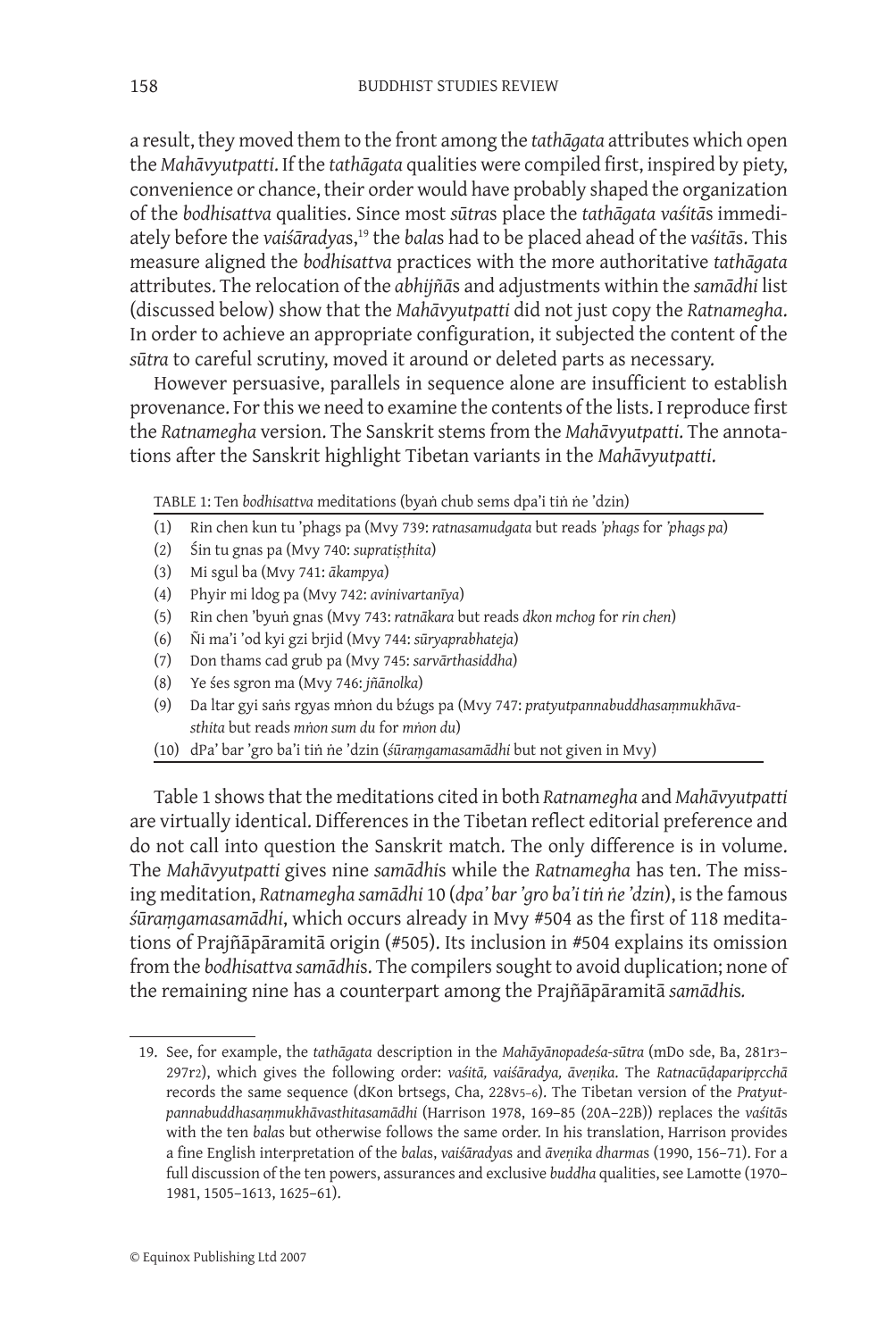a result, they moved them to the front among the *tathāgata* attributes which open the *Mahāvyutpatti*. If the *tathāgata* qualities were compiled first, inspired by piety, convenience or chance, their order would have probably shaped the organization of the *bodhisattva* qualities. Since most *sūtra*s place the *tathāgata vaśitā*s immediately before the *vaiśāradya*s,[19] the *bala*s had to be placed ahead of the *vaśitā*s. This measure aligned the *bodhisattva* practices with the more authoritative *tathāgata* attributes. The relocation of the *abhijñā*s and adjustments within the *samādhi* list (discussed below) show that the *Mahāvyutpatti* did not just copy the *Ratnamegha*. In order to achieve an appropriate configuration, it subjected the content of the *sūtra* to careful scrutiny, moved it around or deleted parts as necessary.

However persuasive, parallels in sequence alone are insufficient to establish provenance. For this we need to examine the contents of the lists. I reproduce first the *Ratnamegha* version. The Sanskrit stems from the *Mahāvyutpatti*. The annotations after the Sanskrit highlight Tibetan variants in the *Mahāvyutpatti*.

TABLE 1: Ten *bodhisattva* meditations (byaṅ chub sems dpa'i tiṅ ṅe 'dzin)

| | |
|---|---|
| (1) | Rin chen kun tu 'phags pa (Mvy 739: *ratnasamudgata* but reads *'phags* for *'phags pa*) |
| (2) | Śin tu gnas pa (Mvy 740: *supratiṣṭhita*) |
| (3) | Mi sgul ba (Mvy 741: *ākampya*) |
| (4) | Phyir mi ldog pa (Mvy 742: *avinivartanīya*) |
| (5) | Rin chen 'byuṅ gnas (Mvy 743: *ratnākara* but reads *dkon mchog* for *rin chen*) |
| (6) | Ñi ma'i 'od kyi gzi brjid (Mvy 744: *sūryaprabhateja*) |
| (7) | Don thams cad grub pa (Mvy 745: *sarvārthasiddha*) |
| (8) | Ye śes sgron ma (Mvy 746: *jñānolka*) |
| (9) | Da ltar gyi saṅs rgyas mṅon du bźugs pa (Mvy 747: *pratyutpannabuddhasaṃmukhāvasthita* but reads *mṅon sum du* for *mṅon du*) |
| (10) | dPa' bar 'gro ba'i tiṅ ṅe 'dzin (*śūraṃgamasamādhi* but not given in Mvy) |

Table 1 shows that the meditations cited in both *Ratnamegha* and *Mahāvyutpatti* are virtually identical. Differences in the Tibetan reflect editorial preference and do not call into question the Sanskrit match. The only difference is in volume. The *Mahāvyutpatti* gives nine *samādhi*s while the *Ratnamegha* has ten. The missing meditation, *Ratnamegha samādhi* 10 (*dpa' bar 'gro ba'i tiṅ ṅe 'dzin*), is the famous *śūraṃgamasamādhi*, which occurs already in Mvy #504 as the first of 118 meditations of Prajñāpāramitā origin (#505). Its inclusion in #504 explains its omission from the *bodhisattva samādhi*s. The compilers sought to avoid duplication; none of the remaining nine has a counterpart among the Prajñāpāramitā *samādhi*s.

---

19. See, for example, the *tathāgata* description in the *Mahāyānopadeśa-sūtra* (mDo sde, Ba, 281r3–297r2), which gives the following order: *vaśitā, vaiśāradya, āveṇika*. The *Ratnacūḍaparipṛcchā* records the same sequence (dKon brtsegs, Cha, 228v5–6). The Tibetan version of the *Pratyutpannabuddhasaṃmukhāvasthitasamādhi* (Harrison 1978, 169–85 (20A–22B)) replaces the *vaśitā*s with the ten *bala*s but otherwise follows the same order. In his translation, Harrison provides a fine English interpretation of the *bala*s, *vaiśāradya*s and *āveṇika dharma*s (1990, 156–71). For a full discussion of the ten powers, assurances and exclusive *buddha* qualities, see Lamotte (1970–1981, 1505–1613, 1625–61).

© Equinox Publishing Ltd 2007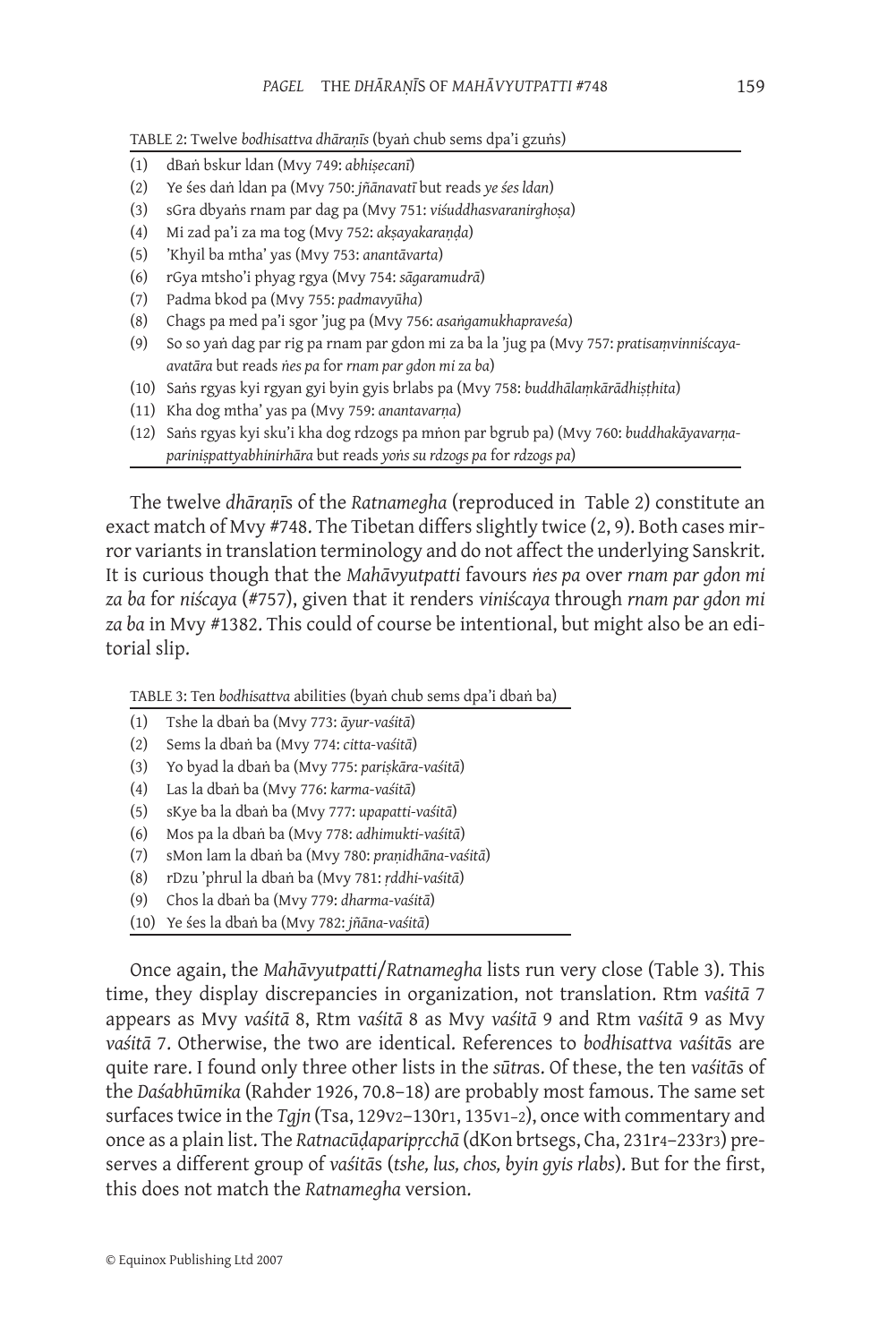TABLE 2: Twelve *bodhisattva dhāraṇīs* (byaṅ chub sems dpa'i gzuṅs)

| | |
|---|---|
| (1) | dBaṅ bskur ldan (Mvy 749: *abhiṣecanī*) |
| (2) | Ye śes daṅ ldan pa (Mvy 750: *jñānavatī* but reads *ye śes ldan*) |
| (3) | sGra dbyaṅs rnam par dag pa (Mvy 751: *viśuddhasvaranirghoṣa*) |
| (4) | Mi zad pa'i za ma tog (Mvy 752: *akṣayakaraṇḍa*) |
| (5) | 'Khyil ba mtha' yas (Mvy 753: *anantāvarta*) |
| (6) | rGya mtsho'i phyag rgya (Mvy 754: *sāgaramudrā*) |
| (7) | Padma bkod pa (Mvy 755: *padmavyūha*) |
| (8) | Chags pa med pa'i sgor 'jug pa (Mvy 756: *asaṅgamukhapraveśa*) |
| (9) | So so yaṅ dag par rig pa rnam par gdon mi za ba la 'jug pa (Mvy 757: *pratisaṃvinniścaya-avatāra* but reads *ṅes pa* for *rnam par gdon mi za ba*) |
| (10) | Saṅs rgyas kyi rgyan gyi byin gyis brlabs pa (Mvy 758: *buddhālaṃkārādhiṣṭhita*) |
| (11) | Kha dog mtha' yas pa (Mvy 759: *anantavarṇa*) |
| (12) | Saṅs rgyas kyi sku'i kha dog rdzogs pa mṅon par bgrub pa) (Mvy 760: *buddhakāyavarṇa-pariniṣpattyabhinirhāra* but reads *yoṅs su rdzogs pa* for *rdzogs pa*) |

The twelve *dhāraṇīs* of the *Ratnamegha* (reproduced in Table 2) constitute an exact match of Mvy #748. The Tibetan differs slightly twice (2, 9). Both cases mirror variants in translation terminology and do not affect the underlying Sanskrit. It is curious though that the *Mahāvyutpatti* favours *ṅes pa* over *rnam par gdon mi za ba* for *niścaya* (#757), given that it renders *viniścaya* through *rnam par gdon mi za ba* in Mvy #1382. This could of course be intentional, but might also be an editorial slip.

TABLE 3: Ten *bodhisattva* abilities (byaṅ chub sems dpa'i dbaṅ ba)

| | |
|---|---|
| (1) | Tshe la dbaṅ ba (Mvy 773: *āyur-vaśitā*) |
| (2) | Sems la dbaṅ ba (Mvy 774: *citta-vaśitā*) |
| (3) | Yo byad la dbaṅ ba (Mvy 775: *pariṣkāra-vaśitā*) |
| (4) | Las la dbaṅ ba (Mvy 776: *karma-vaśitā*) |
| (5) | sKye ba la dbaṅ ba (Mvy 777: *upapatti-vaśitā*) |
| (6) | Mos pa la dbaṅ ba (Mvy 778: *adhimukti-vaśitā*) |
| (7) | sMon lam la dbaṅ ba (Mvy 780: *praṇidhāna-vaśitā*) |
| (8) | rDzu 'phrul la dbaṅ ba (Mvy 781: *ṛddhi-vaśitā*) |
| (9) | Chos la dbaṅ ba (Mvy 779: *dharma-vaśitā*) |
| (10) | Ye śes la dbaṅ ba (Mvy 782: *jñāna-vaśitā*) |

Once again, the *Mahāvyutpatti*/*Ratnamegha* lists run very close (Table 3). This time, they display discrepancies in organization, not translation. Rtm *vaśitā* 7 appears as Mvy *vaśitā* 8, Rtm *vaśitā* 8 as Mvy *vaśitā* 9 and Rtm *vaśitā* 9 as Mvy *vaśitā* 7. Otherwise, the two are identical. References to *bodhisattva vaśitā*s are quite rare. I found only three other lists in the *sūtra*s. Of these, the ten *vaśitā*s of the *Daśabhūmika* (Rahder 1926, 70.8–18) are probably most famous. The same set surfaces twice in the *Tgjn* (Tsa, 129v2–130r1, 135v1–2), once with commentary and once as a plain list. The *Ratnacūḍaparipṛcchā* (dKon brtsegs, Cha, 231r4–233r3) preserves a different group of *vaśitā*s (*tshe, lus, chos, byin gyis rlabs*). But for the first, this does not match the *Ratnamegha* version.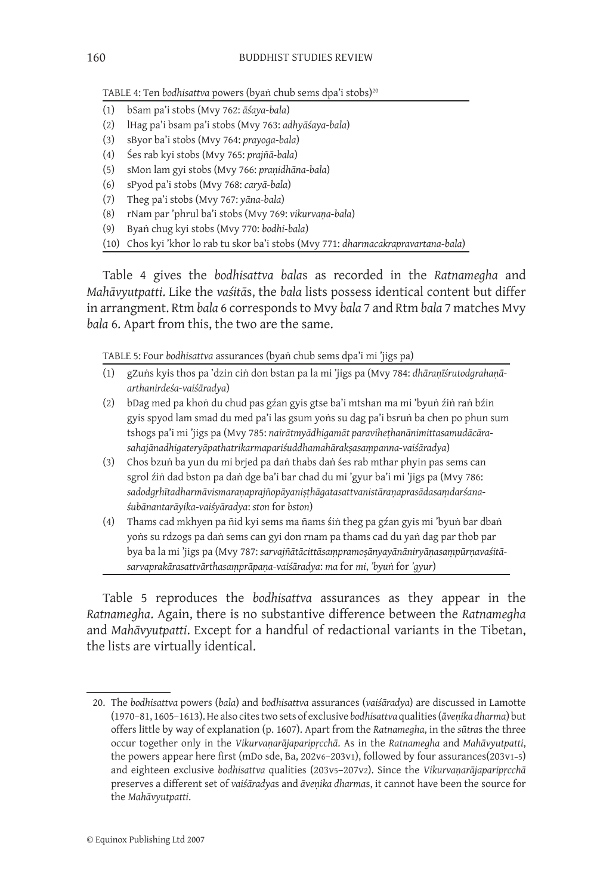TABLE 4: Ten *bodhisattva* powers (byaṅ chub sems dpa'i stobs)[20]

| | |
|---|---|
| (1) | bSam pa'i stobs (Mvy 762: *āśaya-bala*) |
| (2) | lHag pa'i bsam pa'i stobs (Mvy 763: *adhyāśaya-bala*) |
| (3) | sByor ba'i stobs (Mvy 764: *prayoga-bala*) |
| (4) | Śes rab kyi stobs (Mvy 765: *prajñā-bala*) |
| (5) | sMon lam gyi stobs (Mvy 766: *praṇidhāna-bala*) |
| (6) | sPyod pa'i stobs (Mvy 768: *caryā-bala*) |
| (7) | Theg pa'i stobs (Mvy 767: *yāna-bala*) |
| (8) | rNam par 'phrul ba'i stobs (Mvy 769: *vikurvaṇa-bala*) |
| (9) | Byaṅ chug kyi stobs (Mvy 770: *bodhi-bala*) |
| (10) | Chos kyi 'khor lo rab tu skor ba'i stobs (Mvy 771: *dharmacakrapravartana-bala*) |

Table 4 gives the *bodhisattva bala*s as recorded in the *Ratnamegha* and *Mahāvyutpatti*. Like the *vaśitā*s, the *bala* lists possess identical content but differ in arrangment. Rtm *bala* 6 corresponds to Mvy *bala* 7 and Rtm *bala* 7 matches Mvy *bala* 6. Apart from this, the two are the same.

TABLE 5: Four *bodhisattva* assurances (byaṅ chub sems dpa'i mi 'jigs pa)

| | |
|---|---|
| (1) | gZuṅs kyis thos pa 'dzin ciṅ don bstan pa la mi 'jigs pa (Mvy 784: *dhāraṇīśrutodgrahaṇā-arthanirdeśa-vaiśāradya*) |
| (2) | bDag med pa khoṅ du chud pas gźan gyis gtse ba'i mtshan ma mi 'byuṅ źiṅ raṅ bźin gyis spyod lam smad du med pa'i las gsum yoṅs su dag pa'i bsruṅ ba chen po phun sum tshogs pa'i mi 'jigs pa (Mvy 785: *nairātmyādhigamāt paraviheṭhanānimittasamudācāra-sahajānadhigateryāpathatrikarmapariśuddhamahārakṣasaṃpanna-vaiśāradya*) |
| (3) | Chos bzuṅ ba yun du mi brjed pa daṅ thabs daṅ śes rab mthar phyin pas sems can sgrol źiṅ dad bston pa daṅ dge ba'i bar chad du mi 'gyur ba'i mi 'jigs pa (Mvy 786: *sadodgṛhītadharmāvismaraṇaprajñopāyaniṣṭhāgatasattvanistāraṇaprasādasaṃdarśana-śubānantarāyika-vaiśyāradya*: *ston* for *bston*) |
| (4) | Thams cad mkhyen pa ñid kyi sems ma ñams śiṅ theg pa gźan gyis mi 'byuṅ bar dbaṅ yoṅs su rdzogs pa daṅ sems can gyi don rnam pa thams cad du yaṅ dag par thob par bya ba la mi 'jigs pa (Mvy 787: *sarvajñātācittāsaṃpramoṣānyayānāniryāṇasaṃpūrṇavaśitā-sarvaprakārasattvārthasaṃprāpaṇa-vaiśāradya*: *ma* for *mi*, *'byuṅ* for *'gyur*) |

Table 5 reproduces the *bodhisattva* assurances as they appear in the *Ratnamegha*. Again, there is no substantive difference between the *Ratnamegha* and *Mahāvyutpatti*. Except for a handful of redactional variants in the Tibetan, the lists are virtually identical.

20. The *bodhisattva* powers (*bala*) and *bodhisattva* assurances (*vaiśāradya*) are discussed in Lamotte (1970–81, 1605–1613). He also cites two sets of exclusive *bodhisattva* qualities (*āveṇika dharma*) but offers little by way of explanation (p. 1607). Apart from the *Ratnamegha*, in the *sūtra*s the three occur together only in the *Vikurvaṇarājaparipṛcchā*. As in the *Ratnamegha* and *Mahāvyutpatti*, the powers appear here first (mDo sde, Ba, 202v6–203v1), followed by four assurances(203v1–5) and eighteen exclusive *bodhisattva* qualities (203v5–207v2). Since the *Vikurvaṇarājaparipṛcchā* preserves a different set of *vaiśāradya*s and *āveṇika dharma*s, it cannot have been the source for the *Mahāvyutpatti*.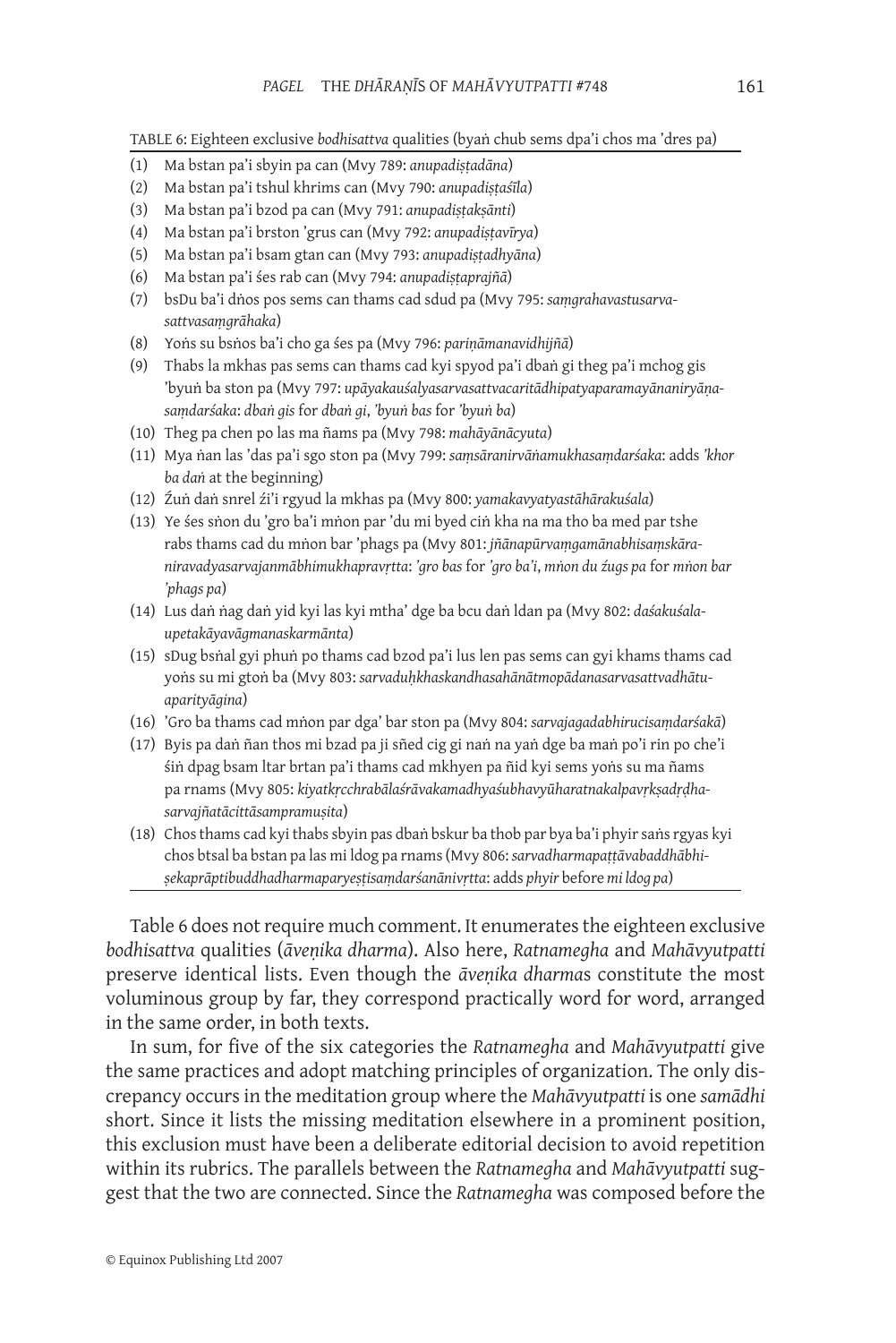TABLE 6: Eighteen exclusive *bodhisattva* qualities (byaṅ chub sems dpa'i chos ma 'dres pa)

(1) Ma bstan pa'i sbyin pa can (Mvy 789: *anupadiṣṭadāna*)
(2) Ma bstan pa'i tshul khrims can (Mvy 790: *anupadiṣṭaśīla*)
(3) Ma bstan pa'i bzod pa can (Mvy 791: *anupadiṣṭakṣānti*)
(4) Ma bstan pa'i brston 'grus can (Mvy 792: *anupadiṣṭavīrya*)
(5) Ma bstan pa'i bsam gtan can (Mvy 793: *anupadiṣṭadhyāna*)
(6) Ma bstan pa'i śes rab can (Mvy 794: *anupadiṣṭaprajñā*)
(7) bsDu ba'i dṅos pos sems can thams cad sdud pa (Mvy 795: *saṃgrahavastusarvasattvasaṃgrāhaka*)
(8) Yoṅs su bsṅos ba'i cho ga śes pa (Mvy 796: *pariṇāmanavidhijñā*)
(9) Thabs la mkhas pas sems can thams cad kyi spyod pa'i dbaṅ gi theg pa'i mchog gis 'byuṅ ba ston pa (Mvy 797: *upāyakauśalyasarvasattvacaritādhipatyaparamayānaniryāṇasaṃdarśaka*: *dbaṅ gis* for *dbaṅ gi*, *'byuṅ bas* for *'byuṅ ba*)
(10) Theg pa chen po las ma ñams pa (Mvy 798: *mahāyānācyuta*)
(11) Mya ṅan las 'das pa'i sgo ston pa (Mvy 799: *saṃsāranirvāṅamukhasaṃdarśaka*: adds *'khor ba daṅ* at the beginning)
(12) Źuṅ daṅ snrel źi'i rgyud la mkhas pa (Mvy 800: *yamakavyatyastāhārakuśala*)
(13) Ye śes sṅon du 'gro ba'i mṅon par 'du mi byed ciṅ kha na ma tho ba med par tshe rabs thams cad du mṅon bar 'phags pa (Mvy 801: *jñānapūrvaṃgamānabhisaṃskāraniravadyasarvajanmābhimukhapravṛtta*: *'gro bas* for *'gro ba'i*, *mṅon du źugs pa* for *mṅon bar 'phags pa*)
(14) Lus daṅ ṅag daṅ yid kyi las kyi mtha' dge ba bcu daṅ ldan pa (Mvy 802: *daśakuśalaupetakāyavāgmanaskarmānta*)
(15) sDug bsṅal gyi phuṅ po thams cad bzod pa'i lus len pas sems can gyi khams thams cad yoṅs su mi gtoṅ ba (Mvy 803: *sarvaduḥkhaskandhasahānātmopādanasarvasattvadhātuaparityāgina*)
(16) 'Gro ba thams cad mṅon par dga' bar ston pa (Mvy 804: *sarvajagadabhirucisaṃdarśakā*)
(17) Byis pa daṅ ñan thos mi bzad pa ji sñed cig gi naṅ na yaṅ dge ba maṅ po'i rin po che'i śiṅ dpag bsam ltar brtan pa'i thams cad mkhyen pa ñid kyi sems yoṅs su ma ñams pa rnams (Mvy 805: *kiyatkṛcchrabālaśrāvakamadhyaśubhavyūharatnakalpavṛkṣadṛḍhasarvajñatācittāsampramuṣita*)
(18) Chos thams cad kyi thabs sbyin pas dbaṅ bskur ba thob par bya ba'i phyir saṅs rgyas kyi chos btsal ba bstan pa las mi ldog pa rnams (Mvy 806: *sarvadharmapaṭṭāvabaddhābhiṣekaprāptibuddhadharmaparyeṣṭisaṃdarśanānivṛtta*: adds *phyir* before *mi ldog pa*)

Table 6 does not require much comment. It enumerates the eighteen exclusive *bodhisattva* qualities (*āveṇika dharma*). Also here, *Ratnamegha* and *Mahāvyutpatti* preserve identical lists. Even though the *āveṇika dharma*s constitute the most voluminous group by far, they correspond practically word for word, arranged in the same order, in both texts.

In sum, for five of the six categories the *Ratnamegha* and *Mahāvyutpatti* give the same practices and adopt matching principles of organization. The only discrepancy occurs in the meditation group where the *Mahāvyutpatti* is one *samādhi* short. Since it lists the missing meditation elsewhere in a prominent position, this exclusion must have been a deliberate editorial decision to avoid repetition within its rubrics. The parallels between the *Ratnamegha* and *Mahāvyutpatti* suggest that the two are connected. Since the *Ratnamegha* was composed before the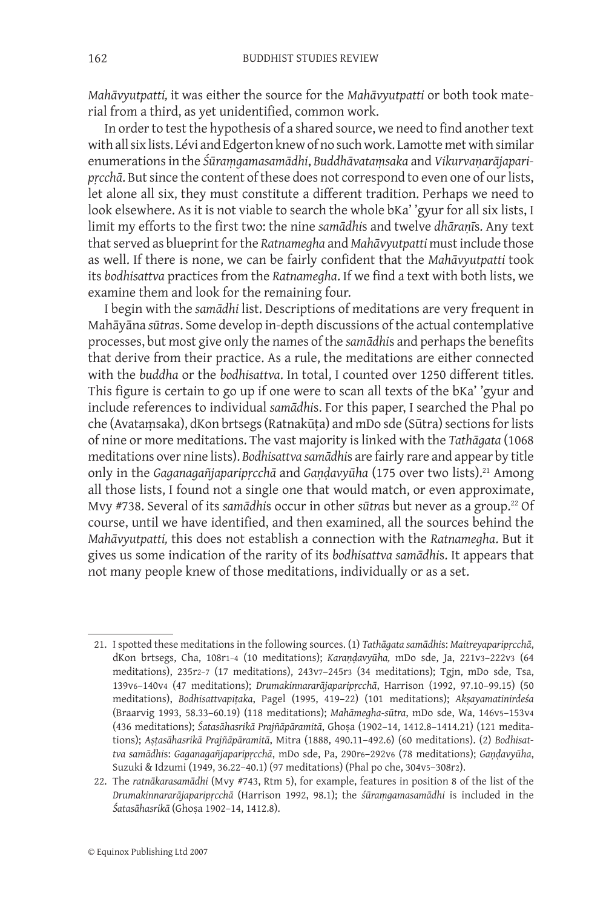*Mahāvyutpatti,* it was either the source for the *Mahāvyutpatti* or both took material from a third, as yet unidentified, common work.

In order to test the hypothesis of a shared source, we need to find another text with all six lists. Lévi and Edgerton knew of no such work. Lamotte met with similar enumerations in the *Śūraṃgamasamādhi*, *Buddhāvataṃsaka* and *Vikurvaṇarājaparipṛcchā*. But since the content of these does not correspond to even one of our lists, let alone all six, they must constitute a different tradition. Perhaps we need to look elsewhere. As it is not viable to search the whole bKa' 'gyur for all six lists, I limit my efforts to the first two: the nine *samādhi*s and twelve *dhāraṇī*s. Any text that served as blueprint for the *Ratnamegha* and *Mahāvyutpatti* must include those as well. If there is none, we can be fairly confident that the *Mahāvyutpatti* took its *bodhisattva* practices from the *Ratnamegha*. If we find a text with both lists, we examine them and look for the remaining four.

I begin with the *samādhi* list. Descriptions of meditations are very frequent in Mahāyāna *sūtra*s. Some develop in-depth discussions of the actual contemplative processes, but most give only the names of the *samādhi*s and perhaps the benefits that derive from their practice. As a rule, the meditations are either connected with the *buddha* or the *bodhisattva*. In total, I counted over 1250 different titles. This figure is certain to go up if one were to scan all texts of the bKa' 'gyur and include references to individual *samādhi*s. For this paper, I searched the Phal po che (Avataṃsaka), dKon brtsegs (Ratnakūṭa) and mDo sde (Sūtra) sections for lists of nine or more meditations. The vast majority is linked with the *Tathāgata* (1068 meditations over nine lists). *Bodhisattva samādhi*s are fairly rare and appear by title only in the *Gaganagañjaparipṛcchā* and *Gaṇḍavyūha* (175 over two lists).[21] Among all those lists, I found not a single one that would match, or even approximate, Mvy #738. Several of its *samādhi*s occur in other *sūtra*s but never as a group.[22] Of course, until we have identified, and then examined, all the sources behind the *Mahāvyutpatti,* this does not establish a connection with the *Ratnamegha*. But it gives us some indication of the rarity of its *bodhisattva samādhi*s. It appears that not many people knew of those meditations, individually or as a set.

---

21. I spotted these meditations in the following sources. (1) *Tathāgata samādhi*s: *Maitreyaparipṛcchā*, dKon brtsegs, Cha, 108r1–4 (10 meditations); *Karaṇḍavyūha,* mDo sde, Ja, 221v3–222v3 (64 meditations), 235r2–7 (17 meditations), 243v7–245r3 (34 meditations); Tgjn, mDo sde, Tsa, 139v6–140v4 (47 meditations); *Drumakinnararājaparipṛcchā*, Harrison (1992, 97.10–99.15) (50 meditations), *Bodhisattvapiṭaka*, Pagel (1995, 419–22) (101 meditations); *Akṣayamatinirdeśa* (Braarvig 1993, 58.33–60.19) (118 meditations); *Mahāmegha-sūtra*, mDo sde, Wa, 146v5–153v4 (436 meditations); *Śatasāhasrikā Prajñāpāramitā*, Ghoṣa (1902–14, 1412.8–1414.21) (121 meditations); *Aṣṭasāhasrikā Prajñāpāramitā*, Mitra (1888, 490.11–492.6) (60 meditations). (2) *Bodhisattva samādhi*s: *Gaganagañjaparipṛcchā*, mDo sde, Pa, 290r6–292v6 (78 meditations); *Gaṇḍavyūha*, Suzuki & Idzumi (1949, 36.22–40.1) (97 meditations) (Phal po che, 304v5–308r2).

22. The *ratnākarasamādhi* (Mvy #743, Rtm 5), for example, features in position 8 of the list of the *Drumakinnararājaparipṛcchā* (Harrison 1992, 98.1); the *śūraṃgamasamādhi* is included in the *Śatasāhasrikā* (Ghoṣa 1902–14, 1412.8).

© Equinox Publishing Ltd 2007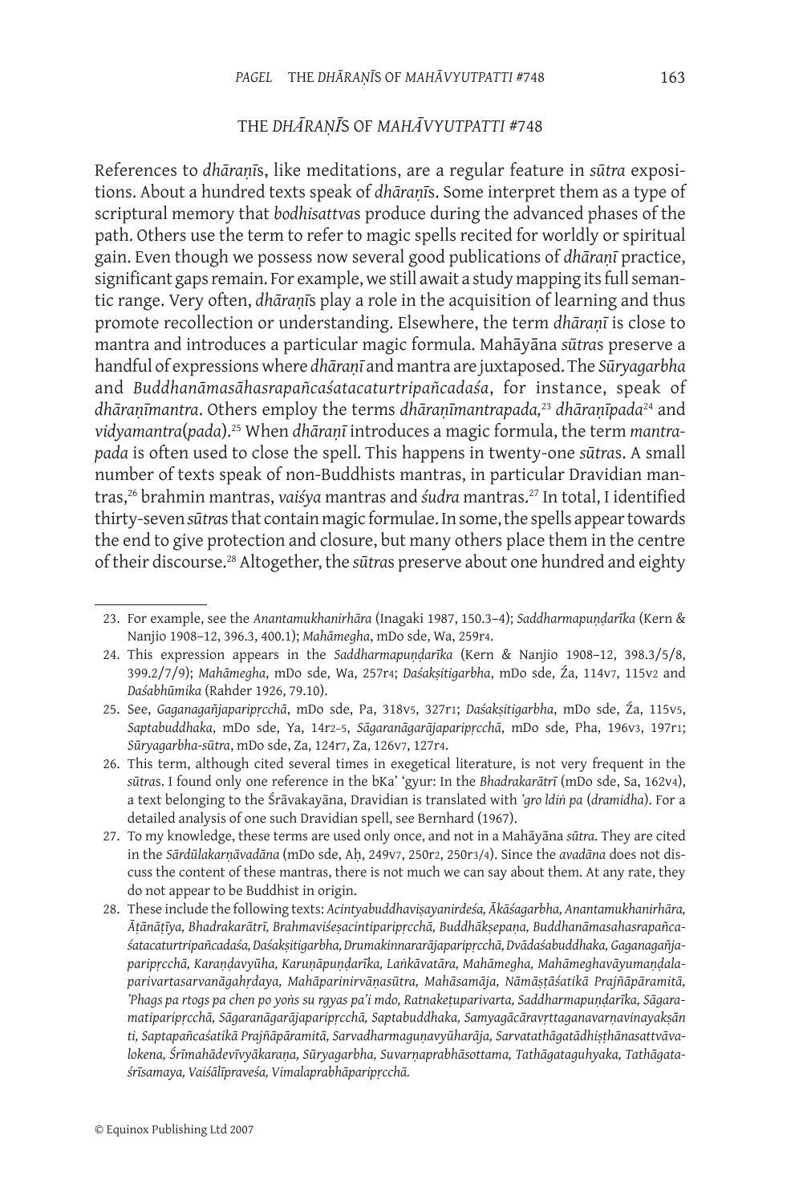## THE *DHĀRAṆĪ*S OF *MAHĀVYUTPATTI* #748

References to *dhāraṇī*s, like meditations, are a regular feature in *sūtra* expositions. About a hundred texts speak of *dhāraṇī*s. Some interpret them as a type of scriptural memory that *bodhisattva*s produce during the advanced phases of the path. Others use the term to refer to magic spells recited for worldly or spiritual gain. Even though we possess now several good publications of *dhāraṇī* practice, significant gaps remain. For example, we still await a study mapping its full semantic range. Very often, *dhāraṇī*s play a role in the acquisition of learning and thus promote recollection or understanding. Elsewhere, the term *dhāraṇī* is close to mantra and introduces a particular magic formula. Mahāyāna *sūtra*s preserve a handful of expressions where *dhāraṇī* and mantra are juxtaposed. The *Sūryagarbha* and *Buddhanāmasāhasrapañcaśatacaturtripañcadaśa*, for instance, speak of *dhāraṇīmantra*. Others employ the terms *dhāraṇīmantrapada,*[23] *dhāraṇīpada*[24] and *vidyamantra*(*pada*).[25] When *dhāraṇī* introduces a magic formula, the term *mantrapada* is often used to close the spell. This happens in twenty-one *sūtra*s. A small number of texts speak of non-Buddhists mantras, in particular Dravidian mantras,[26] brahmin mantras, *vaiśya* mantras and *śudra* mantras.[27] In total, I identified thirty-seven *sūtra*s that contain magic formulae. In some, the spells appear towards the end to give protection and closure, but many others place them in the centre of their discourse.[28] Altogether, the *sūtra*s preserve about one hundred and eighty

---

23. For example, see the *Anantamukhanirhāra* (Inagaki 1987, 150.3–4); *Saddharmapuṇḍarīka* (Kern & Nanjio 1908–12, 396.3, 400.1); *Mahāmegha*, mDo sde, Wa, 259r4.

24. This expression appears in the *Saddharmapuṇḍarīka* (Kern & Nanjio 1908–12, 398.3/5/8, 399.2/7/9); *Mahāmegha*, mDo sde, Wa, 257r4; *Daśakṣitigarbha*, mDo sde, Źa, 114v7, 115v2 and *Daśabhūmika* (Rahder 1926, 79.10).

25. See, *Gaganagañjaparipṛcchā*, mDo sde, Pa, 318v5, 327r1; *Daśakṣitigarbha*, mDo sde, Źa, 115v5, *Saptabuddhaka*, mDo sde, Ya, 14r2–5, *Sāgaranāgarājaparipṛcchā*, mDo sde, Pha, 196v3, 197r1; *Sūryagarbha-sūtra*, mDo sde, Za, 124r7, Za, 126v7, 127r4.

26. This term, although cited several times in exegetical literature, is not very frequent in the *sūtra*s. I found only one reference in the bKa' 'gyur: In the *Bhadrakarātrī* (mDo sde, Sa, 162v4), a text belonging to the Śrāvakayāna, Dravidian is translated with *'gro ldiṅ pa* (*dramidha*). For a detailed analysis of one such Dravidian spell, see Bernhard (1967).

27. To my knowledge, these terms are used only once, and not in a Mahāyāna *sūtra*. They are cited in the *Śārdūlakarṇāvadāna* (mDo sde, Aḥ, 249v7, 250r2, 250r3/4). Since the *avadāna* does not discuss the content of these mantras, there is not much we can say about them. At any rate, they do not appear to be Buddhist in origin.

28. These include the following texts: *Acintyabuddhaviṣayanirdeśa, Ākāśagarbha, Anantamukhanirhāra, Āṭānāṭīya, Bhadrakarātrī, Brahmaviśeṣacintiparipṛcchā, Buddhākṣepaṇa, Buddhanāmasahasrapañcaśatacaturtripañcadaśa, Daśakṣitigarbha, Drumakinnararājaparipṛcchā, Dvādaśabuddhaka, Gaganagañjaparipṛcchā, Karaṇḍavyūha, Karuṇāpuṇḍarīka, Laṅkāvatāra, Mahāmegha, Mahāmeghavāyumaṇḍalaparivartasarvanāgahṛdaya, Mahāparinirvāṇasūtra, Mahāsamāja, Nāmāṣṭāśatikā Prajñāpāramitā, 'Phags pa rtogs pa chen po yoṅs su rgyas pa'i mdo, Ratnakeṭuparivarta, Saddharmapuṇḍarīka, Sāgaramatiparipṛcchā, Sāgaranāgarājaparipṛcchā, Saptabuddhaka, Samyagācāravṛttaganavarṇavinayakṣānti, Saptapañcaśatikā Prajñāpāramitā, Sarvadharmaguṇavyūharāja, Sarvatathāgatādhiṣṭhānasattvāvalokena, Śrīmahādevīvyākaraṇa, Sūryagarbha, Suvarṇaprabhāsottama, Tathāgataguhyaka, Tathāgataśrīsamaya, Vaiśālīpraveśa, Vimalaprabhāparipṛcchā.*

© Equinox Publishing Ltd 2007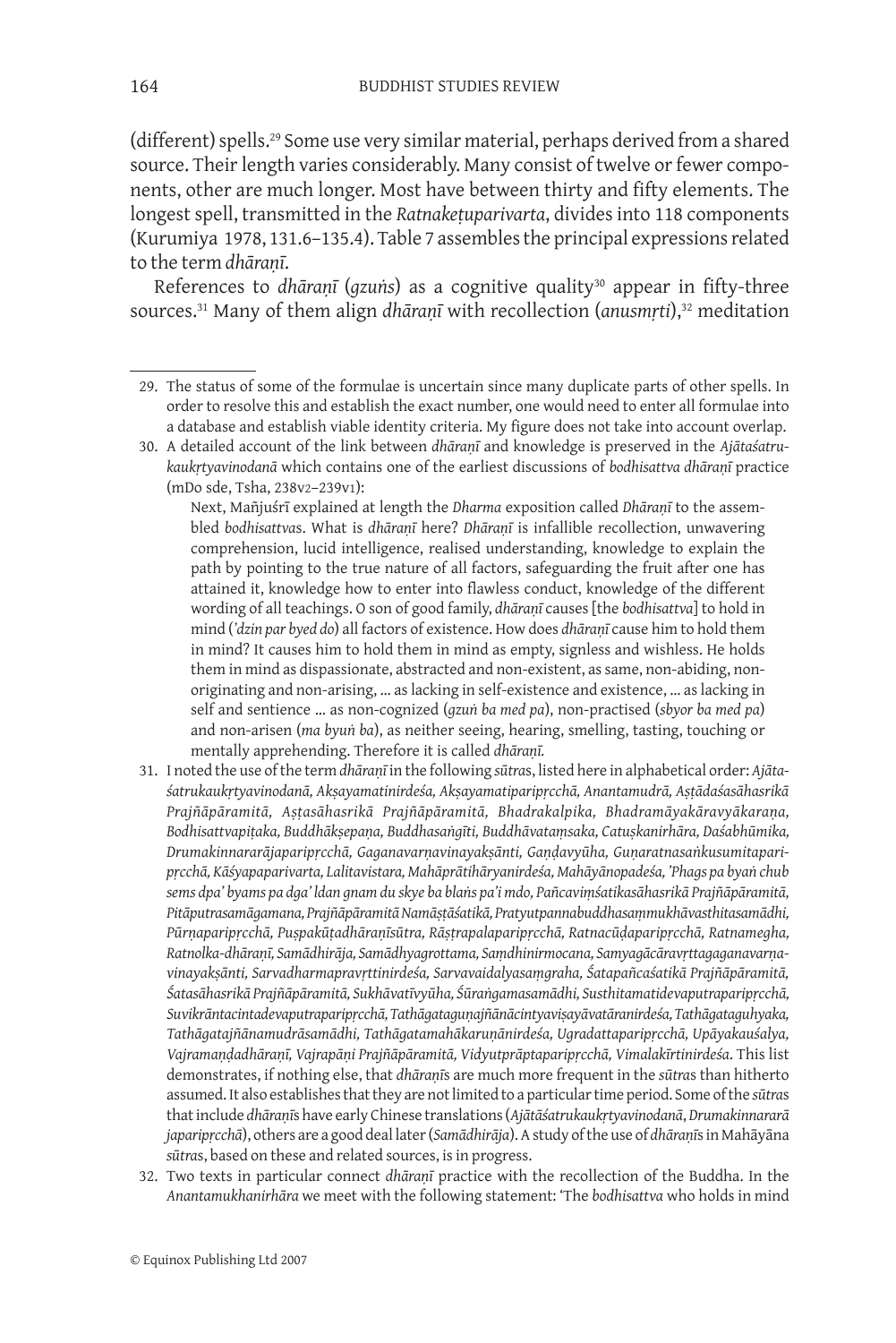(different) spells.[29] Some use very similar material, perhaps derived from a shared source. Their length varies considerably. Many consist of twelve or fewer components, other are much longer. Most have between thirty and fifty elements. The longest spell, transmitted in the *Ratnakeṭuparivarta*, divides into 118 components (Kurumiya 1978, 131.6–135.4). Table 7 assembles the principal expressions related to the term *dhāraṇī*.

References to *dhāraṇī* (*gzuṅs*) as a cognitive quality[30] appear in fifty-three sources.[31] Many of them align *dhāraṇī* with recollection (*anusmṛti*),[32] meditation

---

29. The status of some of the formulae is uncertain since many duplicate parts of other spells. In order to resolve this and establish the exact number, one would need to enter all formulae into a database and establish viable identity criteria. My figure does not take into account overlap.

30. A detailed account of the link between *dhāraṇī* and knowledge is preserved in the *Ajātaśatrukaukṛtyavinodanā* which contains one of the earliest discussions of *bodhisattva dhāraṇī* practice (mDo sde, Tsha, 238v2–239v1):

 Next, Mañjuśrī explained at length the *Dharma* exposition called *Dhāraṇī* to the assembled *bodhisattva*s. What is *dhāraṇī* here? *Dhāraṇī* is infallible recollection, unwavering comprehension, lucid intelligence, realised understanding, knowledge to explain the path by pointing to the true nature of all factors, safeguarding the fruit after one has attained it, knowledge how to enter into flawless conduct, knowledge of the different wording of all teachings. O son of good family, *dhāraṇī* causes [the *bodhisattva*] to hold in mind (*'dzin par byed do*) all factors of existence. How does *dhāraṇī* cause him to hold them in mind? It causes him to hold them in mind as empty, signless and wishless. He holds them in mind as dispassionate, abstracted and non-existent, as same, non-abiding, non-originating and non-arising, ... as lacking in self-existence and existence, ... as lacking in self and sentience ... as non-cognized (*gzuṅ ba med pa*), non-practised (*sbyor ba med pa*) and non-arisen (*ma byuṅ ba*), as neither seeing, hearing, smelling, tasting, touching or mentally apprehending. Therefore it is called *dhāraṇī.*

31. I noted the use of the term *dhāraṇī* in the following *sūtra*s, listed here in alphabetical order: *Ajātaśatrukaukṛtyavinodanā, Akṣayamatinirdeśa, Akṣayamatiparipṛcchā, Anantamudrā, Aṣṭādaśasāhasrikā Prajñāpāramitā, Aṣṭasāhasrikā Prajñāpāramitā, Bhadrakalpika, Bhadramāyakāravyākaraṇa, Bodhisattvapiṭaka, Buddhākṣepaṇa, Buddhasaṅgīti, Buddhāvataṃsaka, Catuṣkanirhāra, Daśabhūmika, Drumakinnararājaparipṛcchā, Gaganavarṇavinayakṣānti, Gaṇḍavyūha, Guṇaratnasaṅkusumitaparipṛcchā, Kāśyapaparivarta, Lalitavistara, Mahāprātihāryanirdeśa, Mahāyānopadeśa, 'Phags pa byaṅ chub sems dpa' byams pa dga' ldan gnam du skye ba blaṅs pa'i mdo, Pañcaviṃśatikasāhasrikā Prajñāpāramitā, Pitāputrasamāgamana, Prajñāpāramitā Namāṣṭāśatikā, Pratyutpannabuddhasaṃmukhāvasthitasamādhi, Pūrṇaparipṛcchā, Puṣpakūṭadhāraṇīsūtra, Rāṣṭrapalaparipṛcchā, Ratnacūḍaparipṛcchā, Ratnamegha, Ratnolka-dhāraṇī, Samādhirāja, Samādhyagrottama, Saṃdhinirmocana, Samyagācāravṛttagaganavarṇavinayakṣānti, Sarvadharmapravṛttinirdeśa, Sarvavaidalyasaṃgraha, Śatapañcaśatikā Prajñāpāramitā, Śatasāhasrikā Prajñāpāramitā, Sukhāvatīvyūha, Śūraṅgamasamādhi, Susthitamatidevaputraparipṛcchā, Suvikrāntacintadevaputraparipṛcchā, Tathāgataguṇajñānācintyaviṣayāvatāranirdeśa, Tathāgataguhyaka, Tathāgatajñānamudrāsamādhi, Tathāgatamahākaruṇānirdeśa, Ugradattaparipṛcchā, Upāyakauśalya, Vajramaṇḍadhāraṇī, Vajrapāṇi Prajñāpāramitā, Vidyutprāptaparipṛcchā, Vimalakīrtinirdeśa*. This list demonstrates, if nothing else, that *dhāraṇī*s are much more frequent in the *sūtra*s than hitherto assumed. It also establishes that they are not limited to a particular time period. Some of the *sūtra*s that include *dhāraṇī*s have early Chinese translations (*Ajātāśatrukaukṛtyavinodanā*, *Drumakinnararā japaripṛcchā*), others are a good deal later (*Samādhirāja*). A study of the use of *dhāraṇī*s in Mahāyāna *sūtra*s, based on these and related sources, is in progress.

32. Two texts in particular connect *dhāraṇī* practice with the recollection of the Buddha. In the *Anantamukhanirhāra* we meet with the following statement: 'The *bodhisattva* who holds in mind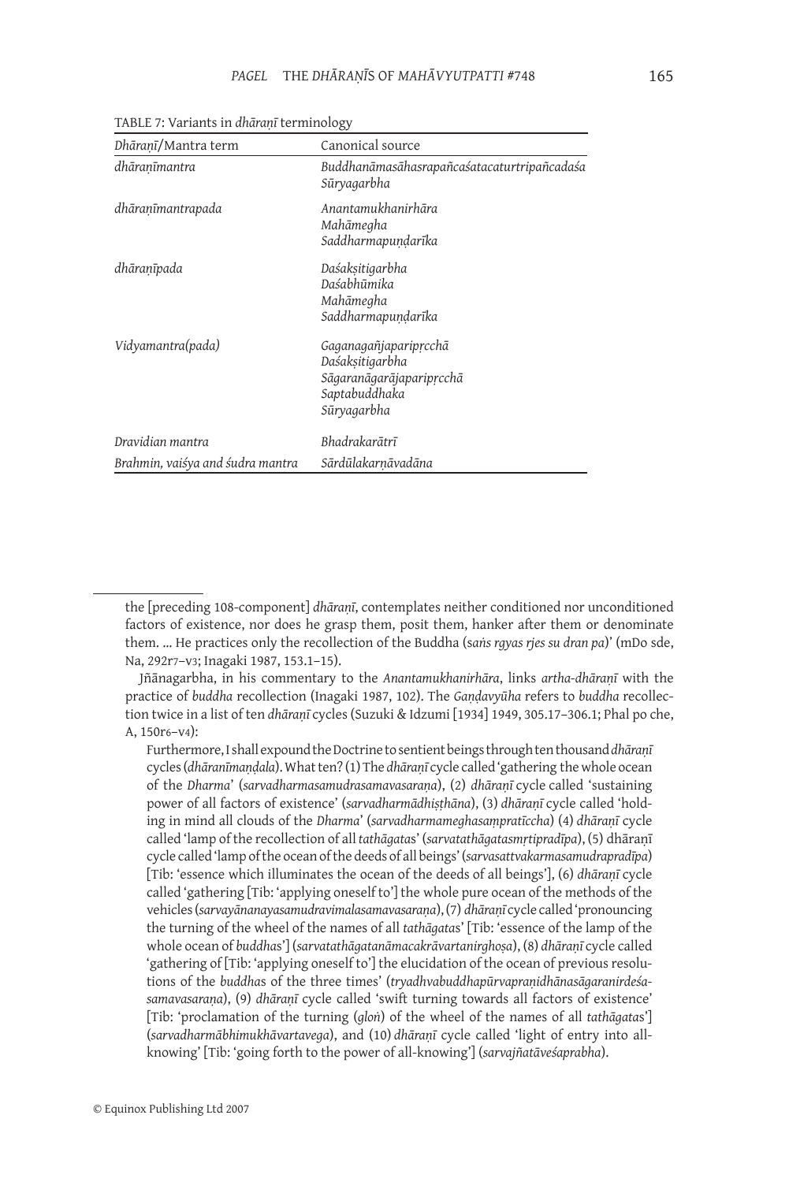TABLE 7: Variants in *dhāraṇī* terminology

| *Dhāraṇī*/Mantra term | Canonical source |
|---|---|
| *dhāraṇīmantra* | *Buddhanāmasāhasrapañcaśatacaturtripañcadaśa* *Sūryagarbha* |
| *dhāraṇīmantrapada* | *Anantamukhanirhāra* *Mahāmegha* *Saddharmapuṇḍarīka* |
| *dhāraṇīpada* | *Daśakṣitigarbha* *Daśabhūmika* *Mahāmegha* *Saddharmapuṇḍarīka* |
| *Vidyamantra(pada)* | *Gaganagañjaparipṛcchā* *Daśakṣitigarbha* *Sāgaranāgarājaparipṛcchā* *Saptabuddhaka* *Sūryagarbha* |
| *Dravidian mantra* | *Bhadrakarātrī* |
| *Brahmin, vaiśya and śudra mantra* | *Sārdūlakarṇāvadāna* |

the [preceding 108-component] *dhāraṇī*, contemplates neither conditioned nor unconditioned factors of existence, nor does he grasp them, posit them, hanker after them or denominate them. ... He practices only the recollection of the Buddha (*saṅs rgyas rjes su dran pa*)' (mDo sde, Na, 292r7–v3; Inagaki 1987, 153.1–15).

Jñānagarbha, in his commentary to the *Anantamukhanirhāra*, links *artha-dhāraṇī* with the practice of *buddha* recollection (Inagaki 1987, 102). The *Gaṇḍavyūha* refers to *buddha* recollection twice in a list of ten *dhāraṇī* cycles (Suzuki & Idzumi [1934] 1949, 305.17–306.1; Phal po che, A, 150r6–v4):

> Furthermore, I shall expound the Doctrine to sentient beings through ten thousand *dhāraṇī* cycles (*dhāranīmaṇḍala*). What ten? (1) The *dhāraṇī* cycle called 'gathering the whole ocean of the *Dharma*' (*sarvadharmasamudrasamavasaraṇa*), (2) *dhāraṇī* cycle called 'sustaining power of all factors of existence' (*sarvadharmādhiṣṭhāna*), (3) *dhāraṇī* cycle called 'holding in mind all clouds of the *Dharma*' (*sarvadharmameghasaṃpratīccha*) (4) *dhāraṇī* cycle called 'lamp of the recollection of all *tathāgatas*' (*sarvatathāgatasmṛtipradīpa*), (5) dhāraṇī cycle called 'lamp of the ocean of the deeds of all beings' (*sarvasattvakarmasamudrapradīpa*) [Tib: 'essence which illuminates the ocean of the deeds of all beings'], (6) *dhāraṇī* cycle called 'gathering [Tib: 'applying oneself to'] the whole pure ocean of the methods of the vehicles (*sarvayānanayasamudravimalasamavasaraṇa*), (7) *dhāraṇī* cycle called 'pronouncing the turning of the wheel of the names of all *tathāgatas*' [Tib: 'essence of the lamp of the whole ocean of *buddhas*'] (*sarvatathāgatanāmacakrāvartanirghoṣa*), (8) *dhāraṇī* cycle called 'gathering of [Tib: 'applying oneself to'] the elucidation of the ocean of previous resolutions of the *buddhas* of the three times' (*tryadhvabuddhapūrvapraṇidhānasāgaranirdeśa-samavasaraṇa*), (9) *dhāraṇī* cycle called 'swift turning towards all factors of existence' [Tib: 'proclamation of the turning (*gloṅ*) of the wheel of the names of all *tathāgatas*'] (*sarvadharmābhimukhāvartavega*), and (10) *dhāraṇī* cycle called 'light of entry into all-knowing' [Tib: 'going forth to the power of all-knowing'] (*sarvajñatāveśaprabha*).

© Equinox Publishing Ltd 2007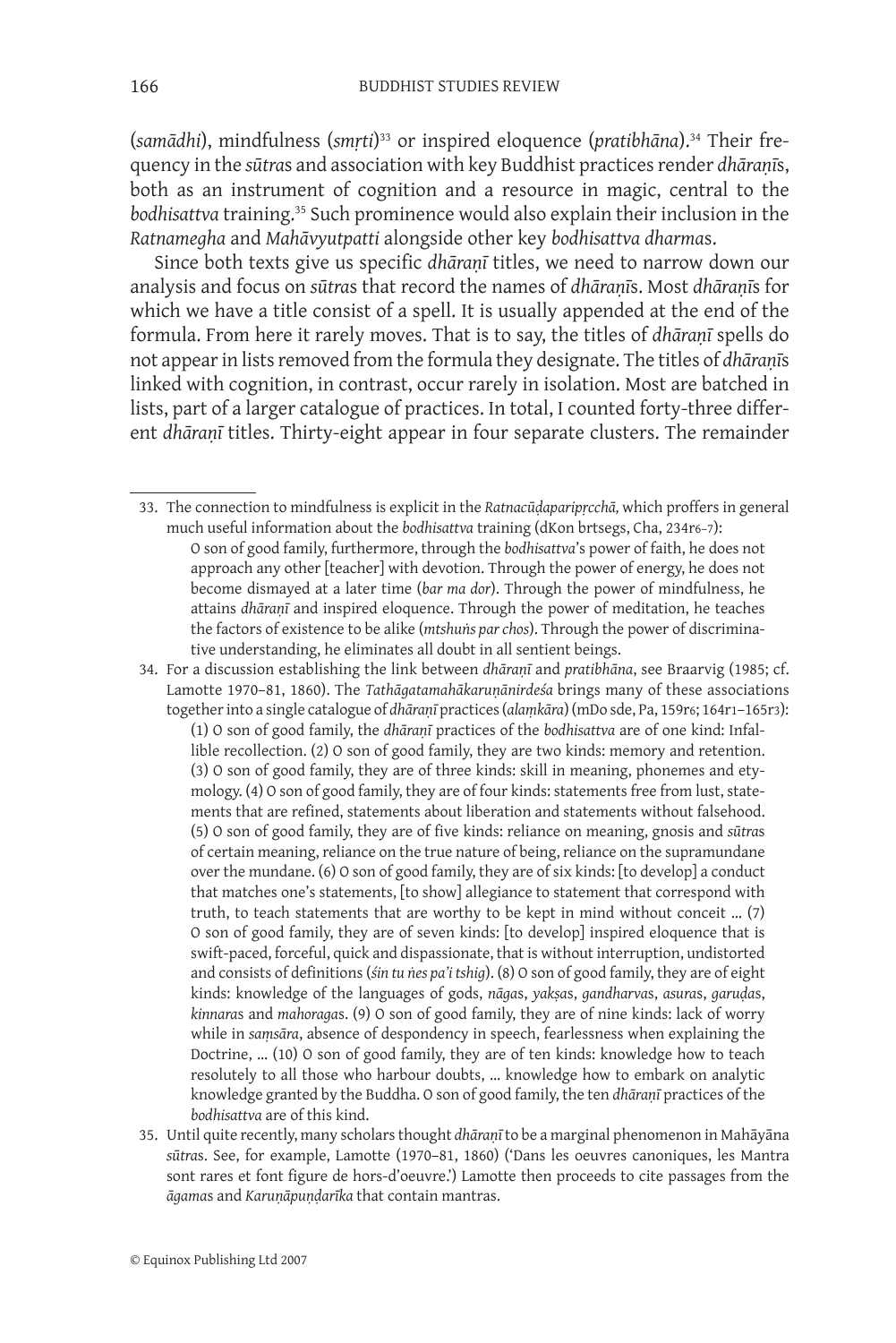(*samādhi*), mindfulness (*smṛti*)[33] or inspired eloquence (*pratibhāna*).[34] Their frequency in the *sūtras* and association with key Buddhist practices render *dhāraṇī*s, both as an instrument of cognition and a resource in magic, central to the *bodhisattva* training.[35] Such prominence would also explain their inclusion in the *Ratnamegha* and *Mahāvyutpatti* alongside other key *bodhisattva dharma*s.

Since both texts give us specific *dhāraṇī* titles, we need to narrow down our analysis and focus on *sūtra*s that record the names of *dhāraṇī*s. Most *dhāraṇī*s for which we have a title consist of a spell. It is usually appended at the end of the formula. From here it rarely moves. That is to say, the titles of *dhāraṇī* spells do not appear in lists removed from the formula they designate. The titles of *dhāraṇī*s linked with cognition, in contrast, occur rarely in isolation. Most are batched in lists, part of a larger catalogue of practices. In total, I counted forty-three different *dhāraṇī* titles. Thirty-eight appear in four separate clusters. The remainder

---

33. The connection to mindfulness is explicit in the *Ratnacūḍaparipṛcchā,* which proffers in general much useful information about the *bodhisattva* training (dKon brtsegs, Cha, 234r6–7):

    O son of good family, furthermore, through the *bodhisattva*'s power of faith, he does not approach any other [teacher] with devotion. Through the power of energy, he does not become dismayed at a later time (*bar ma dor*). Through the power of mindfulness, he attains *dhāraṇī* and inspired eloquence. Through the power of meditation, he teaches the factors of existence to be alike (*mtshuṅs par chos*). Through the power of discriminative understanding, he eliminates all doubt in all sentient beings.

34. For a discussion establishing the link between *dhāraṇī* and *pratibhāna*, see Braarvig (1985; cf. Lamotte 1970–81, 1860). The *Tathāgatamahākaruṇānirdeśa* brings many of these associations together into a single catalogue of *dhāraṇī* practices (*alaṃkāra*) (mDo sde, Pa, 159r6; 164r1–165r3):

    (1) O son of good family, the *dhāraṇī* practices of the *bodhisattva* are of one kind: Infallible recollection. (2) O son of good family, they are two kinds: memory and retention. (3) O son of good family, they are of three kinds: skill in meaning, phonemes and etymology. (4) O son of good family, they are of four kinds: statements free from lust, statements that are refined, statements about liberation and statements without falsehood. (5) O son of good family, they are of five kinds: reliance on meaning, gnosis and *sūtra*s of certain meaning, reliance on the true nature of being, reliance on the supramundane over the mundane. (6) O son of good family, they are of six kinds: [to develop] a conduct that matches one's statements, [to show] allegiance to statement that correspond with truth, to teach statements that are worthy to be kept in mind without conceit … (7) O son of good family, they are of seven kinds: [to develop] inspired eloquence that is swift-paced, forceful, quick and dispassionate, that is without interruption, undistorted and consists of definitions (*śin tu ṅes pa'i tshig*). (8) O son of good family, they are of eight kinds: knowledge of the languages of gods, *nāga*s, *yakṣa*s, *gandharva*s, *asura*s, *garuḍa*s, *kinnara*s and *mahoraga*s. (9) O son of good family, they are of nine kinds: lack of worry while in *saṃsāra*, absence of despondency in speech, fearlessness when explaining the Doctrine, … (10) O son of good family, they are of ten kinds: knowledge how to teach resolutely to all those who harbour doubts, … knowledge how to embark on analytic knowledge granted by the Buddha. O son of good family, the ten *dhāraṇī* practices of the *bodhisattva* are of this kind.

35. Until quite recently, many scholars thought *dhāraṇī* to be a marginal phenomenon in Mahāyāna *sūtra*s. See, for example, Lamotte (1970–81, 1860) ('Dans les oeuvres canoniques, les Mantra sont rares et font figure de hors-d'oeuvre.') Lamotte then proceeds to cite passages from the *āgama*s and *Karuṇāpuṇḍarīka* that contain mantras.

© Equinox Publishing Ltd 2007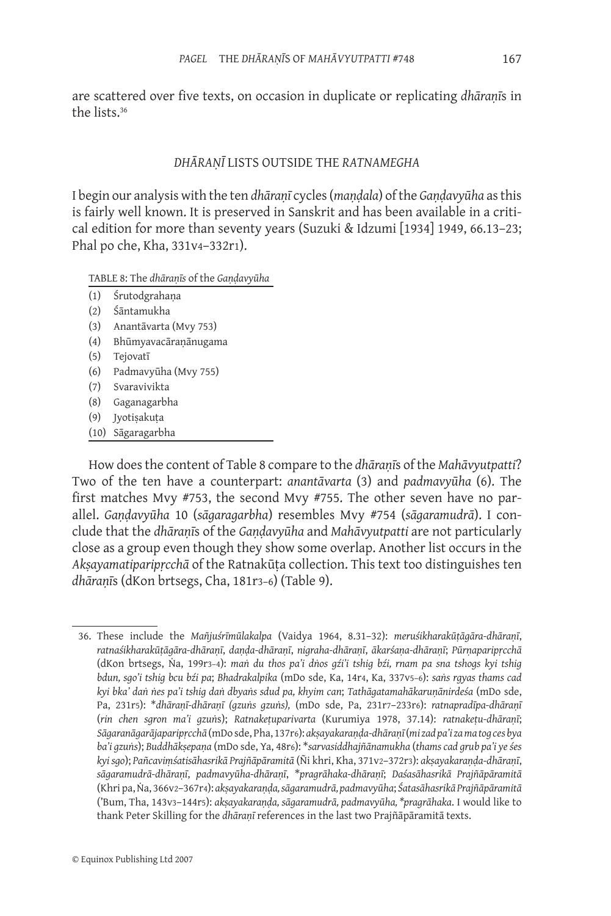are scattered over five texts, on occasion in duplicate or replicating *dhāraṇī*s in the lists.[36]

## *DHĀRAṆĪ* LISTS OUTSIDE THE *RATNAMEGHA*

I begin our analysis with the ten *dhāraṇī* cycles (*maṇḍala*) of the *Gaṇḍavyūha* as this is fairly well known. It is preserved in Sanskrit and has been available in a critical edition for more than seventy years (Suzuki & Idzumi [1934] 1949, 66.13–23; Phal po che, Kha, 331v4–332r1).

TABLE 8: The *dhāraṇīs* of the *Gaṇḍavyūha*

| | |
|---|---|
| (1) | Śrutodgrahaṇa |
| (2) | Śāntamukha |
| (3) | Anantāvarta (Mvy 753) |
| (4) | Bhūmyavacāraṇānugama |
| (5) | Tejovatī |
| (6) | Padmavyūha (Mvy 755) |
| (7) | Svaravivikta |
| (8) | Gaganagarbha |
| (9) | Jyotiṣakuṭa |
| (10) | Sāgaragarbha |

How does the content of Table 8 compare to the *dhāraṇī*s of the *Mahāvyutpatti*? Two of the ten have a counterpart: *anantāvarta* (3) and *padmavyūha* (6). The first matches Mvy #753, the second Mvy #755. The other seven have no parallel. *Gaṇḍavyūha* 10 (*sāgaragarbha*) resembles Mvy #754 (*sāgaramudrā*). I conclude that the *dhāraṇī*s of the *Gaṇḍavyūha* and *Mahāvyutpatti* are not particularly close as a group even though they show some overlap. Another list occurs in the *Akṣayamatiparipṛcchā* of the Ratnakūṭa collection. This text too distinguishes ten *dhāraṇī*s (dKon brtsegs, Cha, 181r3–6) (Table 9).

---

36. These include the *Mañjuśrīmūlakalpa* (Vaidya 1964, 8.31–32): *meruśikharakūṭāgāra-dhāraṇī*, *ratnaśikharakūṭāgāra-dhāraṇī*, *daṇḍa-dhāraṇī*, *nigraha-dhāraṇī*, *ākarśaṇa-dhāraṇī*; *Pūrṇaparipṛcchā* (dKon brtsegs, Ṅa, 199r3–4): *maṅ du thos pa'i dṅos gźi'i tshig bźi*, *rnam pa sna tshogs kyi tshig bdun*, *sgo'i tshig bcu bźi pa*; *Bhadrakalpika* (mDo sde, Ka, 14r4, Ka, 337v5–6): *saṅs rgyas thams cad kyi bka' daṅ ṅes pa'i tshig daṅ dbyaṅs sdud pa*, *khyim can*; *Tathāgatamahākaruṇānirdeśa* (mDo sde, Pa, 231r5): *\*dhāraṇī-dhāraṇī (gzuṅs gzuṅs),* (mDo sde, Pa, 231r7–233r6): *ratnapradīpa-dhāraṇī* (*rin chen sgron ma'i gzuṅs*); *Ratnakeṭuparivarta* (Kurumiya 1978, 37.14): *ratnakeṭu-dhāraṇī*; *Sāgaranāgarājaparipṛcchā* (mDo sde, Pha, 137r6): *akṣayakaraṇḍa-dhāraṇī* (*mi zad pa'i za ma tog ces bya ba'i gzuṅs*); *Buddhākṣepaṇa* (mDo sde, Ya, 48r6): *\*sarvasiddhajñānamukha* (*thams cad grub pa'i ye śes kyi sgo*); *Pañcaviṃśatisāhasrikā Prajñāpāramitā* (Ñi khri, Kha, 371v2–372r3): *akṣayakaraṇḍa-dhāraṇī*, *sāgaramudrā-dhāraṇī*, *padmavyūha-dhāraṇī*, *\*pragrāhaka-dhāraṇī*; *Daśasāhasrikā Prajñāpāramitā* (Khri pa, Ṅa, 366v2–367r4): *akṣayakaraṇḍa*, *sāgaramudrā*, *padmavyūha*; *Śatasāhasrikā Prajñāpāramitā* ('Bum, Tha, 143v3–144r5): *akṣayakaraṇḍa*, *sāgaramudrā*, *padmavyūha*, *\*pragrāhaka*. I would like to thank Peter Skilling for the *dhāraṇī* references in the last two Prajñāpāramitā texts.

© Equinox Publishing Ltd 2007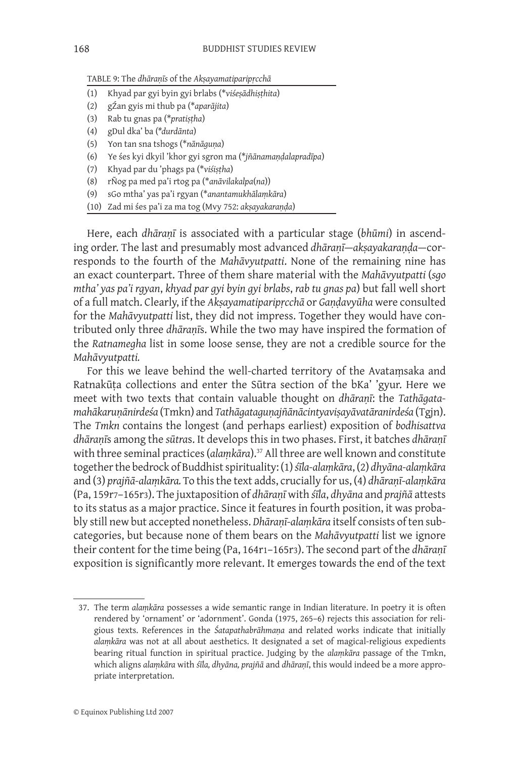TABLE 9: The *dhāraṇīs* of the *Akṣayamatiparipṛcchā*

| | |
|---|---|
| (1) | Khyad par gyi byin gyi brlabs (*\*viśeṣādhiṣṭhita*) |
| (2) | gŹan gyis mi thub pa (*\*aparājita*) |
| (3) | Rab tu gnas pa (*\*pratiṣṭha*) |
| (4) | gDul dka' ba (*\*durdānta*) |
| (5) | Yon tan sna tshogs (*\*nānāguṇa*) |
| (6) | Ye śes kyi dkyil 'khor gyi sgron ma (*\*jñānamaṇḍalapradīpa*) |
| (7) | Khyad par du 'phags pa (*\*viśiṣṭha*) |
| (8) | rÑog pa med pa'i rtog pa (*\*anāvilakalpa*(*na*)) |
| (9) | sGo mtha' yas pa'i rgyan (*\*anantamukhālaṃkāra*) |
| (10) | Zad mi śes pa'i za ma tog (Mvy 752: *akṣayakaraṇḍa*) |

Here, each *dhāraṇī* is associated with a particular stage (*bhūmi*) in ascending order. The last and presumably most advanced *dhāraṇī*—*akṣayakaraṇḍa*—corresponds to the fourth of the *Mahāvyutpatti*. None of the remaining nine has an exact counterpart. Three of them share material with the *Mahāvyutpatti* (*sgo mtha' yas pa'i rgyan*, *khyad par gyi byin gyi brlabs*, *rab tu gnas pa*) but fall well short of a full match. Clearly, if the *Akṣayamatiparipṛcchā* or *Gaṇḍavyūha* were consulted for the *Mahāvyutpatti* list, they did not impress. Together they would have contributed only three *dhāraṇīs*. While the two may have inspired the formation of the *Ratnamegha* list in some loose sense, they are not a credible source for the *Mahāvyutpatti.*

For this we leave behind the well-charted territory of the Avataṃsaka and Ratnakūṭa collections and enter the Sūtra section of the bKa' 'gyur. Here we meet with two texts that contain valuable thought on *dhāraṇī*: the *Tathāgatamahākaruṇānirdeśa* (Tmkn) and *Tathāgataguṇajñānācintyaviṣayāvatāranirdeśa* (Tgjn). The *Tmkn* contains the longest (and perhaps earliest) exposition of *bodhisattva dhāraṇīs* among the *sūtras*. It develops this in two phases. First, it batches *dhāraṇī* with three seminal practices (*alaṃkāra*).[37] All three are well known and constitute together the bedrock of Buddhist spirituality: (1) *śīla-alaṃkāra*, (2) *dhyāna-alaṃkāra* and (3) *prajñā-alaṃkāra.* To this the text adds, crucially for us, (4) *dhāraṇī-alaṃkāra* (Pa, 159r7–165r3). The juxtaposition of *dhāraṇī* with *śīla*, *dhyāna* and *prajñā* attests to its status as a major practice. Since it features in fourth position, it was probably still new but accepted nonetheless. *Dhāraṇī-alaṃkāra* itself consists of ten subcategories, but because none of them bears on the *Mahāvyutpatti* list we ignore their content for the time being (Pa, 164r1–165r3). The second part of the *dhāraṇī* exposition is significantly more relevant. It emerges towards the end of the text

---

37. The term *alaṃkāra* possesses a wide semantic range in Indian literature. In poetry it is often rendered by 'ornament' or 'adornment'. Gonda (1975, 265–6) rejects this association for religious texts. References in the *Śatapathabrāhmaṇa* and related works indicate that initially *alaṃkāra* was not at all about aesthetics. It designated a set of magical-religious expedients bearing ritual function in spiritual practice. Judging by the *alaṃkāra* passage of the Tmkn, which aligns *alaṃkāra* with *śīla, dhyāna, prajñā* and *dhāraṇī*, this would indeed be a more appropriate interpretation.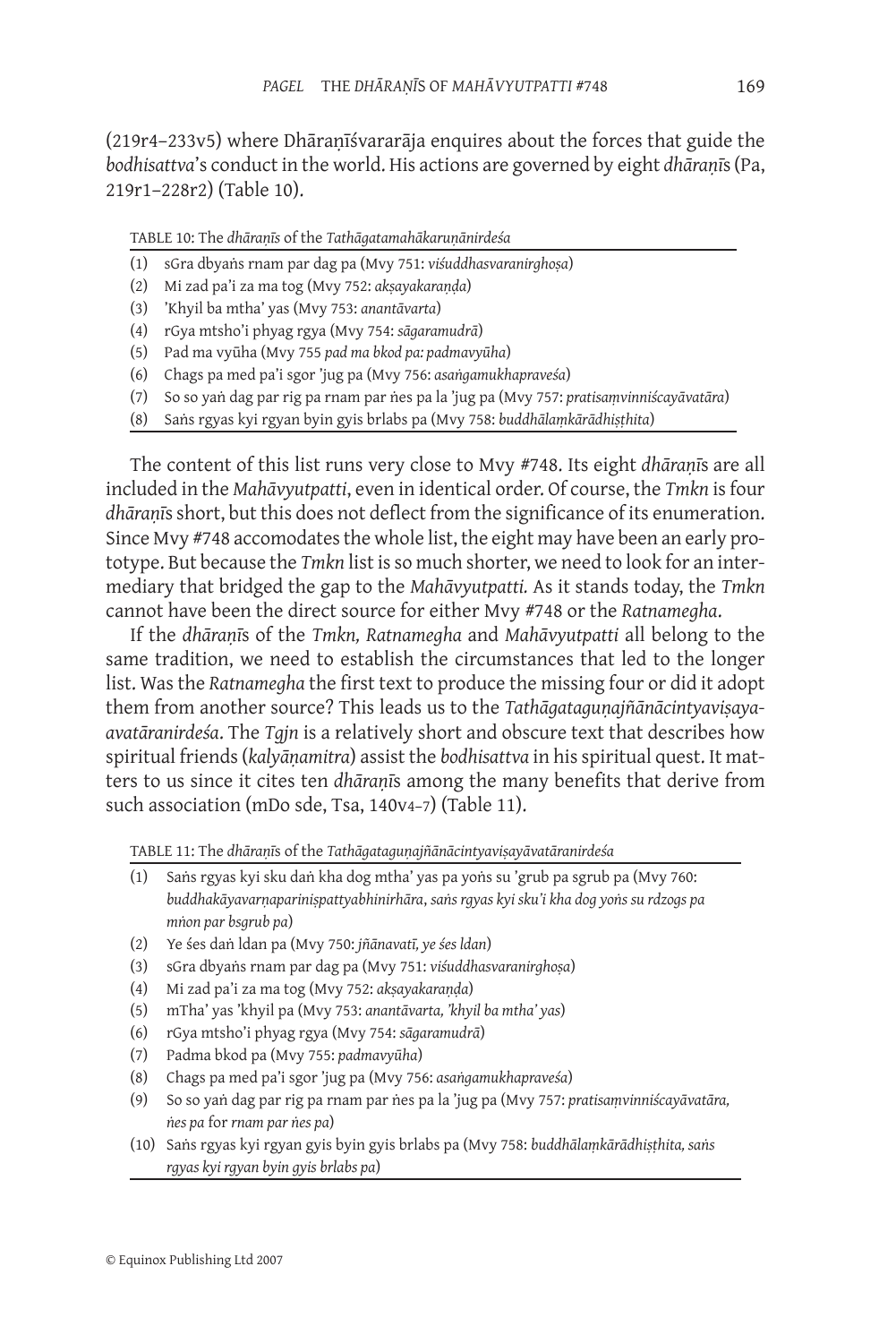(219r4–233v5) where Dhāraṇīśvararāja enquires about the forces that guide the *bodhisattva*'s conduct in the world. His actions are governed by eight *dhāraṇī*s (Pa, 219r1–228r2) (Table 10).

TABLE 10: The *dhāraṇīs* of the *Tathāgatamahākaruṇānirdeśa*

| | |
|---|---|
| (1) | sGra dbyaṅs rnam par dag pa (Mvy 751: *viśuddhasvaranirghoṣa*) |
| (2) | Mi zad pa'i za ma tog (Mvy 752: *akṣayakaraṇḍa*) |
| (3) | 'Khyil ba mtha' yas (Mvy 753: *anantāvarta*) |
| (4) | rGya mtsho'i phyag rgya (Mvy 754: *sāgaramudrā*) |
| (5) | Pad ma vyūha (Mvy 755 *pad ma bkod pa: padmavyūha*) |
| (6) | Chags pa med pa'i sgor 'jug pa (Mvy 756: *asaṅgamukhapraveśa*) |
| (7) | So so yaṅ dag par rig pa rnam par ṅes pa la 'jug pa (Mvy 757: *pratisaṃvinniścayāvatāra*) |
| (8) | Saṅs rgyas kyi rgyan byin gyis brlabs pa (Mvy 758: *buddhālaṃkārādhiṣṭhita*) |

The content of this list runs very close to Mvy #748. Its eight *dhāraṇī*s are all included in the *Mahāvyutpatti*, even in identical order. Of course, the *Tmkn* is four *dhāraṇī*s short, but this does not deflect from the significance of its enumeration. Since Mvy #748 accomodates the whole list, the eight may have been an early prototype. But because the *Tmkn* list is so much shorter, we need to look for an intermediary that bridged the gap to the *Mahāvyutpatti.* As it stands today, the *Tmkn* cannot have been the direct source for either Mvy #748 or the *Ratnamegha*.

If the *dhāraṇī*s of the *Tmkn, Ratnamegha* and *Mahāvyutpatti* all belong to the same tradition, we need to establish the circumstances that led to the longer list. Was the *Ratnamegha* the first text to produce the missing four or did it adopt them from another source? This leads us to the *Tathāgataguṇajñānācintyaviṣaya-avatāranirdeśa*. The *Tgjn* is a relatively short and obscure text that describes how spiritual friends (*kalyāṇamitra*) assist the *bodhisattva* in his spiritual quest. It matters to us since it cites ten *dhāraṇī*s among the many benefits that derive from such association (mDo sde, Tsa, 140v4–7) (Table 11).

TABLE 11: The *dhāraṇī*s of the *Tathāgataguṇajñānācintyaviṣayāvatāranirdeśa*

| | |
|---|---|
| (1) | Saṅs rgyas kyi sku daṅ kha dog mtha' yas pa yoṅs su 'grub pa sgrub pa (Mvy 760: *buddhakāyavarṇaparinispattyabhinirhāra*, *saṅs rgyas kyi sku'i kha dog yoṅs su rdzogs pa mṅon par bsgrub pa*) |
| (2) | Ye śes daṅ ldan pa (Mvy 750: *jñānavatī, ye śes ldan*) |
| (3) | sGra dbyaṅs rnam par dag pa (Mvy 751: *viśuddhasvaranirghoṣa*) |
| (4) | Mi zad pa'i za ma tog (Mvy 752: *akṣayakaraṇḍa*) |
| (5) | mTha' yas 'khyil pa (Mvy 753: *anantāvarta, 'khyil ba mtha' yas*) |
| (6) | rGya mtsho'i phyag rgya (Mvy 754: *sāgaramudrā*) |
| (7) | Padma bkod pa (Mvy 755: *padmavyūha*) |
| (8) | Chags pa med pa'i sgor 'jug pa (Mvy 756: *asaṅgamukhapraveśa*) |
| (9) | So so yaṅ dag par rig pa rnam par ṅes pa la 'jug pa (Mvy 757: *pratisaṃvinniścayāvatāra, ṅes pa* for *rnam par ṅes pa*) |
| (10) | Saṅs rgyas kyi rgyan gyis byin gyis brlabs pa (Mvy 758: *buddhālaṃkārādhiṣṭhita, saṅs rgyas kyi rgyan byin gyis brlabs pa*) |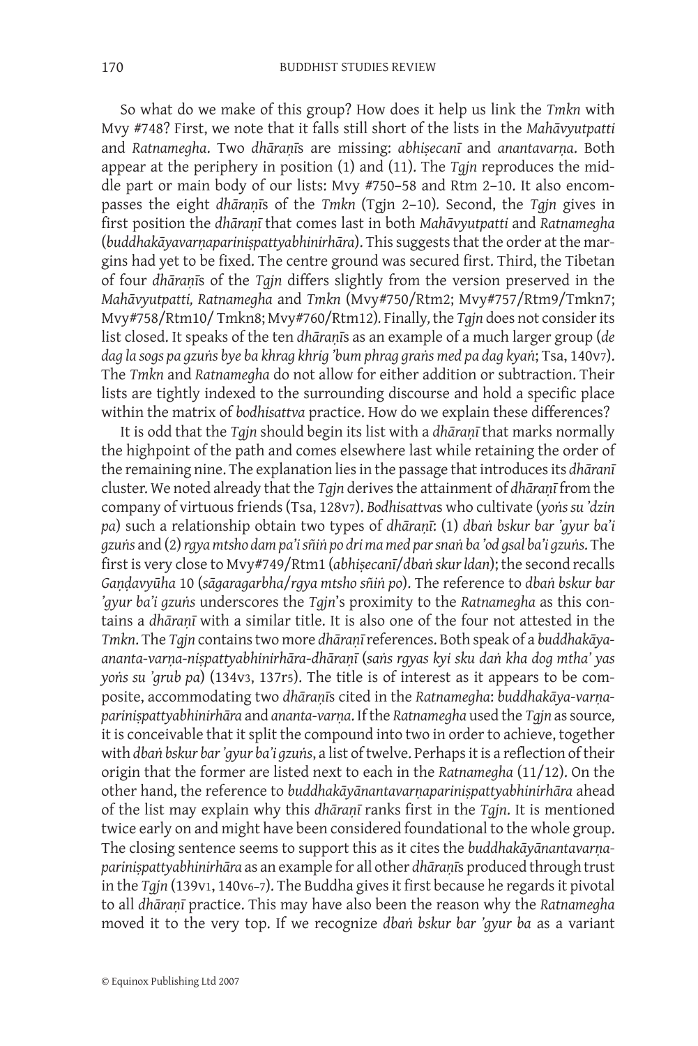So what do we make of this group? How does it help us link the *Tmkn* with Mvy #748? First, we note that it falls still short of the lists in the *Mahāvyutpatti* and *Ratnamegha*. Two *dhāraṇī*s are missing: *abhiṣecanī* and *anantavarṇa*. Both appear at the periphery in position (1) and (11). The *Tgjn* reproduces the middle part or main body of our lists: Mvy #750–58 and Rtm 2–10. It also encompasses the eight *dhāraṇī*s of the *Tmkn* (Tgjn 2–10). Second, the *Tgjn* gives in first position the *dhāraṇī* that comes last in both *Mahāvyutpatti* and *Ratnamegha* (*buddhakāyavarṇaparinispattyabhinirhāra*). This suggests that the order at the margins had yet to be fixed. The centre ground was secured first. Third, the Tibetan of four *dhāraṇī*s of the *Tgjn* differs slightly from the version preserved in the *Mahāvyutpatti, Ratnamegha* and *Tmkn* (Mvy#750/Rtm2; Mvy#757/Rtm9/Tmkn7; Mvy#758/Rtm10/ Tmkn8; Mvy#760/Rtm12). Finally, the *Tgjn* does not consider its list closed. It speaks of the ten *dhāraṇī*s as an example of a much larger group (*de dag la sogs pa gzuṅs bye ba khrag khrig 'bum phrag graṅs med pa dag kyaṅ*; Tsa, 140v7). The *Tmkn* and *Ratnamegha* do not allow for either addition or subtraction. Their lists are tightly indexed to the surrounding discourse and hold a specific place within the matrix of *bodhisattva* practice. How do we explain these differences?

It is odd that the *Tgjn* should begin its list with a *dhāraṇī* that marks normally the highpoint of the path and comes elsewhere last while retaining the order of the remaining nine. The explanation lies in the passage that introduces its *dhāranī* cluster. We noted already that the *Tgjn* derives the attainment of *dhāraṇī* from the company of virtuous friends (Tsa, 128v7). *Bodhisattva*s who cultivate (*yoṅs su 'dzin pa*) such a relationship obtain two types of *dhāraṇī*: (1) *dbaṅ bskur bar 'gyur ba'i gzuṅs* and (2) *rgya mtsho dam pa'i sñiṅ po dri ma med par snaṅ ba 'od gsal ba'i gzuṅs*. The first is very close to Mvy#749/Rtm1 (*abhiṣecanī*/*dbaṅ skur ldan*); the second recalls *Gaṇḍavyūha* 10 (*sāgaragarbha*/*rgya mtsho sñiṅ po*). The reference to *dbaṅ bskur bar 'gyur ba'i gzuṅs* underscores the *Tgjn*'s proximity to the *Ratnamegha* as this contains a *dhāraṇī* with a similar title. It is also one of the four not attested in the *Tmkn*. The *Tgjn* contains two more *dhāraṇī* references. Both speak of a *buddhakāya-ananta-varṇa-niṣpattyabhinirhāra-dhāraṇī* (*saṅs rgyas kyi sku daṅ kha dog mtha' yas yoṅs su 'grub pa*) (134v3, 137r5). The title is of interest as it appears to be composite, accommodating two *dhāraṇī*s cited in the *Ratnamegha*: *buddhakāya-varṇa-pariniṣpattyabhinirhāra* and *ananta-varṇa*. If the *Ratnamegha* used the *Tgjn* as source, it is conceivable that it split the compound into two in order to achieve, together with *dbaṅ bskur bar 'gyur ba'i gzuṅs*, a list of twelve. Perhaps it is a reflection of their origin that the former are listed next to each in the *Ratnamegha* (11/12). On the other hand, the reference to *buddhakāyānantavarṇapariniṣpattyabhinirhāra* ahead of the list may explain why this *dhāraṇī* ranks first in the *Tgjn*. It is mentioned twice early on and might have been considered foundational to the whole group. The closing sentence seems to support this as it cites the *buddhakāyānantavarṇa-pariniṣpattyabhinirhāra* as an example for all other *dhāraṇī*s produced through trust in the *Tgjn* (139v1, 140v6–7). The Buddha gives it first because he regards it pivotal to all *dhāraṇī* practice. This may have also been the reason why the *Ratnamegha* moved it to the very top. If we recognize *dbaṅ bskur bar 'gyur ba* as a variant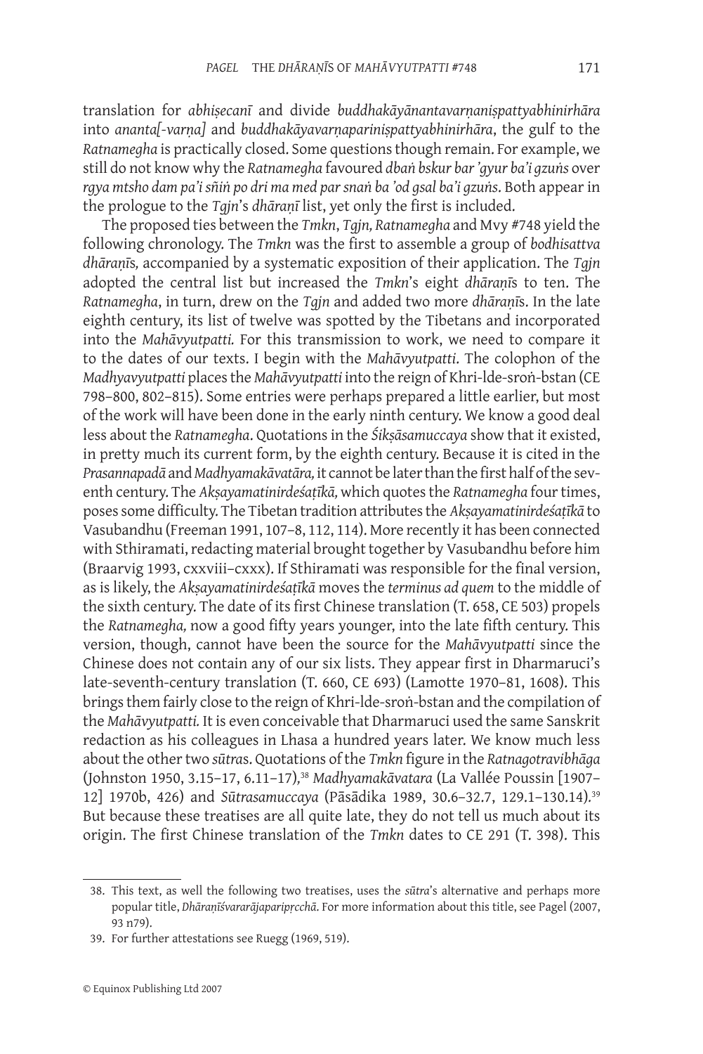translation for *abhiṣecanī* and divide *buddhakāyānantavarṇaniṣpattyabhinirhāra* into *ananta[-varṇa]* and *buddhakāyavarṇaparinişpattyabhinirhāra*, the gulf to the *Ratnamegha* is practically closed. Some questions though remain. For example, we still do not know why the *Ratnamegha* favoured *dbaṅ bskur bar 'gyur ba'i gzuṅs* over *rgya mtsho dam pa'i sñiṅ po dri ma med par snaṅ ba 'od gsal ba'i gzuṅs*. Both appear in the prologue to the *Tgjn*'s *dhāraṇī* list, yet only the first is included.

The proposed ties between the *Tmkn*, *Tgjn, Ratnamegha* and Mvy #748 yield the following chronology. The *Tmkn* was the first to assemble a group of *bodhisattva dhāraṇī*s, accompanied by a systematic exposition of their application. The *Tgjn* adopted the central list but increased the *Tmkn*'s eight *dhāraṇī*s to ten. The *Ratnamegha*, in turn, drew on the *Tgjn* and added two more *dhāraṇī*s. In the late eighth century, its list of twelve was spotted by the Tibetans and incorporated into the *Mahāvyutpatti.* For this transmission to work, we need to compare it to the dates of our texts. I begin with the *Mahāvyutpatti*. The colophon of the *Madhyavyutpatti* places the *Mahāvyutpatti* into the reign of Khri-lde-sroṅ-bstan (CE 798–800, 802–815). Some entries were perhaps prepared a little earlier, but most of the work will have been done in the early ninth century. We know a good deal less about the *Ratnamegha*. Quotations in the *Śikṣāsamuccaya* show that it existed, in pretty much its current form, by the eighth century. Because it is cited in the *Prasannapadā* and *Madhyamakāvatāra,* it cannot be later than the first half of the seventh century. The *Akṣayamatinirdeśaṭīkā,* which quotes the *Ratnamegha* four times, poses some difficulty. The Tibetan tradition attributes the *Akṣayamatinirdeśaṭīkā* to Vasubandhu (Freeman 1991, 107–8, 112, 114). More recently it has been connected with Sthiramati, redacting material brought together by Vasubandhu before him (Braarvig 1993, cxxviii–cxxx). If Sthiramati was responsible for the final version, as is likely, the *Akṣayamatinirdeśaṭīkā* moves the *terminus ad quem* to the middle of the sixth century. The date of its first Chinese translation (T. 658, CE 503) propels the *Ratnamegha,* now a good fifty years younger, into the late fifth century. This version, though, cannot have been the source for the *Mahāvyutpatti* since the Chinese does not contain any of our six lists. They appear first in Dharmaruci's late-seventh-century translation (T. 660, CE 693) (Lamotte 1970–81, 1608). This brings them fairly close to the reign of Khri-lde-sroṅ-bstan and the compilation of the *Mahāvyutpatti.* It is even conceivable that Dharmaruci used the same Sanskrit redaction as his colleagues in Lhasa a hundred years later. We know much less about the other two *sūtra*s. Quotations of the *Tmkn* figure in the *Ratnagotravibhāga* (Johnston 1950, 3.15–17, 6.11–17),[38] *Madhyamakāvatara* (La Vallée Poussin [1907–12] 1970b, 426) and *Sūtrasamuccaya* (Pāsādika 1989, 30.6–32.7, 129.1–130.14).[39] But because these treatises are all quite late, they do not tell us much about its origin. The first Chinese translation of the *Tmkn* dates to CE 291 (T. 398). This

38. This text, as well the following two treatises, uses the *sūtra*'s alternative and perhaps more popular title, *Dhāraṇīśvararājaparipṛcchā*. For more information about this title, see Pagel (2007, 93 n79).

39. For further attestations see Ruegg (1969, 519).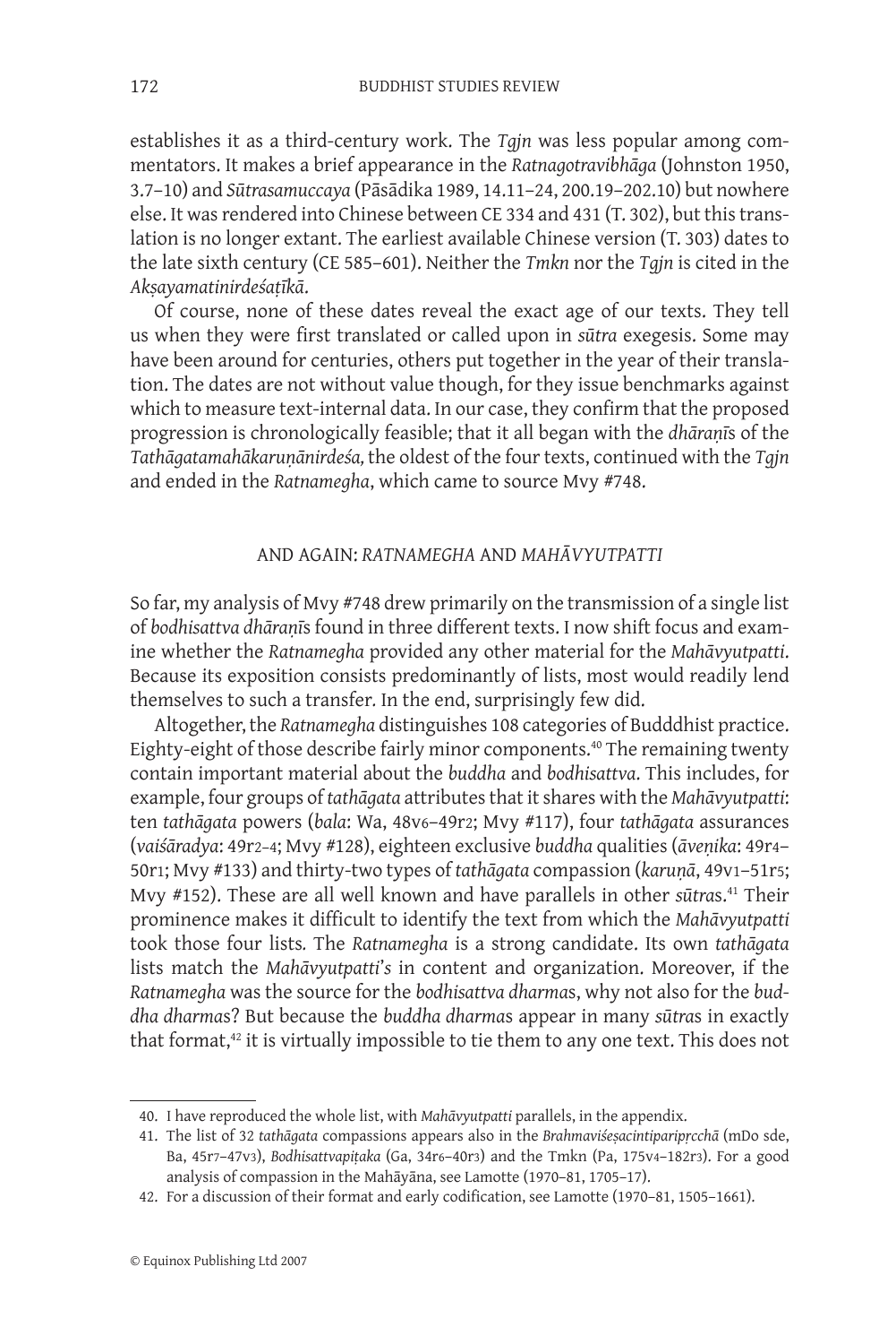establishes it as a third-century work. The *Tgjn* was less popular among commentators. It makes a brief appearance in the *Ratnagotravibhāga* (Johnston 1950, 3.7–10) and *Sūtrasamuccaya* (Pāsādika 1989, 14.11–24, 200.19–202.10) but nowhere else. It was rendered into Chinese between CE 334 and 431 (T. 302), but this translation is no longer extant. The earliest available Chinese version (T. 303) dates to the late sixth century (CE 585–601). Neither the *Tmkn* nor the *Tgjn* is cited in the *Akṣayamatinirdeśaṭīkā*.

Of course, none of these dates reveal the exact age of our texts. They tell us when they were first translated or called upon in *sūtra* exegesis. Some may have been around for centuries, others put together in the year of their translation. The dates are not without value though, for they issue benchmarks against which to measure text-internal data. In our case, they confirm that the proposed progression is chronologically feasible; that it all began with the *dhāraṇī*s of the *Tathāgatamahākaruṇānirdeśa,* the oldest of the four texts, continued with the *Tgjn* and ended in the *Ratnamegha*, which came to source Mvy #748.

## AND AGAIN: *RATNAMEGHA* AND *MAHĀVYUTPATTI*

So far, my analysis of Mvy #748 drew primarily on the transmission of a single list of *bodhisattva dhāraṇī*s found in three different texts. I now shift focus and examine whether the *Ratnamegha* provided any other material for the *Mahāvyutpatti*. Because its exposition consists predominantly of lists, most would readily lend themselves to such a transfer. In the end, surprisingly few did.

Altogether, the *Ratnamegha* distinguishes 108 categories of Budddhist practice. Eighty-eight of those describe fairly minor components.[40] The remaining twenty contain important material about the *buddha* and *bodhisattva*. This includes, for example, four groups of *tathāgata* attributes that it shares with the *Mahāvyutpatti*: ten *tathāgata* powers (*bala*: Wa, 48v6–49r2; Mvy #117), four *tathāgata* assurances (*vaiśāradya*: 49r2–4; Mvy #128), eighteen exclusive *buddha* qualities (*āveṇika*: 49r4–50r1; Mvy #133) and thirty-two types of *tathāgata* compassion (*karuṇā*, 49v1–51r5; Mvy #152). These are all well known and have parallels in other *sūtra*s.[41] Their prominence makes it difficult to identify the text from which the *Mahāvyutpatti* took those four lists. The *Ratnamegha* is a strong candidate. Its own *tathāgata* lists match the *Mahāvyutpatti*'s in content and organization. Moreover, if the *Ratnamegha* was the source for the *bodhisattva dharma*s, why not also for the *buddha dharma*s? But because the *buddha dharma*s appear in many *sūtra*s in exactly that format,[42] it is virtually impossible to tie them to any one text. This does not

40. I have reproduced the whole list, with *Mahāvyutpatti* parallels, in the appendix.

41. The list of 32 *tathāgata* compassions appears also in the *Brahmaviśeṣacintiparipṛcchā* (mDo sde, Ba, 45r7–47v3), *Bodhisattvapiṭaka* (Ga, 34r6–40r3) and the Tmkn (Pa, 175v4–182r3). For a good analysis of compassion in the Mahāyāna, see Lamotte (1970–81, 1705–17).

42. For a discussion of their format and early codification, see Lamotte (1970–81, 1505–1661).

© Equinox Publishing Ltd 2007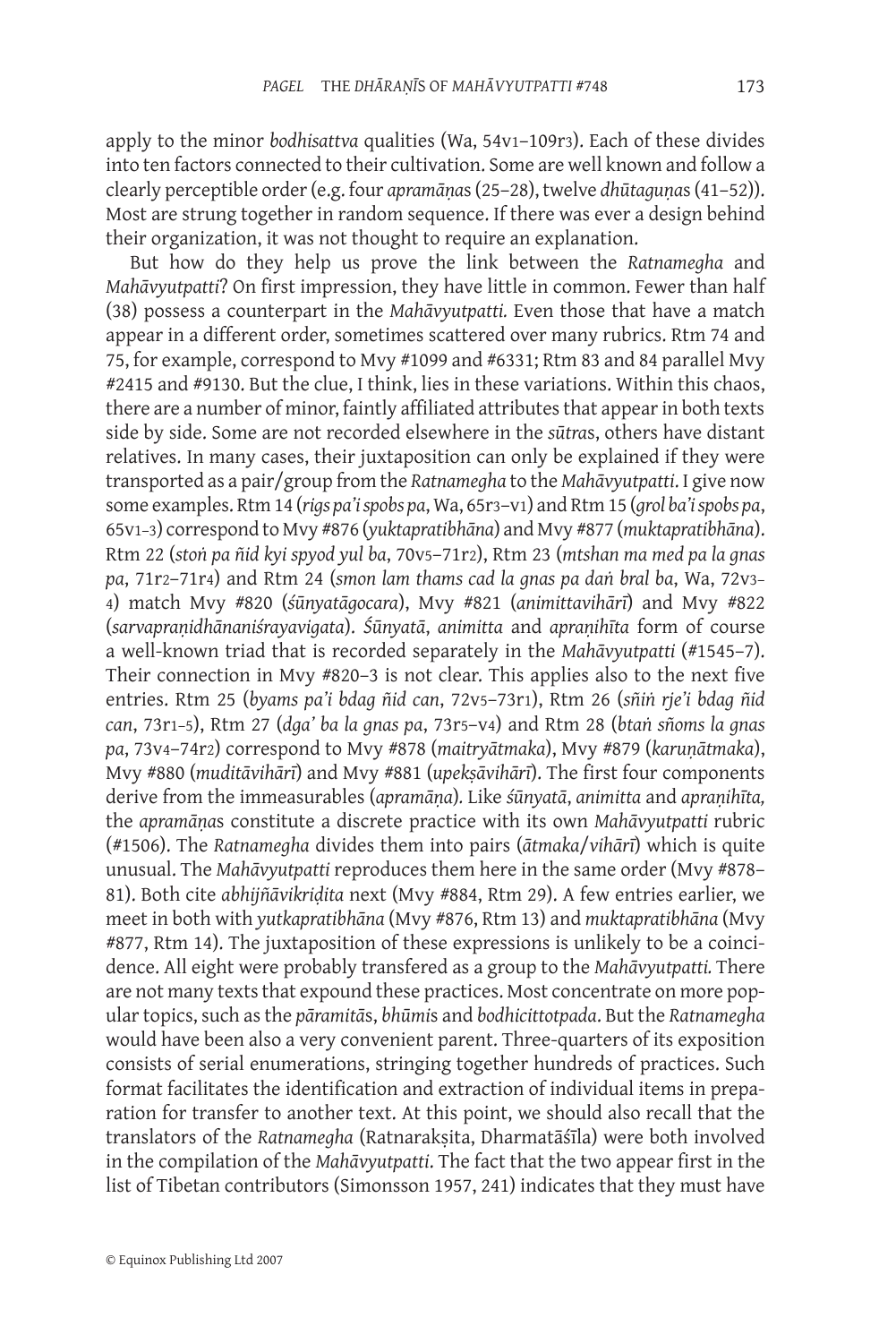apply to the minor *bodhisattva* qualities (Wa, 54v1–109r3). Each of these divides into ten factors connected to their cultivation. Some are well known and follow a clearly perceptible order (e.g. four *apramāṇa*s (25–28), twelve *dhūtaguṇa*s (41–52)). Most are strung together in random sequence. If there was ever a design behind their organization, it was not thought to require an explanation.

But how do they help us prove the link between the *Ratnamegha* and *Mahāvyutpatti*? On first impression, they have little in common. Fewer than half (38) possess a counterpart in the *Mahāvyutpatti*. Even those that have a match appear in a different order, sometimes scattered over many rubrics. Rtm 74 and 75, for example, correspond to Mvy #1099 and #6331; Rtm 83 and 84 parallel Mvy #2415 and #9130. But the clue, I think, lies in these variations. Within this chaos, there are a number of minor, faintly affiliated attributes that appear in both texts side by side. Some are not recorded elsewhere in the *sūtra*s, others have distant relatives. In many cases, their juxtaposition can only be explained if they were transported as a pair/group from the *Ratnamegha* to the *Mahāvyutpatti*. I give now some examples. Rtm 14 (*rigs pa'i spobs pa*, Wa, 65r3–v1) and Rtm 15 (*grol ba'i spobs pa*, 65v1–3) correspond to Mvy #876 (*yuktapratibhāna*) and Mvy #877 (*muktapratibhāna*). Rtm 22 (*stoṅ pa ñid kyi spyod yul ba*, 70v5–71r2), Rtm 23 (*mtshan ma med pa la gnas pa*, 71r2–71r4) and Rtm 24 (*smon lam thams cad la gnas pa daṅ bral ba*, Wa, 72v3–4) match Mvy #820 (*śūnyatāgocara*), Mvy #821 (*animittavihārī*) and Mvy #822 (*sarvapraṇidhānaniśrayavigata*). *Śūnyatā*, *animitta* and *apraṇihīta* form of course a well-known triad that is recorded separately in the *Mahāvyutpatti* (#1545–7). Their connection in Mvy #820–3 is not clear. This applies also to the next five entries. Rtm 25 (*byams pa'i bdag ñid can*, 72v5–73r1), Rtm 26 (*sñiṅ rje'i bdag ñid can*, 73r1–5), Rtm 27 (*dga' ba la gnas pa*, 73r5–v4) and Rtm 28 (*btaṅ sñoms la gnas pa*, 73v4–74r2) correspond to Mvy #878 (*maitryātmaka*), Mvy #879 (*karuṇātmaka*), Mvy #880 (*muditāvihārī*) and Mvy #881 (*upekṣāvihārī*). The first four components derive from the immeasurables (*apramāṇa*). Like *śūnyatā*, *animitta* and *apraṇihīta*, the *apramāṇa*s constitute a discrete practice with its own *Mahāvyutpatti* rubric (#1506). The *Ratnamegha* divides them into pairs (*ātmaka*/*vihārī*) which is quite unusual. The *Mahāvyutpatti* reproduces them here in the same order (Mvy #878–81). Both cite *abhijñāvikriḍita* next (Mvy #884, Rtm 29). A few entries earlier, we meet in both with *yutkapratibhāna* (Mvy #876, Rtm 13) and *muktapratibhāna* (Mvy #877, Rtm 14). The juxtaposition of these expressions is unlikely to be a coincidence. All eight were probably transfered as a group to the *Mahāvyutpatti.* There are not many texts that expound these practices. Most concentrate on more popular topics, such as the *pāramitā*s, *bhūmi*s and *bodhicittotpada*. But the *Ratnamegha* would have been also a very convenient parent. Three-quarters of its exposition consists of serial enumerations, stringing together hundreds of practices. Such format facilitates the identification and extraction of individual items in preparation for transfer to another text. At this point, we should also recall that the translators of the *Ratnamegha* (Ratnarakṣita, Dharmatāśīla) were both involved in the compilation of the *Mahāvyutpatti*. The fact that the two appear first in the list of Tibetan contributors (Simonsson 1957, 241) indicates that they must have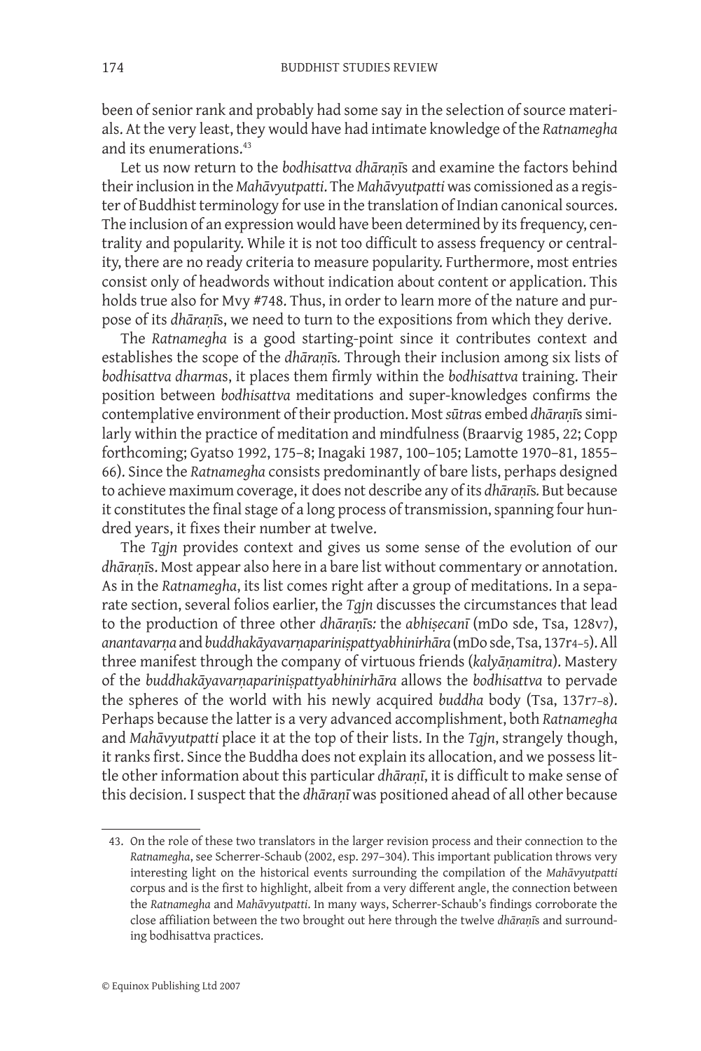been of senior rank and probably had some say in the selection of source materials. At the very least, they would have had intimate knowledge of the *Ratnamegha* and its enumerations.[43]

Let us now return to the *bodhisattva dhāraṇī*s and examine the factors behind their inclusion in the *Mahāvyutpatti*. The *Mahāvyutpatti* was comissioned as a register of Buddhist terminology for use in the translation of Indian canonical sources. The inclusion of an expression would have been determined by its frequency, centrality and popularity. While it is not too difficult to assess frequency or centrality, there are no ready criteria to measure popularity. Furthermore, most entries consist only of headwords without indication about content or application. This holds true also for Mvy #748. Thus, in order to learn more of the nature and purpose of its *dhāraṇī*s, we need to turn to the expositions from which they derive.

The *Ratnamegha* is a good starting-point since it contributes context and establishes the scope of the *dhāraṇī*s. Through their inclusion among six lists of *bodhisattva dharmas*, it places them firmly within the *bodhisattva* training. Their position between *bodhisattva* meditations and super-knowledges confirms the contemplative environment of their production. Most *sūtra*s embed *dhāraṇī*s similarly within the practice of meditation and mindfulness (Braarvig 1985, 22; Copp forthcoming; Gyatso 1992, 175–8; Inagaki 1987, 100–105; Lamotte 1970–81, 1855–66). Since the *Ratnamegha* consists predominantly of bare lists, perhaps designed to achieve maximum coverage, it does not describe any of its *dhāraṇī*s. But because it constitutes the final stage of a long process of transmission, spanning four hundred years, it fixes their number at twelve.

The *Tgjn* provides context and gives us some sense of the evolution of our *dhāraṇī*s. Most appear also here in a bare list without commentary or annotation. As in the *Ratnamegha*, its list comes right after a group of meditations. In a separate section, several folios earlier, the *Tgjn* discusses the circumstances that lead to the production of three other *dhāraṇī*s: the *abhiṣecanī* (mDo sde, Tsa, 128v7), *anantavarṇa* and *buddhakāyavarṇapariniṣpattyabhinirhāra* (mDo sde, Tsa, 137r4–5). All three manifest through the company of virtuous friends (*kalyāṇamitra*). Mastery of the *buddhakāyavarṇapariniṣpattyabhinirhāra* allows the *bodhisattva* to pervade the spheres of the world with his newly acquired *buddha* body (Tsa, 137r7–8). Perhaps because the latter is a very advanced accomplishment, both *Ratnamegha* and *Mahāvyutpatti* place it at the top of their lists. In the *Tgjn*, strangely though, it ranks first. Since the Buddha does not explain its allocation, and we possess little other information about this particular *dhāraṇī*, it is difficult to make sense of this decision. I suspect that the *dhāraṇī* was positioned ahead of all other because

---

43. On the role of these two translators in the larger revision process and their connection to the *Ratnamegha*, see Scherrer-Schaub (2002, esp. 297–304). This important publication throws very interesting light on the historical events surrounding the compilation of the *Mahāvyutpatti* corpus and is the first to highlight, albeit from a very different angle, the connection between the *Ratnamegha* and *Mahāvyutpatti*. In many ways, Scherrer-Schaub's findings corroborate the close affiliation between the two brought out here through the twelve *dhāraṇī*s and surrounding bodhisattva practices.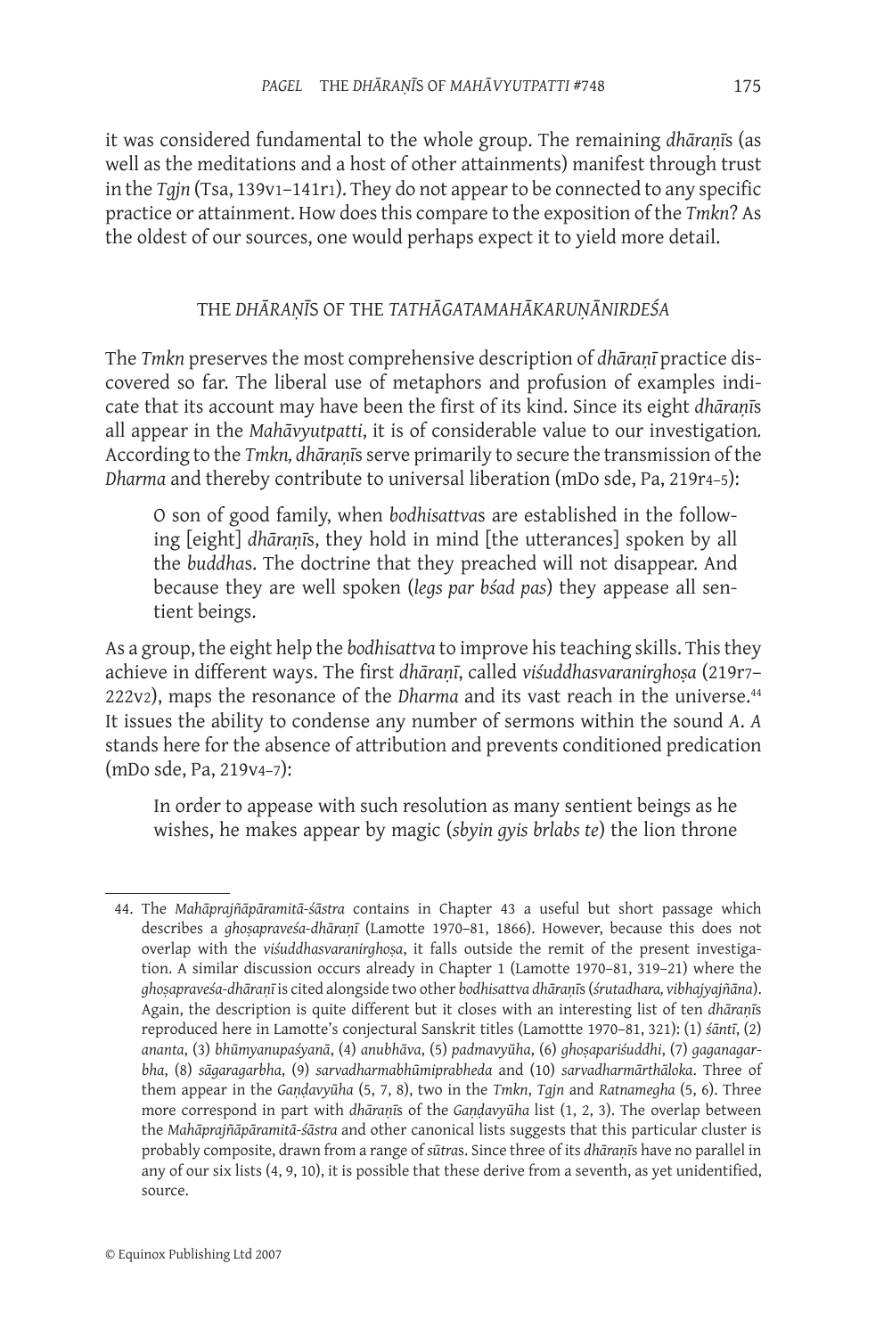it was considered fundamental to the whole group. The remaining *dhāraṇī*s (as well as the meditations and a host of other attainments) manifest through trust in the *Tgjn* (Tsa, 139v1–141r1). They do not appear to be connected to any specific practice or attainment. How does this compare to the exposition of the *Tmkn*? As the oldest of our sources, one would perhaps expect it to yield more detail.

## THE *DHĀRAṆĪ*S OF THE *TATHĀGATAMAHĀKARUṆĀNIRDEŚA*

The *Tmkn* preserves the most comprehensive description of *dhāraṇī* practice discovered so far. The liberal use of metaphors and profusion of examples indicate that its account may have been the first of its kind. Since its eight *dhāraṇī*s all appear in the *Mahāvyutpatti*, it is of considerable value to our investigation. According to the *Tmkn, dhāraṇī*s serve primarily to secure the transmission of the *Dharma* and thereby contribute to universal liberation (mDo sde, Pa, 219r4–5):

> O son of good family, when *bodhisattva*s are established in the following [eight] *dhāraṇī*s, they hold in mind [the utterances] spoken by all the *buddha*s. The doctrine that they preached will not disappear. And because they are well spoken (*legs par bśad pas*) they appease all sentient beings.

As a group, the eight help the *bodhisattva* to improve his teaching skills. This they achieve in different ways. The first *dhāraṇī*, called *viśuddhasvaranirghoṣa* (219r7–222v2), maps the resonance of the *Dharma* and its vast reach in the universe.[44] It issues the ability to condense any number of sermons within the sound *A*. *A* stands here for the absence of attribution and prevents conditioned predication (mDo sde, Pa, 219v4–7):

> In order to appease with such resolution as many sentient beings as he wishes, he makes appear by magic (*sbyin gyis brlabs te*) the lion throne

---

44. The *Mahāprajñāpāramitā-śāstra* contains in Chapter 43 a useful but short passage which describes a *ghoṣapraveśa-dhāraṇī* (Lamotte 1970–81, 1866). However, because this does not overlap with the *viśuddhasvaranirghoṣa*, it falls outside the remit of the present investigation. A similar discussion occurs already in Chapter 1 (Lamotte 1970–81, 319–21) where the *ghoṣapraveśa-dhāraṇī* is cited alongside two other *bodhisattva dhāraṇī*s (*śrutadhara, vibhajyajñāna*). Again, the description is quite different but it closes with an interesting list of ten *dhāraṇī*s reproduced here in Lamotte's conjectural Sanskrit titles (Lamottte 1970–81, 321): (1) *śāntī*, (2) *ananta*, (3) *bhūmyanupaśyanā*, (4) *anubhāva*, (5) *padmavyūha*, (6) *ghoṣapariśuddhi*, (7) *gaganagarbha*, (8) *sāgaragarbha*, (9) *sarvadharmabhūmiprabheda* and (10) *sarvadharmārthāloka*. Three of them appear in the *Gaṇḍavyūha* (5, 7, 8), two in the *Tmkn*, *Tgjn* and *Ratnamegha* (5, 6). Three more correspond in part with *dhāraṇī*s of the *Gaṇḍavyūha* list (1, 2, 3). The overlap between the *Mahāprajñāpāramitā-śāstra* and other canonical lists suggests that this particular cluster is probably composite, drawn from a range of *sūtra*s. Since three of its *dhāraṇī*s have no parallel in any of our six lists (4, 9, 10), it is possible that these derive from a seventh, as yet unidentified, source.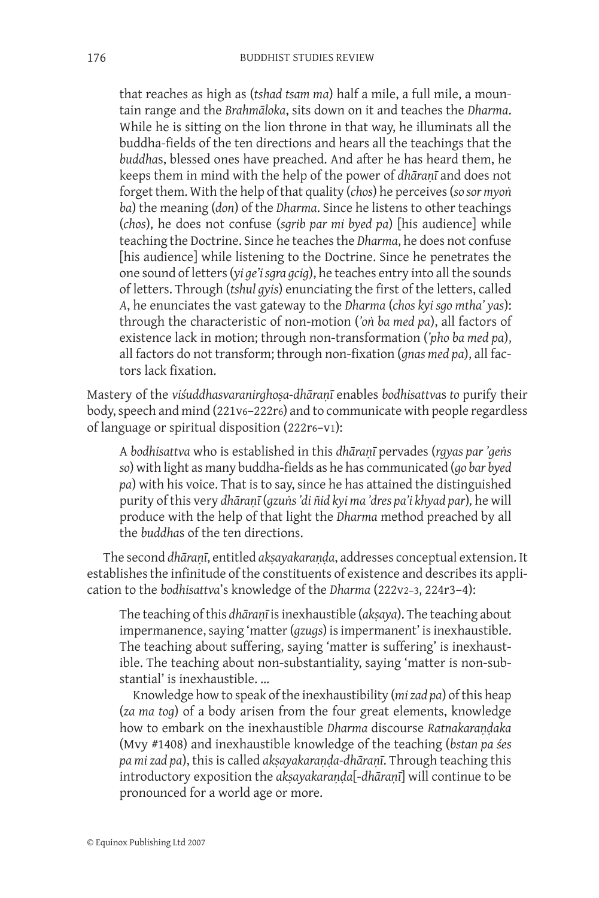> that reaches as high as (*tshad tsam ma*) half a mile, a full mile, a mountain range and the *Brahmāloka*, sits down on it and teaches the *Dharma*. While he is sitting on the lion throne in that way, he illuminats all the buddha-fields of the ten directions and hears all the teachings that the *buddha*s, blessed ones have preached. And after he has heard them, he keeps them in mind with the help of the power of *dhāraṇī* and does not forget them. With the help of that quality (*chos*) he perceives (*so sor myoṅ ba*) the meaning (*don*) of the *Dharma*. Since he listens to other teachings (*chos*), he does not confuse (*sgrib par mi byed pa*) [his audience] while teaching the Doctrine. Since he teaches the *Dharma*, he does not confuse [his audience] while listening to the Doctrine. Since he penetrates the one sound of letters (*yi ge'i sgra gcig*), he teaches entry into all the sounds of letters. Through (*tshul gyis*) enunciating the first of the letters, called *A*, he enunciates the vast gateway to the *Dharma* (*chos kyi sgo mtha' yas*): through the characteristic of non-motion (*'oṅ ba med pa*), all factors of existence lack in motion; through non-transformation (*'pho ba med pa*), all factors do not transform; through non-fixation (*gnas med pa*), all factors lack fixation.

Mastery of the *viśuddhasvaranirghoṣa-dhāraṇī* enables *bodhisattvas to* purify their body, speech and mind (221v6–222r6) and to communicate with people regardless of language or spiritual disposition (222r6–v1):

> A *bodhisattva* who is established in this *dhāraṇī* pervades (*rgyas par 'geṅs so*) with light as many buddha-fields as he has communicated (*go bar byed pa*) with his voice. That is to say, since he has attained the distinguished purity of this very *dhāraṇī* (*gzuṅs 'di ñid kyi ma 'dres pa'i khyad par*), he will produce with the help of that light the *Dharma* method preached by all the *buddha*s of the ten directions.

The second *dhāraṇī*, entitled *akṣayakaraṇḍa*, addresses conceptual extension. It establishes the infinitude of the constituents of existence and describes its application to the *bodhisattva*'s knowledge of the *Dharma* (222v2–3, 224r3–4):

> The teaching of this *dhāraṇī* is inexhaustible (*akṣaya*). The teaching about impermanence, saying 'matter (*gzugs*) is impermanent' is inexhaustible. The teaching about suffering, saying 'matter is suffering' is inexhaustible. The teaching about non-substantiality, saying 'matter is non-substantial' is inexhaustible. ...
>
> Knowledge how to speak of the inexhaustibility (*mi zad pa*) of this heap (*za ma tog*) of a body arisen from the four great elements, knowledge how to embark on the inexhaustible *Dharma* discourse *Ratnakaraṇḍaka* (Mvy #1408) and inexhaustible knowledge of the teaching (*bstan pa śes pa mi zad pa*), this is called *akṣayakaraṇḍa-dhāraṇī*. Through teaching this introductory exposition the *akṣayakaraṇḍa*[-*dhāraṇī*] will continue to be pronounced for a world age or more.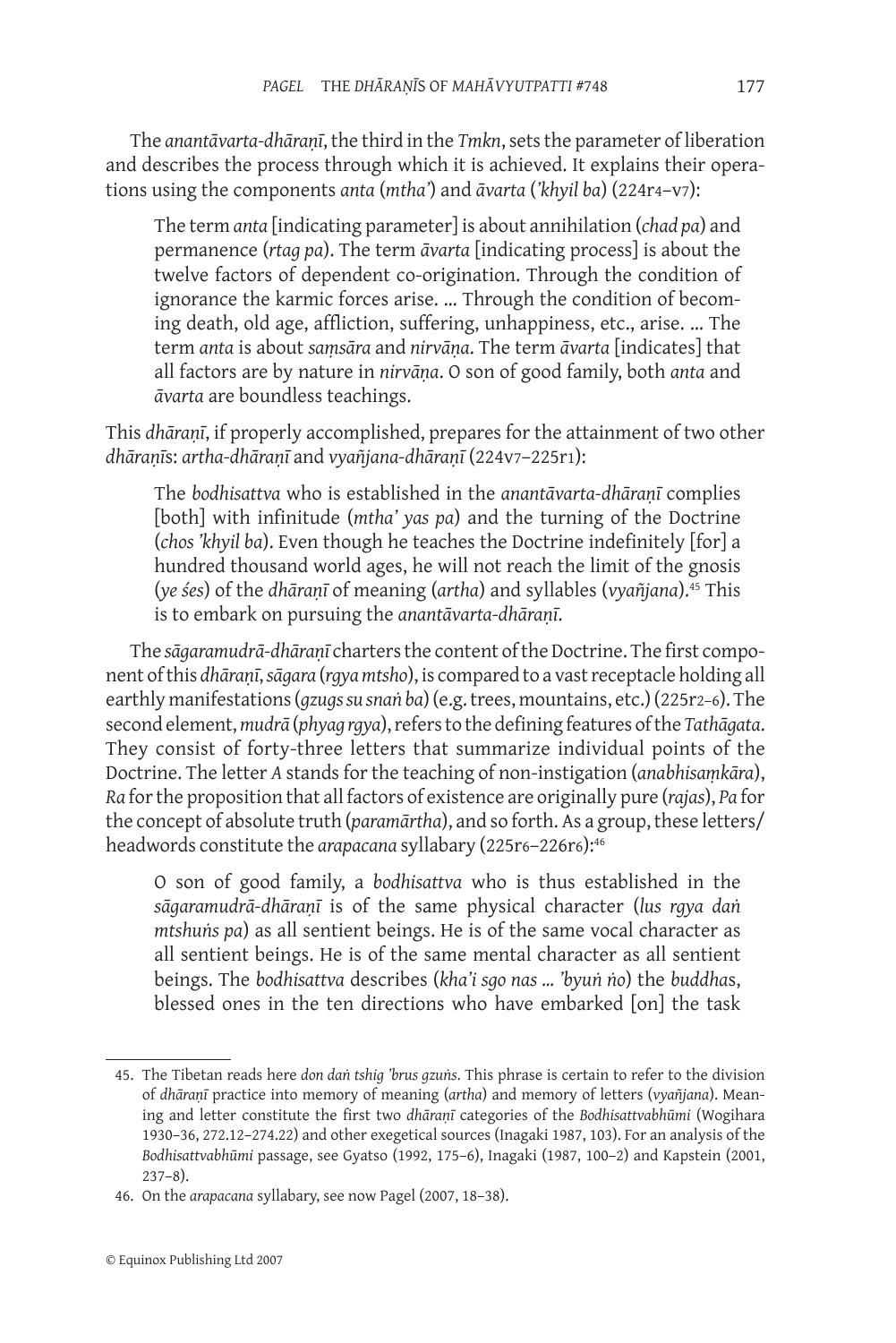The *anantāvarta-dhāraṇī*, the third in the *Tmkn*, sets the parameter of liberation and describes the process through which it is achieved. It explains their operations using the components *anta* (*mtha'*) and *āvarta* (*'khyil ba*) (224r4–v7):

> The term *anta* [indicating parameter] is about annihilation (*chad pa*) and permanence (*rtag pa*). The term *āvarta* [indicating process] is about the twelve factors of dependent co-origination. Through the condition of ignorance the karmic forces arise. … Through the condition of becoming death, old age, affliction, suffering, unhappiness, etc., arise. … The term *anta* is about *saṃsāra* and *nirvāṇa*. The term *āvarta* [indicates] that all factors are by nature in *nirvāṇa*. O son of good family, both *anta* and *āvarta* are boundless teachings.

This *dhāraṇī*, if properly accomplished, prepares for the attainment of two other *dhāraṇī*s: *artha-dhāraṇī* and *vyañjana-dhāraṇī* (224v7–225r1):

> The *bodhisattva* who is established in the *anantāvarta-dhāraṇī* complies [both] with infinitude (*mtha' yas pa*) and the turning of the Doctrine (*chos 'khyil ba*). Even though he teaches the Doctrine indefinitely [for] a hundred thousand world ages, he will not reach the limit of the gnosis (*ye śes*) of the *dhāraṇī* of meaning (*artha*) and syllables (*vyañjana*).[45] This is to embark on pursuing the *anantāvarta-dhāraṇī*.

The *sāgaramudrā-dhāraṇī* charters the content of the Doctrine. The first component of this *dhāraṇī*, *sāgara* (*rgya mtsho*), is compared to a vast receptacle holding all earthly manifestations (*gzugs su snaṅ ba*) (e.g. trees, mountains, etc.) (225r2–6). The second element, *mudrā* (*phyag rgya*), refers to the defining features of the *Tathāgata*. They consist of forty-three letters that summarize individual points of the Doctrine. The letter *A* stands for the teaching of non-instigation (*anabhisaṃkāra*), *Ra* for the proposition that all factors of existence are originally pure (*rajas*), *Pa* for the concept of absolute truth (*paramārtha*), and so forth. As a group, these letters/headwords constitute the *arapacana* syllabary (225r6–226r6):[46]

> O son of good family, a *bodhisattva* who is thus established in the *sāgaramudrā-dhāraṇī* is of the same physical character (*lus rgya daṅ mtshuṅs pa*) as all sentient beings. He is of the same vocal character as all sentient beings. He is of the same mental character as all sentient beings. The *bodhisattva* describes (*kha'i sgo nas … 'byuṅ ṅo*) the *buddha*s, blessed ones in the ten directions who have embarked [on] the task

---

45. The Tibetan reads here *don daṅ tshig 'brus gzuṅs*. This phrase is certain to refer to the division of *dhāraṇī* practice into memory of meaning (*artha*) and memory of letters (*vyañjana*). Meaning and letter constitute the first two *dhāraṇī* categories of the *Bodhisattvabhūmi* (Wogihara 1930–36, 272.12–274.22) and other exegetical sources (Inagaki 1987, 103). For an analysis of the *Bodhisattvabhūmi* passage, see Gyatso (1992, 175–6), Inagaki (1987, 100–2) and Kapstein (2001, 237–8).

46. On the *arapacana* syllabary, see now Pagel (2007, 18–38).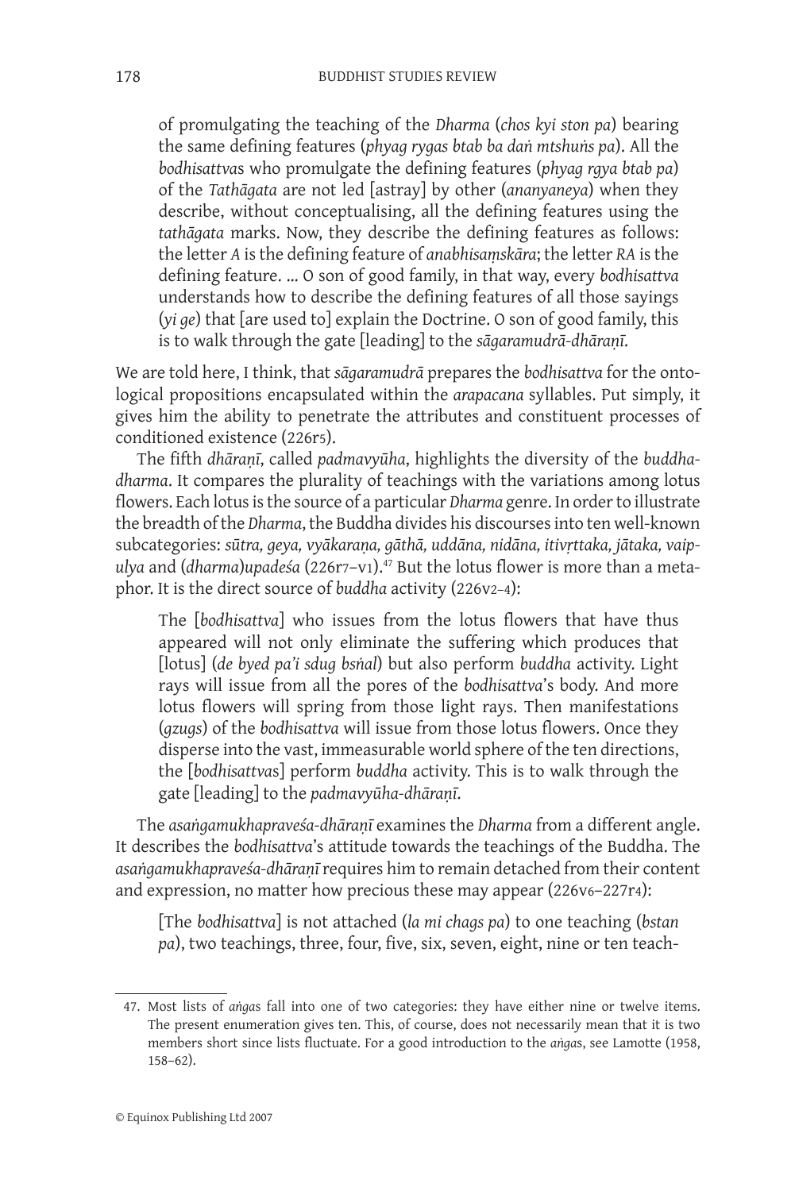> of promulgating the teaching of the *Dharma* (*chos kyi ston pa*) bearing the same defining features (*phyag rygas btab ba daṅ mtshuṅs pa*). All the *bodhisattva*s who promulgate the defining features (*phyag rgya btab pa*) of the *Tathāgata* are not led [astray] by other (*ananyaneya*) when they describe, without conceptualising, all the defining features using the *tathāgata* marks. Now, they describe the defining features as follows: the letter *A* is the defining feature of *anabhisaṃskāra*; the letter *RA* is the defining feature. ... O son of good family, in that way, every *bodhisattva* understands how to describe the defining features of all those sayings (*yi ge*) that [are used to] explain the Doctrine. O son of good family, this is to walk through the gate [leading] to the *sāgaramudrā-dhāraṇī*.

We are told here, I think, that *sāgaramudrā* prepares the *bodhisattva* for the ontological propositions encapsulated within the *arapacana* syllables. Put simply, it gives him the ability to penetrate the attributes and constituent processes of conditioned existence (226r5).

The fifth *dhāraṇī*, called *padmavyūha*, highlights the diversity of the *buddha-dharma*. It compares the plurality of teachings with the variations among lotus flowers. Each lotus is the source of a particular *Dharma* genre. In order to illustrate the breadth of the *Dharma*, the Buddha divides his discourses into ten well-known subcategories: *sūtra, geya, vyākaraṇa, gāthā, uddāna, nidāna, itivṛttaka, jātaka, vaipulya* and (*dharma*)*upadeśa* (226r7–v1).[47] But the lotus flower is more than a metaphor. It is the direct source of *buddha* activity (226v2–4):

> The [*bodhisattva*] who issues from the lotus flowers that have thus appeared will not only eliminate the suffering which produces that [lotus] (*de byed pa'i sdug bsṅal*) but also perform *buddha* activity. Light rays will issue from all the pores of the *bodhisattva*'s body. And more lotus flowers will spring from those light rays. Then manifestations (*gzugs*) of the *bodhisattva* will issue from those lotus flowers. Once they disperse into the vast, immeasurable world sphere of the ten directions, the [*bodhisattva*s] perform *buddha* activity. This is to walk through the gate [leading] to the *padmavyūha-dhāraṇī*.

The *asaṅgamukhapraveśa-dhāraṇī* examines the *Dharma* from a different angle. It describes the *bodhisattva*'s attitude towards the teachings of the Buddha. The *asaṅgamukhapraveśa-dhāraṇī* requires him to remain detached from their content and expression, no matter how precious these may appear (226v6–227r4):

> [The *bodhisattva*] is not attached (*la mi chags pa*) to one teaching (*bstan pa*), two teachings, three, four, five, six, seven, eight, nine or ten teach-

---

47. Most lists of *aṅga*s fall into one of two categories: they have either nine or twelve items. The present enumeration gives ten. This, of course, does not necessarily mean that it is two members short since lists fluctuate. For a good introduction to the *aṅga*s, see Lamotte (1958, 158–62).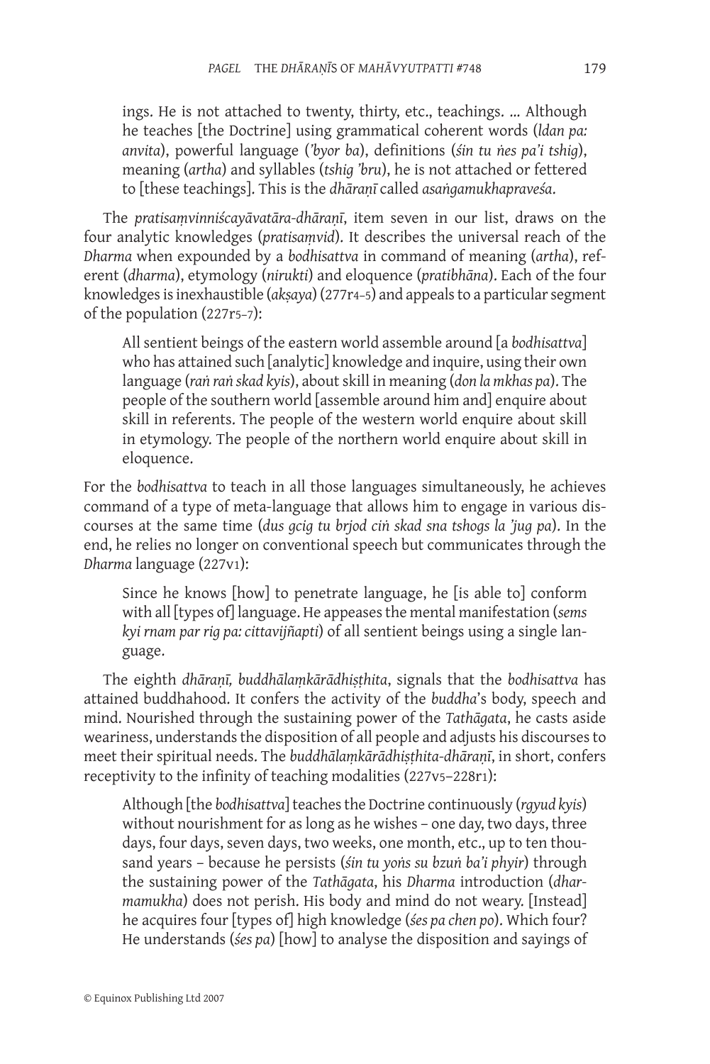> ings. He is not attached to twenty, thirty, etc., teachings. … Although he teaches [the Doctrine] using grammatical coherent words (*ldan pa: anvita*), powerful language (*'byor ba*), definitions (*śin tu ṅes pa'i tshig*), meaning (*artha*) and syllables (*tshig 'bru*), he is not attached or fettered to [these teachings]. This is the *dhāraṇī* called *asaṅgamukhapraveśa*.

The *pratisaṃvinniścayāvatāra-dhāraṇī*, item seven in our list, draws on the four analytic knowledges (*pratisaṃvid*). It describes the universal reach of the *Dharma* when expounded by a *bodhisattva* in command of meaning (*artha*), referent (*dharma*), etymology (*nirukti*) and eloquence (*pratibhāna*). Each of the four knowledges is inexhaustible (*akṣaya*) (277r4–5) and appeals to a particular segment of the population (227r5–7):

> All sentient beings of the eastern world assemble around [a *bodhisattva*] who has attained such [analytic] knowledge and inquire, using their own language (*raṅ raṅ skad kyis*), about skill in meaning (*don la mkhas pa*). The people of the southern world [assemble around him and] enquire about skill in referents. The people of the western world enquire about skill in etymology. The people of the northern world enquire about skill in eloquence.

For the *bodhisattva* to teach in all those languages simultaneously, he achieves command of a type of meta-language that allows him to engage in various discourses at the same time (*dus gcig tu brjod ciṅ skad sna tshogs la 'jug pa*). In the end, he relies no longer on conventional speech but communicates through the *Dharma* language (227v1):

> Since he knows [how] to penetrate language, he [is able to] conform with all [types of] language. He appeases the mental manifestation (*sems kyi rnam par rig pa: cittavijñapti*) of all sentient beings using a single language.

The eighth *dhāraṇī, buddhālaṃkārādhiṣṭhita*, signals that the *bodhisattva* has attained buddhahood. It confers the activity of the *buddha*'s body, speech and mind. Nourished through the sustaining power of the *Tathāgata*, he casts aside weariness, understands the disposition of all people and adjusts his discourses to meet their spiritual needs. The *buddhālaṃkārādhiṣṭhita-dhāraṇī*, in short, confers receptivity to the infinity of teaching modalities (227v5–228r1):

> Although [the *bodhisattva*] teaches the Doctrine continuously (*rgyud kyis*) without nourishment for as long as he wishes – one day, two days, three days, four days, seven days, two weeks, one month, etc., up to ten thousand years – because he persists (*śin tu yoṅs su bzuṅ ba'i phyir*) through the sustaining power of the *Tathāgata*, his *Dharma* introduction (*dharmamukha*) does not perish. His body and mind do not weary. [Instead] he acquires four [types of] high knowledge (*śes pa chen po*). Which four? He understands (*śes pa*) [how] to analyse the disposition and sayings of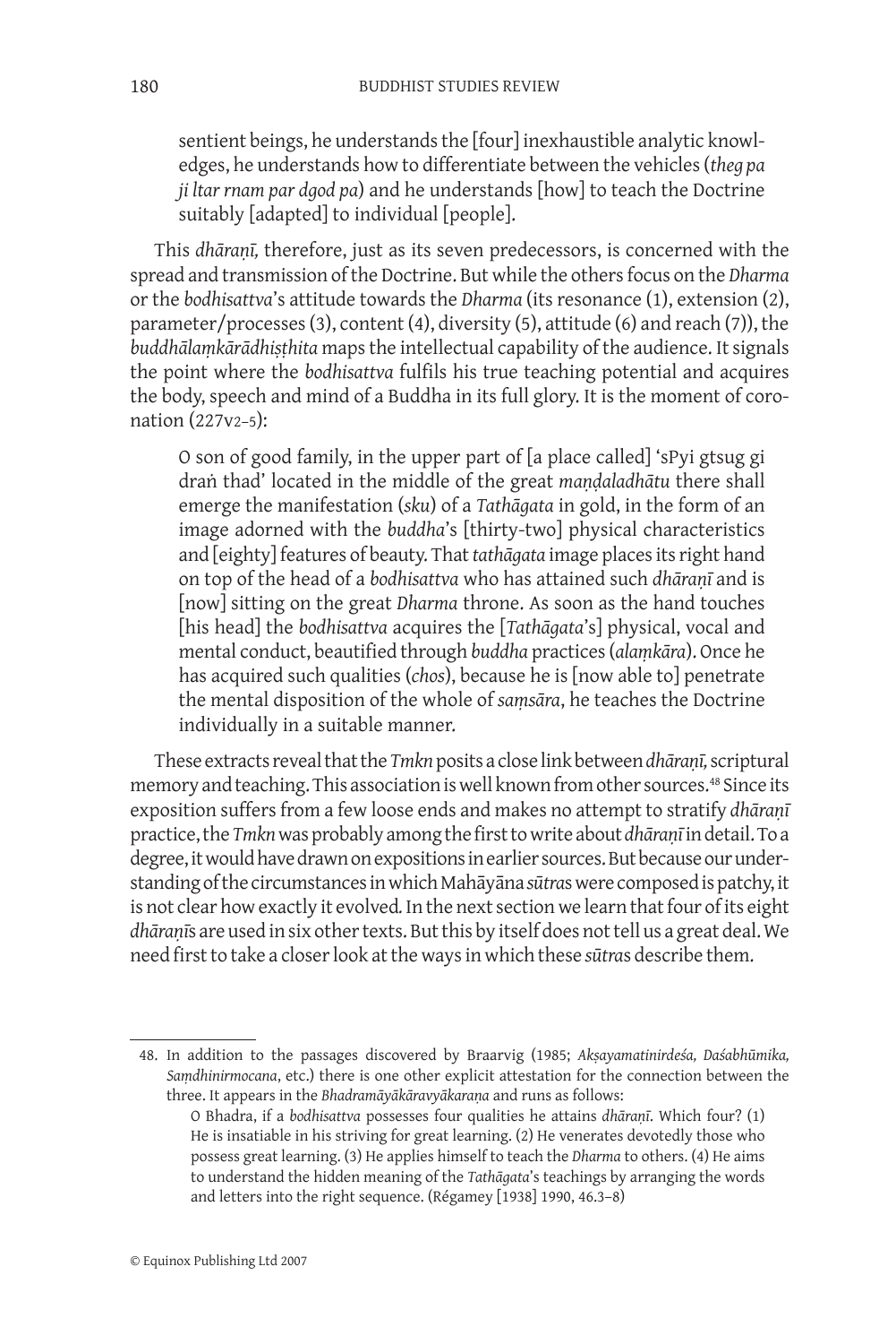> sentient beings, he understands the [four] inexhaustible analytic knowledges, he understands how to differentiate between the vehicles (*theg pa ji ltar rnam par dgod pa*) and he understands [how] to teach the Doctrine suitably [adapted] to individual [people].

This *dhāraṇī,* therefore, just as its seven predecessors, is concerned with the spread and transmission of the Doctrine. But while the others focus on the *Dharma* or the *bodhisattva*'s attitude towards the *Dharma* (its resonance (1), extension (2), parameter/processes (3), content (4), diversity (5), attitude (6) and reach (7)), the *buddhālaṃkārādhiṣṭhita* maps the intellectual capability of the audience. It signals the point where the *bodhisattva* fulfils his true teaching potential and acquires the body, speech and mind of a Buddha in its full glory. It is the moment of coronation (227v2–5):

> O son of good family, in the upper part of [a place called] 'sPyi gtsug gi draṅ thad' located in the middle of the great *maṇḍaladhātu* there shall emerge the manifestation (*sku*) of a *Tathāgata* in gold, in the form of an image adorned with the *buddha*'s [thirty-two] physical characteristics and [eighty] features of beauty. That *tathāgata* image places its right hand on top of the head of a *bodhisattva* who has attained such *dhāraṇī* and is [now] sitting on the great *Dharma* throne. As soon as the hand touches [his head] the *bodhisattva* acquires the [*Tathāgata*'s] physical, vocal and mental conduct, beautified through *buddha* practices (*alaṃkāra*). Once he has acquired such qualities (*chos*), because he is [now able to] penetrate the mental disposition of the whole of *saṃsāra*, he teaches the Doctrine individually in a suitable manner.

These extracts reveal that the *Tmkn* posits a close link between *dhāraṇī,* scriptural memory and teaching. This association is well known from other sources.[48] Since its exposition suffers from a few loose ends and makes no attempt to stratify *dhāraṇī* practice, the *Tmkn* was probably among the first to write about *dhāraṇī* in detail. To a degree, it would have drawn on expositions in earlier sources. But because our understanding of the circumstances in which Mahāyāna *sūtra*s were composed is patchy, it is not clear how exactly it evolved. In the next section we learn that four of its eight *dhāraṇī*s are used in six other texts. But this by itself does not tell us a great deal. We need first to take a closer look at the ways in which these *sūtra*s describe them.

---

48. In addition to the passages discovered by Braarvig (1985; *Akṣayamatinirdeśa, Daśabhūmika, Saṃdhinirmocana*, etc.) there is one other explicit attestation for the connection between the three. It appears in the *Bhadramāyākāravyākaraṇa* and runs as follows:

> O Bhadra, if a *bodhisattva* possesses four qualities he attains *dhāraṇī.* Which four? (1) He is insatiable in his striving for great learning. (2) He venerates devotedly those who possess great learning. (3) He applies himself to teach the *Dharma* to others. (4) He aims to understand the hidden meaning of the *Tathāgata*'s teachings by arranging the words and letters into the right sequence. (Régamey [1938] 1990, 46.3–8)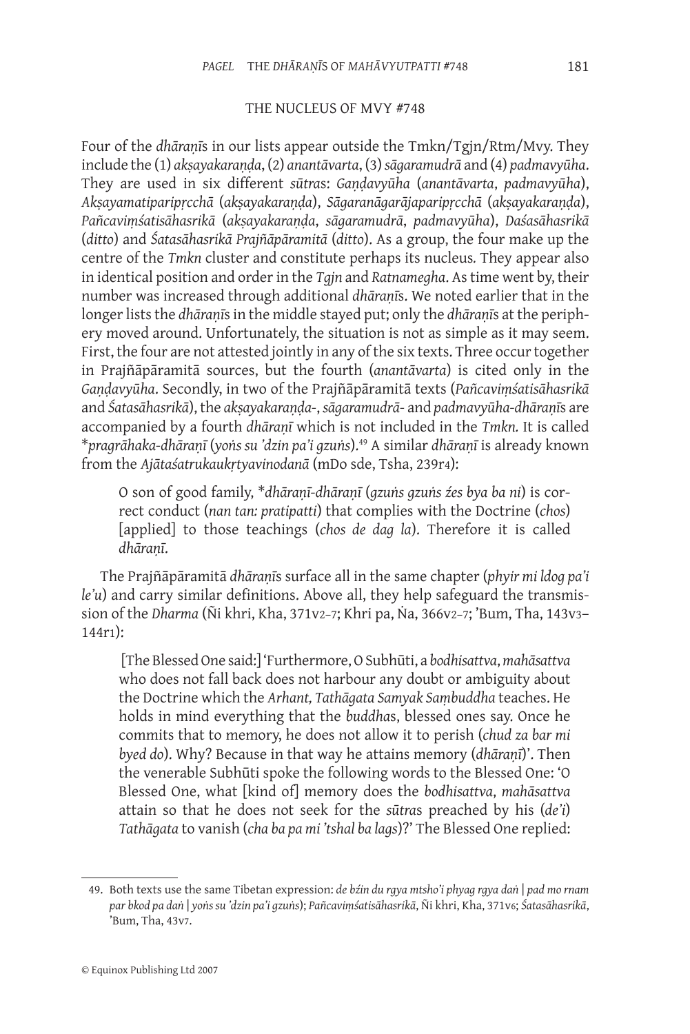## THE NUCLEUS OF MVY #748

Four of the *dhāraṇī*s in our lists appear outside the Tmkn/Tgjn/Rtm/Mvy. They include the (1) *akṣayakaraṇḍa*, (2) *anantāvarta*, (3) *sāgaramudrā* and (4) *padmavyūha*. They are used in six different *sūtra*s: *Gaṇḍavyūha* (*anantāvarta*, *padmavyūha*), *Akṣayamatiparipṛcchā* (*akṣayakaraṇḍa*), *Sāgaranāgarājaparipṛcchā* (*akṣayakaraṇḍa*), *Pañcaviṃśatisāhasrikā* (*akṣayakaraṇḍa*, *sāgaramudrā*, *padmavyūha*), *Daśasāhasrikā* (*ditto*) and *Śatasāhasrikā Prajñāpāramitā* (*ditto*). As a group, the four make up the centre of the *Tmkn* cluster and constitute perhaps its nucleus. They appear also in identical position and order in the *Tgjn* and *Ratnamegha*. As time went by, their number was increased through additional *dhāraṇī*s. We noted earlier that in the longer lists the *dhāraṇī*s in the middle stayed put; only the *dhāraṇī*s at the periphery moved around. Unfortunately, the situation is not as simple as it may seem. First, the four are not attested jointly in any of the six texts. Three occur together in Prajñāpāramitā sources, but the fourth (*anantāvarta*) is cited only in the *Gaṇḍavyūha*. Secondly, in two of the Prajñāpāramitā texts (*Pañcaviṃśatisāhasrikā* and *Śatasāhasrikā*), the *akṣayakaraṇḍa-*, *sāgaramudrā-* and *padmavyūha-dhāraṇī*s are accompanied by a fourth *dhāraṇī* which is not included in the *Tmkn.* It is called \**pragrāhaka-dhāraṇī* (*yoṅs su 'dzin pa'i gzuṅs*).[49] A similar *dhāraṇī* is already known from the *Ajātaśatrukaukṛtyavinodanā* (mDo sde, Tsha, 239r4):

> O son of good family, \**dhāraṇī-dhāraṇī* (*gzuṅs gzuṅs źes bya ba ni*) is correct conduct (*nan tan: pratipatti*) that complies with the Doctrine (*chos*) [applied] to those teachings (*chos de dag la*). Therefore it is called *dhāraṇī.*

The Prajñāpāramitā *dhāraṇī*s surface all in the same chapter (*phyir mi ldog pa'i le'u*) and carry similar definitions. Above all, they help safeguard the transmission of the *Dharma* (Ñi khri, Kha, 371v2–7; Khri pa, Ṅa, 366v2–7; 'Bum, Tha, 143v3–144r1):

> [The Blessed One said:] 'Furthermore, O Subhūti, a *bodhisattva*, *mahāsattva* who does not fall back does not harbour any doubt or ambiguity about the Doctrine which the *Arhant, Tathāgata Samyak Saṃbuddha* teaches. He holds in mind everything that the *buddha*s, blessed ones say. Once he commits that to memory, he does not allow it to perish (*chud za bar mi byed do*). Why? Because in that way he attains memory (*dhāraṇī*)'. Then the venerable Subhūti spoke the following words to the Blessed One: 'O Blessed One, what [kind of] memory does the *bodhisattva*, *mahāsattva* attain so that he does not seek for the *sūtra*s preached by his (*de'i*) *Tathāgata* to vanish (*cha ba pa mi 'tshal ba lags*)?' The Blessed One replied:

---

49. Both texts use the same Tibetan expression: *de bźin du rgya mtsho'i phyag rgya daṅ | pad mo rnam par bkod pa daṅ | yoṅs su 'dzin pa'i gzuṅs*); *Pañcaviṃśatisāhasrikā*, Ñi khri, Kha, 371v6; *Śatasāhasrikā*, 'Bum, Tha, 43v7.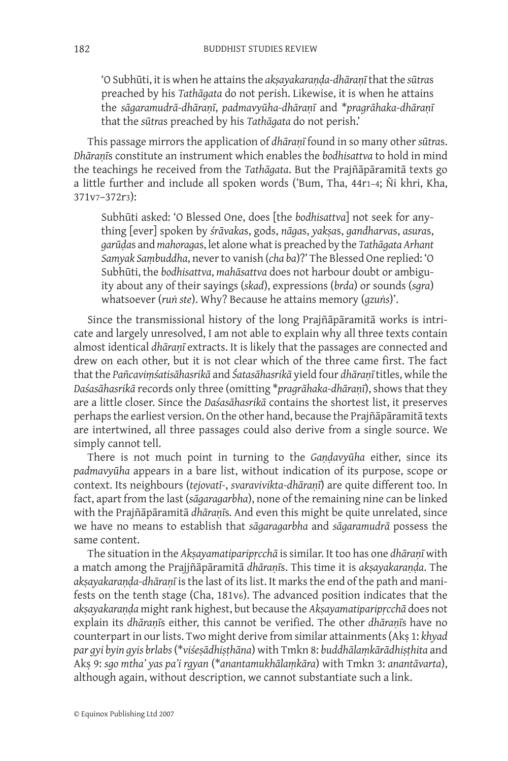> 'O Subhūti, it is when he attains the *akṣayakaraṇḍa-dhāraṇī* that the *sūtra*s preached by his *Tathāgata* do not perish. Likewise, it is when he attains the *sāgaramudrā-dhāraṇī*, *padmavyūha-dhāraṇī* and **pragrāhaka-dhāraṇī* that the *sūtra*s preached by his *Tathāgata* do not perish.'

This passage mirrors the application of *dhāraṇī* found in so many other *sūtra*s. *Dhāraṇī*s constitute an instrument which enables the *bodhisattva* to hold in mind the teachings he received from the *Tathāgata*. But the Prajñāpāramitā texts go a little further and include all spoken words ('Bum, Tha, 44r1–4; Ñi khri, Kha, 371v7–372r3):

> Subhūti asked: 'O Blessed One, does [the *bodhisattva*] not seek for anything [ever] spoken by *śrāvaka*s, gods, *nāga*s, *yakṣa*s, *gandharva*s, *asura*s, *garūḍa*s and *mahoraga*s, let alone what is preached by the *Tathāgata Arhant Samyak Saṃbuddha*, never to vanish (*cha ba*)?' The Blessed One replied: 'O Subhūti, the *bodhisattva*, *mahāsattva* does not harbour doubt or ambiguity about any of their sayings (*skad*), expressions (*brda*) or sounds (*sgra*) whatsoever (*ruṅ ste*). Why? Because he attains memory (*gzuṅs*)'.

Since the transmissional history of the long Prajñāpāramitā works is intricate and largely unresolved, I am not able to explain why all three texts contain almost identical *dhāraṇī* extracts. It is likely that the passages are connected and drew on each other, but it is not clear which of the three came first. The fact that the *Pañcaviṃśatisāhasrikā* and *Śatasāhasrikā* yield four *dhāraṇī* titles, while the *Daśasāhasrikā* records only three (omitting **pragrāhaka-dhāraṇī*), shows that they are a little closer. Since the *Daśasāhasrikā* contains the shortest list, it preserves perhaps the earliest version. On the other hand, because the Prajñāpāramitā texts are intertwined, all three passages could also derive from a single source. We simply cannot tell.

There is not much point in turning to the *Gaṇḍavyūha* either, since its *padmavyūha* appears in a bare list, without indication of its purpose, scope or context. Its neighbours (*tejovatī-*, *svaravivikta-dhāraṇī*) are quite different too. In fact, apart from the last (*sāgaragarbha*), none of the remaining nine can be linked with the Prajñāpāramitā *dhāraṇī*s. And even this might be quite unrelated, since we have no means to establish that *sāgaragarbha* and *sāgaramudrā* possess the same content.

The situation in the *Akṣayamatiparipṛcchā* is similar. It too has one *dhāraṇī* with a match among the Prajjñāpāramitā *dhāraṇī*s. This time it is *akṣayakaraṇḍa*. The *akṣayakaraṇḍa-dhāraṇī* is the last of its list. It marks the end of the path and manifests on the tenth stage (Cha, 181v6). The advanced position indicates that the *akṣayakaraṇḍa* might rank highest, but because the *Akṣayamatiparipṛcchā* does not explain its *dhāraṇī*s either, this cannot be verified. The other *dhāraṇī*s have no counterpart in our lists. Two might derive from similar attainments (Akṣ 1: *khyad par gyi byin gyis brlabs* (**viśeṣādhiṣṭhāna*) with Tmkn 8: *buddhālaṃkārādhiṣṭhita* and Akṣ 9: *sgo mtha' yas pa'i rgyan* (**anantamukhālaṃkāra*) with Tmkn 3: *anantāvarta*), although again, without description, we cannot substantiate such a link.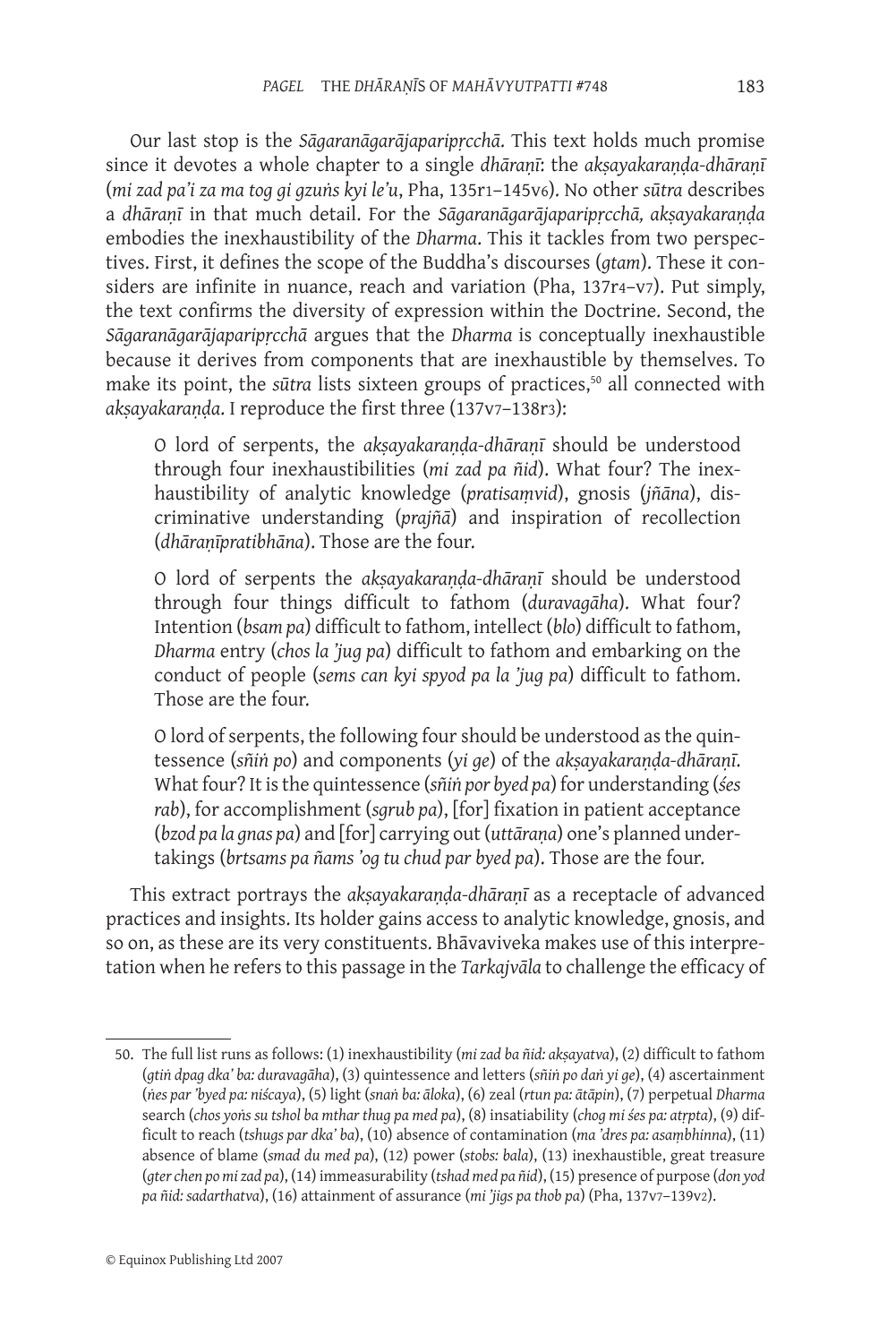Our last stop is the *Sāgaranāgarājaparipṛcchā*. This text holds much promise since it devotes a whole chapter to a single *dhāraṇī*: the *akṣayakaraṇḍa-dhāraṇī* (*mi zad pa'i za ma tog gi gzuṅs kyi le'u*, Pha, 135r1–145v6). No other *sūtra* describes a *dhāraṇī* in that much detail. For the *Sāgaranāgarājaparipṛcchā, akṣayakaraṇḍa* embodies the inexhaustibility of the *Dharma*. This it tackles from two perspectives. First, it defines the scope of the Buddha's discourses (*gtam*). These it considers are infinite in nuance, reach and variation (Pha, 137r4–v7). Put simply, the text confirms the diversity of expression within the Doctrine. Second, the *Sāgaranāgarājaparipṛcchā* argues that the *Dharma* is conceptually inexhaustible because it derives from components that are inexhaustible by themselves. To make its point, the *sūtra* lists sixteen groups of practices,[50] all connected with *akṣayakaraṇḍa*. I reproduce the first three (137v7–138r3):

> O lord of serpents, the *akṣayakaraṇḍa-dhāraṇī* should be understood through four inexhaustibilities (*mi zad pa ñid*). What four? The inexhaustibility of analytic knowledge (*pratisaṃvid*), gnosis (*jñāna*), discriminative understanding (*prajñā*) and inspiration of recollection (*dhāraṇīpratibhāna*). Those are the four.
>
> O lord of serpents the *akṣayakaraṇḍa-dhāraṇī* should be understood through four things difficult to fathom (*duravagāha*). What four? Intention (*bsam pa*) difficult to fathom, intellect (*blo*) difficult to fathom, *Dharma* entry (*chos la 'jug pa*) difficult to fathom and embarking on the conduct of people (*sems can kyi spyod pa la 'jug pa*) difficult to fathom. Those are the four.
>
> O lord of serpents, the following four should be understood as the quintessence (*sñiṅ po*) and components (*yi ge*) of the *akṣayakaraṇḍa-dhāraṇī*. What four? It is the quintessence (*sñiṅ por byed pa*) for understanding (*śes rab*), for accomplishment (*sgrub pa*), [for] fixation in patient acceptance (*bzod pa la gnas pa*) and [for] carrying out (*uttāraṇa*) one's planned undertakings (*brtsams pa ñams 'og tu chud par byed pa*). Those are the four.

This extract portrays the *akṣayakaraṇḍa-dhāraṇī* as a receptacle of advanced practices and insights. Its holder gains access to analytic knowledge, gnosis, and so on, as these are its very constituents. Bhāvaviveka makes use of this interpretation when he refers to this passage in the *Tarkajvāla* to challenge the efficacy of

---

50. The full list runs as follows: (1) inexhaustibility (*mi zad ba ñid: akṣayatva*), (2) difficult to fathom (*gtiṅ dpag dka' ba: duravagāha*), (3) quintessence and letters (*sñiṅ po daṅ yi ge*), (4) ascertainment (*ṅes par 'byed pa: niścaya*), (5) light (*snaṅ ba: āloka*), (6) zeal (*rtun pa: ātāpin*), (7) perpetual *Dharma* search (*chos yoṅs su tshol ba mthar thug pa med pa*), (8) insatiability (*chog mi śes pa: atṛpta*), (9) difficult to reach (*tshugs par dka' ba*), (10) absence of contamination (*ma 'dres pa: asaṃbhinna*), (11) absence of blame (*smad du med pa*), (12) power (*stobs: bala*), (13) inexhaustible, great treasure (*gter chen po mi zad pa*), (14) immeasurability (*tshad med pa ñid*), (15) presence of purpose (*don yod pa ñid: sadarthatva*), (16) attainment of assurance (*mi 'jigs pa thob pa*) (Pha, 137v7–139v2).

© Equinox Publishing Ltd 2007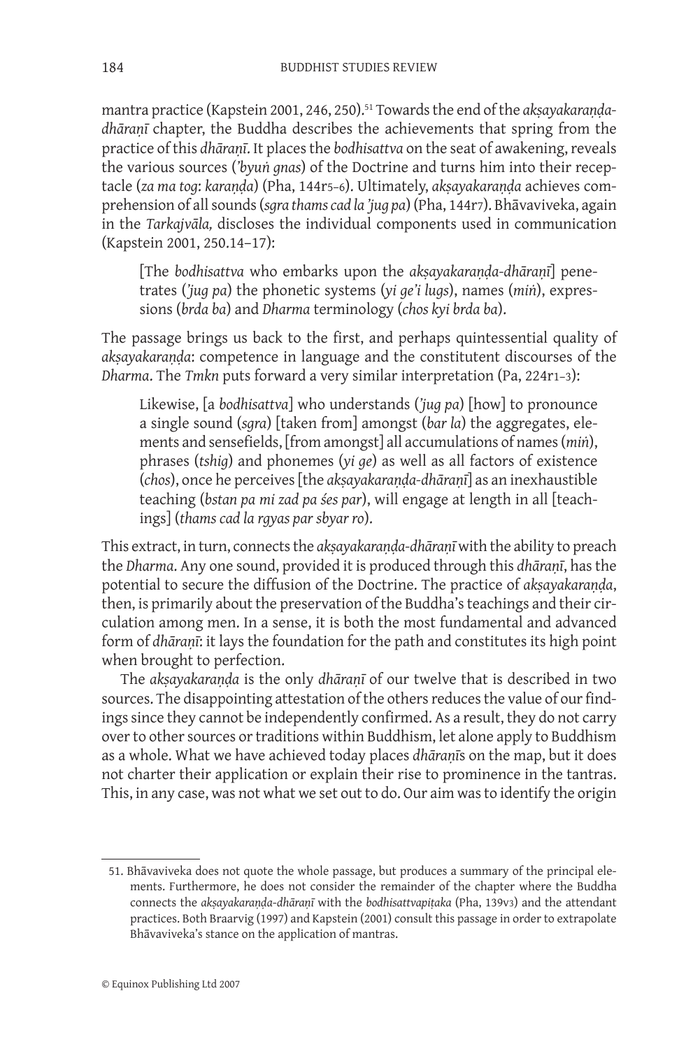mantra practice (Kapstein 2001, 246, 250).[51] Towards the end of the *akṣayakaraṇḍa-dhāraṇī* chapter, the Buddha describes the achievements that spring from the practice of this *dhāraṇī*. It places the *bodhisattva* on the seat of awakening, reveals the various sources (*'byuṅ gnas*) of the Doctrine and turns him into their receptacle (*za ma tog*: *karaṇḍa*) (Pha, 144r5–6). Ultimately, *akṣayakaraṇḍa* achieves comprehension of all sounds (*sgra thams cad la 'jug pa*) (Pha, 144r7). Bhāvaviveka, again in the *Tarkajvāla,* discloses the individual components used in communication (Kapstein 2001, 250.14–17):

> [The *bodhisattva* who embarks upon the *akṣayakaraṇḍa-dhāraṇī*] penetrates (*'jug pa*) the phonetic systems (*yi ge'i lugs*), names (*miṅ*), expressions (*brda ba*) and *Dharma* terminology (*chos kyi brda ba*).

The passage brings us back to the first, and perhaps quintessential quality of *akṣayakaraṇḍa*: competence in language and the constitutent discourses of the *Dharma*. The *Tmkn* puts forward a very similar interpretation (Pa, 224r1–3):

> Likewise, [a *bodhisattva*] who understands (*'jug pa*) [how] to pronounce a single sound (*sgra*) [taken from] amongst (*bar la*) the aggregates, elements and sensefields, [from amongst] all accumulations of names (*miṅ*), phrases (*tshig*) and phonemes (*yi ge*) as well as all factors of existence (*chos*), once he perceives [the *akṣayakaraṇḍa-dhāraṇī*] as an inexhaustible teaching (*bstan pa mi zad pa śes par*), will engage at length in all [teachings] (*thams cad la rgyas par sbyar ro*).

This extract, in turn, connects the *akṣayakaraṇḍa-dhāraṇī* with the ability to preach the *Dharma*. Any one sound, provided it is produced through this *dhāraṇī*, has the potential to secure the diffusion of the Doctrine. The practice of *akṣayakaraṇḍa*, then, is primarily about the preservation of the Buddha's teachings and their circulation among men. In a sense, it is both the most fundamental and advanced form of *dhāraṇī*: it lays the foundation for the path and constitutes its high point when brought to perfection.

The *akṣayakaraṇḍa* is the only *dhāraṇī* of our twelve that is described in two sources. The disappointing attestation of the others reduces the value of our findings since they cannot be independently confirmed. As a result, they do not carry over to other sources or traditions within Buddhism, let alone apply to Buddhism as a whole. What we have achieved today places *dhāraṇī*s on the map, but it does not charter their application or explain their rise to prominence in the tantras. This, in any case, was not what we set out to do. Our aim was to identify the origin

---

51. Bhāvaviveka does not quote the whole passage, but produces a summary of the principal elements. Furthermore, he does not consider the remainder of the chapter where the Buddha connects the *akṣayakaraṇḍa-dhāraṇī* with the *bodhisattvapiṭaka* (Pha, 139v3) and the attendant practices. Both Braarvig (1997) and Kapstein (2001) consult this passage in order to extrapolate Bhāvaviveka's stance on the application of mantras.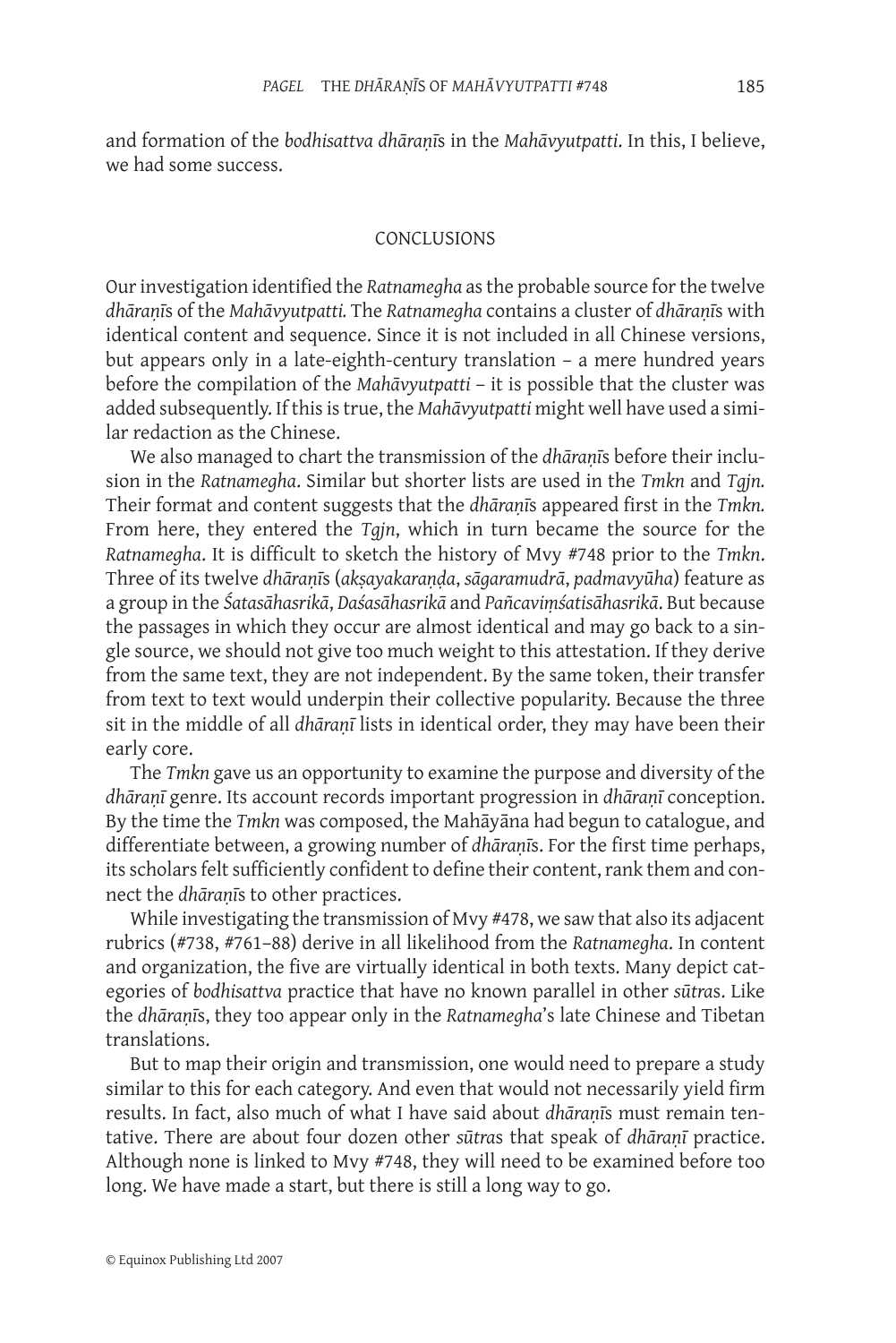and formation of the *bodhisattva dhāraṇī*s in the *Mahāvyutpatti*. In this, I believe, we had some success.

## CONCLUSIONS

Our investigation identified the *Ratnamegha* as the probable source for the twelve *dhāraṇī*s of the *Mahāvyutpatti*. The *Ratnamegha* contains a cluster of *dhāraṇī*s with identical content and sequence. Since it is not included in all Chinese versions, but appears only in a late-eighth-century translation – a mere hundred years before the compilation of the *Mahāvyutpatti* – it is possible that the cluster was added subsequently. If this is true, the *Mahāvyutpatti* might well have used a similar redaction as the Chinese.

We also managed to chart the transmission of the *dhāraṇī*s before their inclusion in the *Ratnamegha*. Similar but shorter lists are used in the *Tmkn* and *Tgjn*. Their format and content suggests that the *dhāraṇī*s appeared first in the *Tmkn*. From here, they entered the *Tgjn*, which in turn became the source for the *Ratnamegha*. It is difficult to sketch the history of Mvy #748 prior to the *Tmkn*. Three of its twelve *dhāraṇī*s (*akṣayakaraṇḍa*, *sāgaramudrā*, *padmavyūha*) feature as a group in the *Śatasāhasrikā*, *Daśasāhasrikā* and *Pañcaviṃśatisāhasrikā*. But because the passages in which they occur are almost identical and may go back to a single source, we should not give too much weight to this attestation. If they derive from the same text, they are not independent. By the same token, their transfer from text to text would underpin their collective popularity. Because the three sit in the middle of all *dhāraṇī* lists in identical order, they may have been their early core.

The *Tmkn* gave us an opportunity to examine the purpose and diversity of the *dhāraṇī* genre. Its account records important progression in *dhāraṇī* conception. By the time the *Tmkn* was composed, the Mahāyāna had begun to catalogue, and differentiate between, a growing number of *dhāraṇī*s. For the first time perhaps, its scholars felt sufficiently confident to define their content, rank them and connect the *dhāraṇī*s to other practices.

While investigating the transmission of Mvy #478, we saw that also its adjacent rubrics (#738, #761–88) derive in all likelihood from the *Ratnamegha*. In content and organization, the five are virtually identical in both texts. Many depict categories of *bodhisattva* practice that have no known parallel in other *sūtra*s. Like the *dhāraṇī*s, they too appear only in the *Ratnamegha*'s late Chinese and Tibetan translations.

But to map their origin and transmission, one would need to prepare a study similar to this for each category. And even that would not necessarily yield firm results. In fact, also much of what I have said about *dhāraṇī*s must remain tentative. There are about four dozen other *sūtra*s that speak of *dhāraṇī* practice. Although none is linked to Mvy #748, they will need to be examined before too long. We have made a start, but there is still a long way to go.

© Equinox Publishing Ltd 2007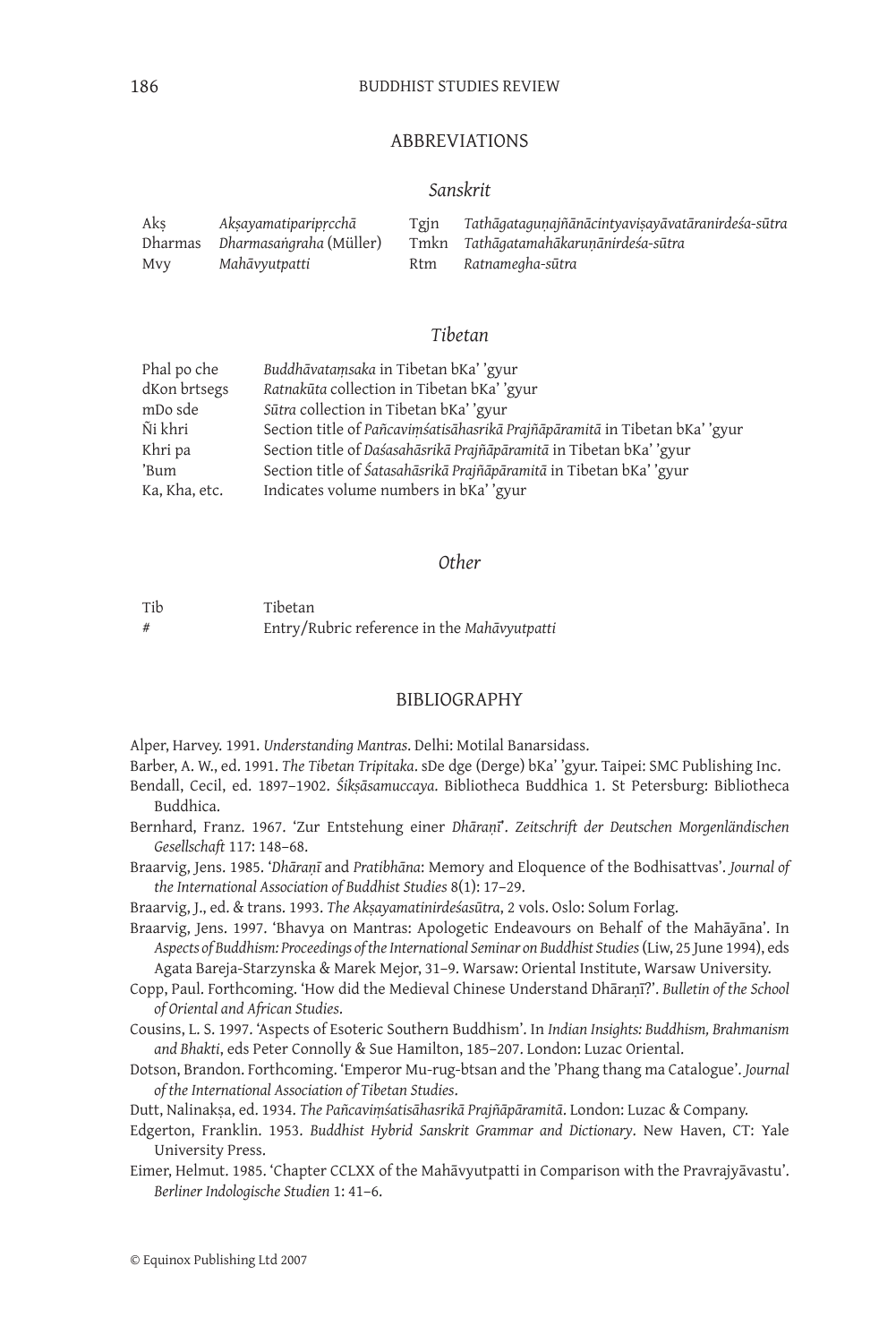## ABBREVIATIONS

### *Sanskrit*

| | | | |
|---|---|---|---|
| Akṣ | *Akṣayamatiparipṛcchā* | Tgjn | *Tathāgataguṇajñānācintyaviṣayāvatāranirdeśa-sūtra* |
| Dharmas | *Dharmasaṅgraha* (Müller) | Tmkn | *Tathāgatamahākaruṇānirdeśa-sūtra* |
| Mvy | *Mahāvyutpatti* | Rtm | *Ratnamegha-sūtra* |

### *Tibetan*

| | |
|---|---|
| Phal po che | *Buddhāvataṃsaka* in Tibetan bKa' 'gyur |
| dKon brtsegs | *Ratnakūta* collection in Tibetan bKa' 'gyur |
| mDo sde | *Sūtra* collection in Tibetan bKa' 'gyur |
| Ñi khri | Section title of *Pañcaviṃśatisāhasrikā Prajñāpāramitā* in Tibetan bKa' 'gyur |
| Khri pa | Section title of *Daśasahāsrikā Prajñāpāramitā* in Tibetan bKa' 'gyur |
| 'Bum | Section title of *Śatasahāsrikā Prajñāpāramitā* in Tibetan bKa' 'gyur |
| Ka, Kha, etc. | Indicates volume numbers in bKa' 'gyur |

### *Other*

| | |
|---|---|
| Tib | Tibetan |
| # | Entry/Rubric reference in the *Mahāvyutpatti* |

## BIBLIOGRAPHY

Alper, Harvey. 1991. *Understanding Mantras*. Delhi: Motilal Banarsidass.

Barber, A. W., ed. 1991. *The Tibetan Tripitaka*. sDe dge (Derge) bKa' 'gyur. Taipei: SMC Publishing Inc.

Bendall, Cecil, ed. 1897–1902. *Śikṣāsamuccaya*. Bibliotheca Buddhica 1. St Petersburg: Bibliotheca Buddhica.

Bernhard, Franz. 1967. 'Zur Entstehung einer *Dhāraṇī*'. *Zeitschrift der Deutschen Morgenländischen Gesellschaft* 117: 148–68.

Braarvig, Jens. 1985. '*Dhāraṇī* and *Pratibhāna*: Memory and Eloquence of the Bodhisattvas'. *Journal of the International Association of Buddhist Studies* 8(1): 17–29.

Braarvig, J., ed. & trans. 1993. *The Akṣayamatinirdeśasūtra*, 2 vols. Oslo: Solum Forlag.

Braarvig, Jens. 1997. 'Bhavya on Mantras: Apologetic Endeavours on Behalf of the Mahāyāna'. In *Aspects of Buddhism: Proceedings of the International Seminar on Buddhist Studies* (Liw, 25 June 1994), eds Agata Bareja-Starzynska & Marek Mejor, 31–9. Warsaw: Oriental Institute, Warsaw University.

Copp, Paul. Forthcoming. 'How did the Medieval Chinese Understand Dhāraṇī?'. *Bulletin of the School of Oriental and African Studies*.

Cousins, L. S. 1997. 'Aspects of Esoteric Southern Buddhism'. In *Indian Insights: Buddhism, Brahmanism and Bhakti*, eds Peter Connolly & Sue Hamilton, 185–207. London: Luzac Oriental.

Dotson, Brandon. Forthcoming. 'Emperor Mu-rug-btsan and the 'Phang thang ma Catalogue'. *Journal of the International Association of Tibetan Studies*.

Dutt, Nalinakṣa, ed. 1934. *The Pañcaviṃśatisāhasrikā Prajñāpāramitā*. London: Luzac & Company.

Edgerton, Franklin. 1953. *Buddhist Hybrid Sanskrit Grammar and Dictionary*. New Haven, CT: Yale University Press.

Eimer, Helmut. 1985. 'Chapter CCLXX of the Mahāvyutpatti in Comparison with the Pravrajyāvastu'. *Berliner Indologische Studien* 1: 41–6.

© Equinox Publishing Ltd 2007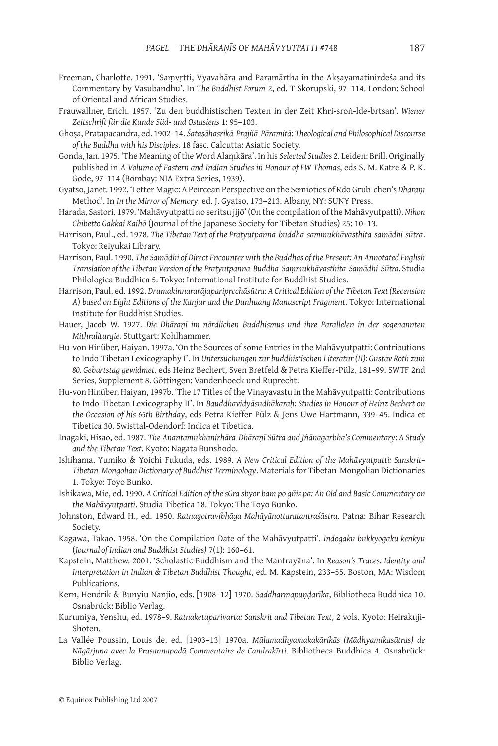Freeman, Charlotte. 1991. 'Saṃvṛtti, Vyavahāra and Paramārtha in the Akṣayamatinirdeśa and its Commentary by Vasubandhu'. In *The Buddhist Forum* 2, ed. T Skorupski, 97–114. London: School of Oriental and African Studies.

Frauwallner, Erich. 1957. 'Zu den buddhistischen Texten in der Zeit Khri-sroṅ-lde-brtsan'. *Wiener Zeitschrift für die Kunde Süd- und Ostasiens* 1: 95–103.

Ghoṣa, Pratapacandra, ed. 1902–14. *Śatasāhasrikā-Prajñā-Pāramitā: Theological and Philosophical Discourse of the Buddha with his Disciples*. 18 fasc. Calcutta: Asiatic Society.

Gonda, Jan. 1975. 'The Meaning of the Word Alaṃkāra'. In his *Selected Studies* 2. Leiden: Brill. Originally published in *A Volume of Eastern and Indian Studies in Honour of FW Thomas*, eds S. M. Katre & P. K. Gode, 97–114 (Bombay: NIA Extra Series, 1939).

Gyatso, Janet. 1992. 'Letter Magic: A Peircean Perspective on the Semiotics of Rdo Grub-chen's *Dhāraṇī* Method'. In *In the Mirror of Memory*, ed. J. Gyatso, 173–213. Albany, NY: SUNY Press.

Harada, Sastori. 1979. 'Mahāvyutpatti no seritsu jijō' (On the compilation of the Mahāvyutpatti). *Nihon Chibetto Gakkai Kaihō* (Journal of the Japanese Society for Tibetan Studies) 25: 10–13.

Harrison, Paul., ed. 1978. *The Tibetan Text of the Pratyutpanna-buddha-sammukhāvasthita-samādhi-sūtra*. Tokyo: Reiyukai Library.

Harrison, Paul. 1990. *The Samādhi of Direct Encounter with the Buddhas of the Present: An Annotated English Translation of the Tibetan Version of the Pratyutpanna-Buddha-Saṃmukhāvasthita-Samādhi-Sūtra*. Studia Philologica Buddhica 5. Tokyo: International Institute for Buddhist Studies.

Harrison, Paul, ed. 1992. *Drumakinnararājaparipṛcchāsūtra: A Critical Edition of the Tibetan Text (Recension A) based on Eight Editions of the Kanjur and the Dunhuang Manuscript Fragment*. Tokyo: International Institute for Buddhist Studies.

Hauer, Jacob W. 1927. *Die Dhāraṇī im nördlichen Buddhismus und ihre Parallelen in der sogenannten Mithraliturgie.* Stuttgart: Kohlhammer.

Hu-von Hinüber, Haiyan. 1997a. 'On the Sources of some Entries in the Mahāvyutpatti: Contributions to Indo-Tibetan Lexicography I'. In *Untersuchungen zur buddhistischen Literatur (II): Gustav Roth zum 80. Geburtstag gewidmet*, eds Heinz Bechert, Sven Bretfeld & Petra Kieffer-Pülz, 181–99. SWTF 2nd Series, Supplement 8. Göttingen: Vandenhoeck und Ruprecht.

Hu-von Hinüber, Haiyan, 1997b. 'The 17 Titles of the Vinayavastu in the Mahāvyutpatti: Contributions to Indo-Tibetan Lexicography II'. In *Bauddhavidyāsudhākaraḥ: Studies in Honour of Heinz Bechert on the Occasion of his 65th Birthday*, eds Petra Kieffer-Pülz & Jens-Uwe Hartmann, 339–45. Indica et Tibetica 30. Swisttal-Odendorf: Indica et Tibetica.

Inagaki, Hisao, ed. 1987. *The Anantamukhanirhāra-Dhāraṇī Sūtra and Jñānagarbha's Commentary: A Study and the Tibetan Text*. Kyoto: Nagata Bunshodo.

Ishihama, Yumiko & Yoichi Fukuda, eds. 1989. *A New Critical Edition of the Mahāvyutpatti: Sanskrit–Tibetan–Mongolian Dictionary of Buddhist Terminology*. Materials for Tibetan-Mongolian Dictionaries 1. Tokyo: Toyo Bunko.

Ishikawa, Mie, ed. 1990. *A Critical Edition of the sGra sbyor bam po gñis pa: An Old and Basic Commentary on the Mahāvyutpatti*. Studia Tibetica 18. Tokyo: The Toyo Bunko.

Johnston, Edward H., ed. 1950. *Ratnagotravibhāga Mahāyānottaratantraśāstra*. Patna: Bihar Research Society.

Kagawa, Takao. 1958. 'On the Compilation Date of the Mahāvyutpatti'. *Indogaku bukkyogaku kenkyu* (*Journal of Indian and Buddhist Studies)* 7(1): 160–61.

Kapstein, Matthew. 2001. 'Scholastic Buddhism and the Mantrayāna'. In *Reason's Traces: Identity and Interpretation in Indian & Tibetan Buddhist Thought*, ed. M. Kapstein, 233–55. Boston, MA: Wisdom Publications.

Kern, Hendrik & Bunyiu Nanjio, eds. [1908–12] 1970. *Saddharmapuṇḍarīka*, Bibliotheca Buddhica 10. Osnabrück: Biblio Verlag.

Kurumiya, Yenshu, ed. 1978–9. *Ratnaketuparivarta: Sanskrit and Tibetan Text*, 2 vols. Kyoto: Heirakuji-Shoten.

La Vallée Poussin, Louis de, ed. [1903–13] 1970a. *Mūlamadhyamakakārikās (Mādhyamikasūtras) de Nāgārjuna avec la Prasannapadā Commentaire de Candrakīrti*. Bibliotheca Buddhica 4. Osnabrück: Biblio Verlag.

© Equinox Publishing Ltd 2007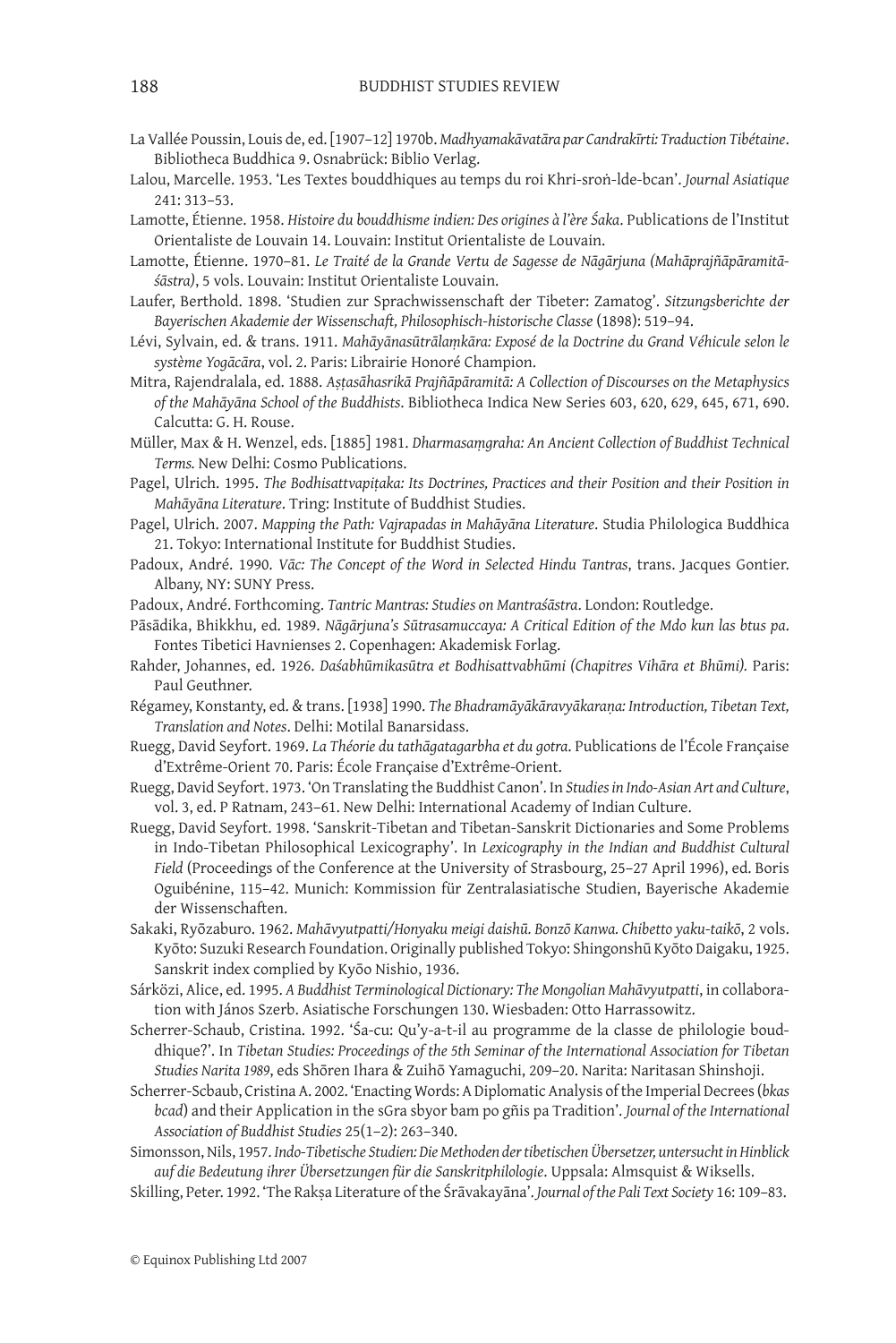La Vallée Poussin, Louis de, ed. [1907–12] 1970b. *Madhyamakāvatāra par Candrakīrti: Traduction Tibétaine*. Bibliotheca Buddhica 9. Osnabrück: Biblio Verlag.

Lalou, Marcelle. 1953. 'Les Textes bouddhiques au temps du roi Khri-sroṅ-lde-bcan'. *Journal Asiatique* 241: 313–53.

Lamotte, Étienne. 1958. *Histoire du bouddhisme indien: Des origines à l'ère Śaka*. Publications de l'Institut Orientaliste de Louvain 14. Louvain: Institut Orientaliste de Louvain.

Lamotte, Étienne. 1970–81. *Le Traité de la Grande Vertu de Sagesse de Nāgārjuna (Mahāprajñāpāramitāśāstra)*, 5 vols. Louvain: Institut Orientaliste Louvain.

Laufer, Berthold. 1898. 'Studien zur Sprachwissenschaft der Tibeter: Zamatog'. *Sitzungsberichte der Bayerischen Akademie der Wissenschaft, Philosophisch-historische Classe* (1898): 519–94.

Lévi, Sylvain, ed. & trans. 1911. *Mahāyānasūtrālaṃkāra: Exposé de la Doctrine du Grand Véhicule selon le système Yogācāra*, vol. 2. Paris: Librairie Honoré Champion.

Mitra, Rajendralala, ed. 1888. *Aṣṭasāhasrikā Prajñāpāramitā: A Collection of Discourses on the Metaphysics of the Mahāyāna School of the Buddhists*. Bibliotheca Indica New Series 603, 620, 629, 645, 671, 690. Calcutta: G. H. Rouse.

Müller, Max & H. Wenzel, eds. [1885] 1981. *Dharmasaṃgraha: An Ancient Collection of Buddhist Technical Terms.* New Delhi: Cosmo Publications.

Pagel, Ulrich. 1995. *The Bodhisattvapiṭaka: Its Doctrines, Practices and their Position and their Position in Mahāyāna Literature*. Tring: Institute of Buddhist Studies.

Pagel, Ulrich. 2007. *Mapping the Path: Vajrapadas in Mahāyāna Literature*. Studia Philologica Buddhica 21. Tokyo: International Institute for Buddhist Studies.

Padoux, André. 1990. *Vāc: The Concept of the Word in Selected Hindu Tantras*, trans. Jacques Gontier. Albany, NY: SUNY Press.

Padoux, André. Forthcoming. *Tantric Mantras: Studies on Mantraśāstra*. London: Routledge.

Pāsādika, Bhikkhu, ed. 1989. *Nāgārjuna's Sūtrasamuccaya: A Critical Edition of the Mdo kun las btus pa.* Fontes Tibetici Havnienses 2. Copenhagen: Akademisk Forlag.

Rahder, Johannes, ed. 1926. *Daśabhūmikasūtra et Bodhisattvabhūmi (Chapitres Vihāra et Bhūmi).* Paris: Paul Geuthner.

Régamey, Konstanty, ed. & trans. [1938] 1990. *The Bhadramāyākāravyākaraṇa: Introduction, Tibetan Text, Translation and Notes*. Delhi: Motilal Banarsidass.

Ruegg, David Seyfort. 1969. *La Théorie du tathāgatagarbha et du gotra*. Publications de l'École Française d'Extrême-Orient 70. Paris: École Française d'Extrême-Orient.

Ruegg, David Seyfort. 1973. 'On Translating the Buddhist Canon'. In *Studies in Indo-Asian Art and Culture*, vol. 3, ed. P Ratnam, 243–61. New Delhi: International Academy of Indian Culture.

Ruegg, David Seyfort. 1998. 'Sanskrit-Tibetan and Tibetan-Sanskrit Dictionaries and Some Problems in Indo-Tibetan Philosophical Lexicography'. In *Lexicography in the Indian and Buddhist Cultural Field* (Proceedings of the Conference at the University of Strasbourg, 25–27 April 1996), ed. Boris Oguibénine, 115–42. Munich: Kommission für Zentralasiatische Studien, Bayerische Akademie der Wissenschaften.

Sakaki, Ryōzaburo. 1962. *Mahāvyutpatti/Honyaku meigi daishū. Bonzō Kanwa. Chibetto yaku-taikō*, 2 vols. Kyōto: Suzuki Research Foundation. Originally published Tokyo: Shingonshū Kyōto Daigaku, 1925. Sanskrit index complied by Kyōo Nishio, 1936.

Sárközi, Alice, ed. 1995. *A Buddhist Terminological Dictionary: The Mongolian Mahāvyutpatti*, in collaboration with János Szerb. Asiatische Forschungen 130. Wiesbaden: Otto Harrassowitz.

Scherrer-Schaub, Cristina. 1992. 'Śa-cu: Qu'y-a-t-il au programme de la classe de philologie bouddhique?'. In *Tibetan Studies: Proceedings of the 5th Seminar of the International Association for Tibetan Studies Narita 1989*, eds Shōren Ihara & Zuihō Yamaguchi, 209–20. Narita: Naritasan Shinshoji.

Scherrer-Scbaub, Cristina A. 2002. 'Enacting Words: A Diplomatic Analysis of the Imperial Decrees (*bkas bcad*) and their Application in the sGra sbyor bam po gñis pa Tradition'. *Journal of the International Association of Buddhist Studies* 25(1–2): 263–340.

Simonsson, Nils, 1957. *Indo-Tibetische Studien: Die Methoden der tibetischen Übersetzer, untersucht in Hinblick auf die Bedeutung ihrer Übersetzungen für die Sanskritphilologie*. Uppsala: Almsquist & Wiksells.

Skilling, Peter. 1992. 'The Rakṣa Literature of the Śrāvakayāna'. *Journal of the Pali Text Society* 16: 109–83.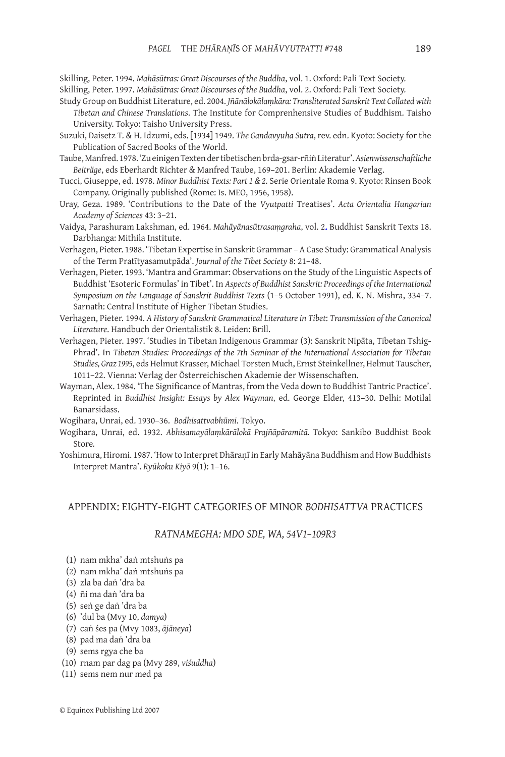Skilling, Peter. 1994. *Mahāsūtras: Great Discourses of the Buddha*, vol. 1. Oxford: Pali Text Society.

Skilling, Peter. 1997. *Mahāsūtras: Great Discourses of the Buddha*, vol. 2. Oxford: Pali Text Society.

Study Group on Buddhist Literature, ed. 2004. *Jñānālokālaṃkāra: Transliterated Sanskrit Text Collated with Tibetan and Chinese Translations*. The Institute for Comprenhensive Studies of Buddhism. Taisho University. Tokyo: Taisho University Press.

Suzuki, Daisetz T. & H. Idzumi, eds. [1934] 1949. *The Gandavyuha Sutra*, rev. edn. Kyoto: Society for the Publication of Sacred Books of the World.

Taube, Manfred. 1978. 'Zu einigen Texten der tibetischen brda-gsar-rñiṅ Literatur'. *Asienwissenschaftliche Beiträge*, eds Eberhardt Richter & Manfred Taube, 169–201. Berlin: Akademie Verlag.

Tucci, Giuseppe, ed. 1978. *Minor Buddhist Texts: Part 1 & 2*. Serie Orientale Roma 9. Kyoto: Rinsen Book Company. Originally published (Rome: Is. MEO, 1956, 1958).

Uray, Geza. 1989. 'Contributions to the Date of the *Vyutpatti* Treatises'. *Acta Orientalia Hungarian Academy of Sciences* 43: 3–21.

Vaidya, Parashuram Lakshman, ed. 1964. *Mahāyānasūtrasaṃgraha*, vol. 2. Buddhist Sanskrit Texts 18. Darbhanga: Mithila Institute.

Verhagen, Pieter. 1988. 'Tibetan Expertise in Sanskrit Grammar – A Case Study: Grammatical Analysis of the Term Pratītyasamutpāda'. *Journal of the Tibet Society* 8: 21–48.

Verhagen, Pieter. 1993. 'Mantra and Grammar: Observations on the Study of the Linguistic Aspects of Buddhist 'Esoteric Formulas' in Tibet'. In *Aspects of Buddhist Sanskrit: Proceedings of the International Symposium on the Language of Sanskrit Buddhist Texts* (1–5 October 1991), ed. K. N. Mishra, 334–7. Sarnath: Central Institute of Higher Tibetan Studies.

Verhagen, Pieter. 1994. *A History of Sanskrit Grammatical Literature in Tibet*: *Transmission of the Canonical Literature*. Handbuch der Orientalistik 8. Leiden: Brill.

Verhagen, Pieter. 1997. 'Studies in Tibetan Indigenous Grammar (3): Sanskrit Nipāta, Tibetan Tshig-Phrad'. In *Tibetan Studies: Proceedings of the 7th Seminar of the International Association for Tibetan Studies, Graz 1995*, eds Helmut Krasser, Michael Torsten Much, Ernst Steinkellner, Helmut Tauscher, 1011–22. Vienna: Verlag der Österreichischen Akademie der Wissenschaften.

Wayman, Alex. 1984. 'The Significance of Mantras, from the Veda down to Buddhist Tantric Practice'. Reprinted in *Buddhist Insight: Essays by Alex Wayman*, ed. George Elder, 413–30. Delhi: Motilal Banarsidass.

Wogihara, Unrai, ed. 1930–36. *Bodhisattvabhūmi*. Tokyo.

Wogihara, Unrai, ed. 1932. *Abhisamayālaṃkārālokā Prajñāpāramitā.* Tokyo: Sankibo Buddhist Book Store.

Yoshimura, Hiromi. 1987. 'How to Interpret Dhāraṇī in Early Mahāyāna Buddhism and How Buddhists Interpret Mantra'. *Ryūkoku Kiyō* 9(1): 1–16.

## APPENDIX: EIGHTY-EIGHT CATEGORIES OF MINOR *BODHISATTVA* PRACTICES

### *RATNAMEGHA: MDO SDE, WA, 54V1–109R3*

(1) nam mkha' daṅ mtshuṅs pa
(2) nam mkha' daṅ mtshuṅs pa
(3) zla ba daṅ 'dra ba
(4) ñi ma daṅ 'dra ba
(5) seṅ ge daṅ 'dra ba
(6) 'dul ba (Mvy 10, *damya*)
(7) caṅ śes pa (Mvy 1083, *ājāneya*)
(8) pad ma daṅ 'dra ba
(9) sems rgya che ba
(10) rnam par dag pa (Mvy 289, *viśuddha*)
(11) sems nem nur med pa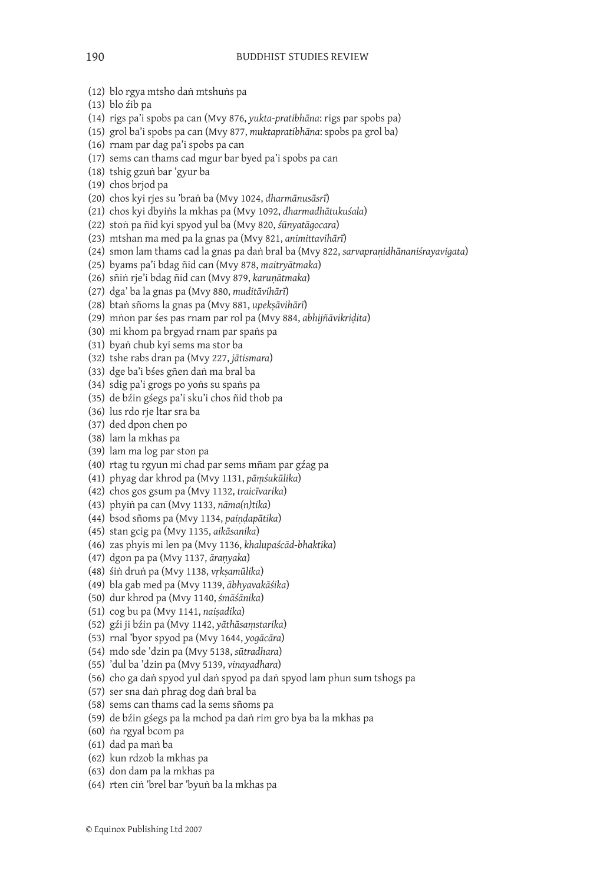(12) blo rgya mtsho daṅ mtshuṅs pa
(13) blo źib pa
(14) rigs pa'i spobs pa can (Mvy 876, *yukta-pratibhāna*: rigs par spobs pa)
(15) grol ba'i spobs pa can (Mvy 877, *muktapratibhāna*: spobs pa grol ba)
(16) rnam par dag pa'i spobs pa can
(17) sems can thams cad mgur bar byed pa'i spobs pa can
(18) tshig gzuṅ bar 'gyur ba
(19) chos brjod pa
(20) chos kyi rjes su 'braṅ ba (Mvy 1024, *dharmānusāsrī*)
(21) chos kyi dbyiṅs la mkhas pa (Mvy 1092, *dharmadhātukuśala*)
(22) stoṅ pa ñid kyi spyod yul ba (Mvy 820, *śūnyatāgocara*)
(23) mtshan ma med pa la gnas pa (Mvy 821, *animittavihārī*)
(24) smon lam thams cad la gnas pa daṅ bral ba (Mvy 822, *sarvapraṇidhānaniśrayavigata*)
(25) byams pa'i bdag ñid can (Mvy 878, *maitryātmaka*)
(26) sñiṅ rje'i bdag ñid can (Mvy 879, *karuṇātmaka*)
(27) dga' ba la gnas pa (Mvy 880, *muditāvihārī*)
(28) btaṅ sñoms la gnas pa (Mvy 881, *upekṣāvihārī*)
(29) mṅon par śes pas rnam par rol pa (Mvy 884, *abhijñāvikriḍita*)
(30) mi khom pa brgyad rnam par spaṅs pa
(31) byaṅ chub kyi sems ma stor ba
(32) tshe rabs dran pa (Mvy 227, *jātismara*)
(33) dge ba'i bśes gñen daṅ ma bral ba
(34) sdig pa'i grogs po yoṅs su spaṅs pa
(35) de bźin gśegs pa'i sku'i chos ñid thob pa
(36) lus rdo rje ltar sra ba
(37) ded dpon chen po
(38) lam la mkhas pa
(39) lam ma log par ston pa
(40) rtag tu rgyun mi chad par sems mñam par gźag pa
(41) phyag dar khrod pa (Mvy 1131, *pāṃśukūlika*)
(42) chos gos gsum pa (Mvy 1132, *traicīvarika*)
(43) phyiṅ pa can (Mvy 1133, *nāma(n)tika*)
(44) bsod sñoms pa (Mvy 1134, *paiṇḍapātika*)
(45) stan gcig pa (Mvy 1135, *aikāsanika*)
(46) zas phyis mi len pa (Mvy 1136, *khalupaścād-bhaktika*)
(47) dgon pa pa (Mvy 1137, *āraṇyaka*)
(48) śiṅ druṅ pa (Mvy 1138, *vṛkṣamūlika*)
(49) bla gab med pa (Mvy 1139, *ābhyavakāśika*)
(50) dur khrod pa (Mvy 1140, *śmāśānika*)
(51) cog bu pa (Mvy 1141, *naiṣadika*)
(52) gźi ji bźin pa (Mvy 1142, *yāthāsaṃstarika*)
(53) rnal 'byor spyod pa (Mvy 1644, *yogācāra*)
(54) mdo sde 'dzin pa (Mvy 5138, *sūtradhara*)
(55) 'dul ba 'dzin pa (Mvy 5139, *vinayadhara*)
(56) cho ga daṅ spyod yul daṅ spyod pa daṅ spyod lam phun sum tshogs pa
(57) ser sna daṅ phrag dog daṅ bral ba
(58) sems can thams cad la sems sñoms pa
(59) de bźin gśegs pa la mchod pa daṅ rim gro bya ba la mkhas pa
(60) ṅa rgyal bcom pa
(61) dad pa maṅ ba
(62) kun rdzob la mkhas pa
(63) don dam pa la mkhas pa
(64) rten ciṅ 'brel bar 'byuṅ ba la mkhas pa

© Equinox Publishing Ltd 2007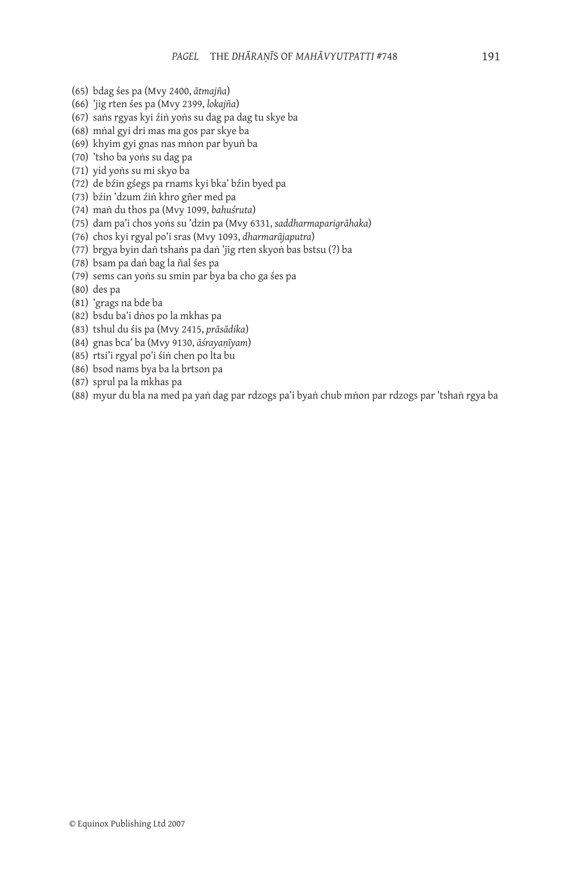(65) bdag śes pa (Mvy 2400, *ātmajña*)
(66) 'jig rten śes pa (Mvy 2399, *lokajña*)
(67) saṅs rgyas kyi źiṅ yoṅs su dag pa dag tu skye ba
(68) mṅal gyi dri mas ma gos par skye ba
(69) khyim gyi gnas nas mṅon par byuṅ ba
(70) 'tsho ba yoṅs su dag pa
(71) yid yoṅs su mi skyo ba
(72) de bźin gśegs pa rnams kyi bka' bźin byed pa
(73) bźin 'dzum źiṅ khro gñer med pa
(74) maṅ du thos pa (Mvy 1099, *bahuśruta*)
(75) dam pa'i chos yoṅs su 'dzin pa (Mvy 6331, *saddharmaparigrāhaka*)
(76) chos kyi rgyal po'i sras (Mvy 1093, *dharmarājaputra*)
(77) brgya byin daṅ tshaṅs pa daṅ 'jig rten skyoṅ bas bstsu (?) ba
(78) bsam pa daṅ bag la ñal śes pa
(79) sems can yoṅs su smin par bya ba cho ga śes pa
(80) des pa
(81) 'grags na bde ba
(82) bsdu ba'i dṅos po la mkhas pa
(83) tshul du śis pa (Mvy 2415, *prāsādika*)
(84) gnas bca' ba (Mvy 9130, *āśrayaṇīyam*)
(85) rtsi'i rgyal po'i śiṅ chen po lta bu
(86) bsod nams bya ba la brtson pa
(87) sprul pa la mkhas pa
(88) myur du bla na med pa yaṅ dag par rdzogs pa'i byaṅ chub mṅon par rdzogs par 'tshaṅ rgya ba

© Equinox Publishing Ltd 2007